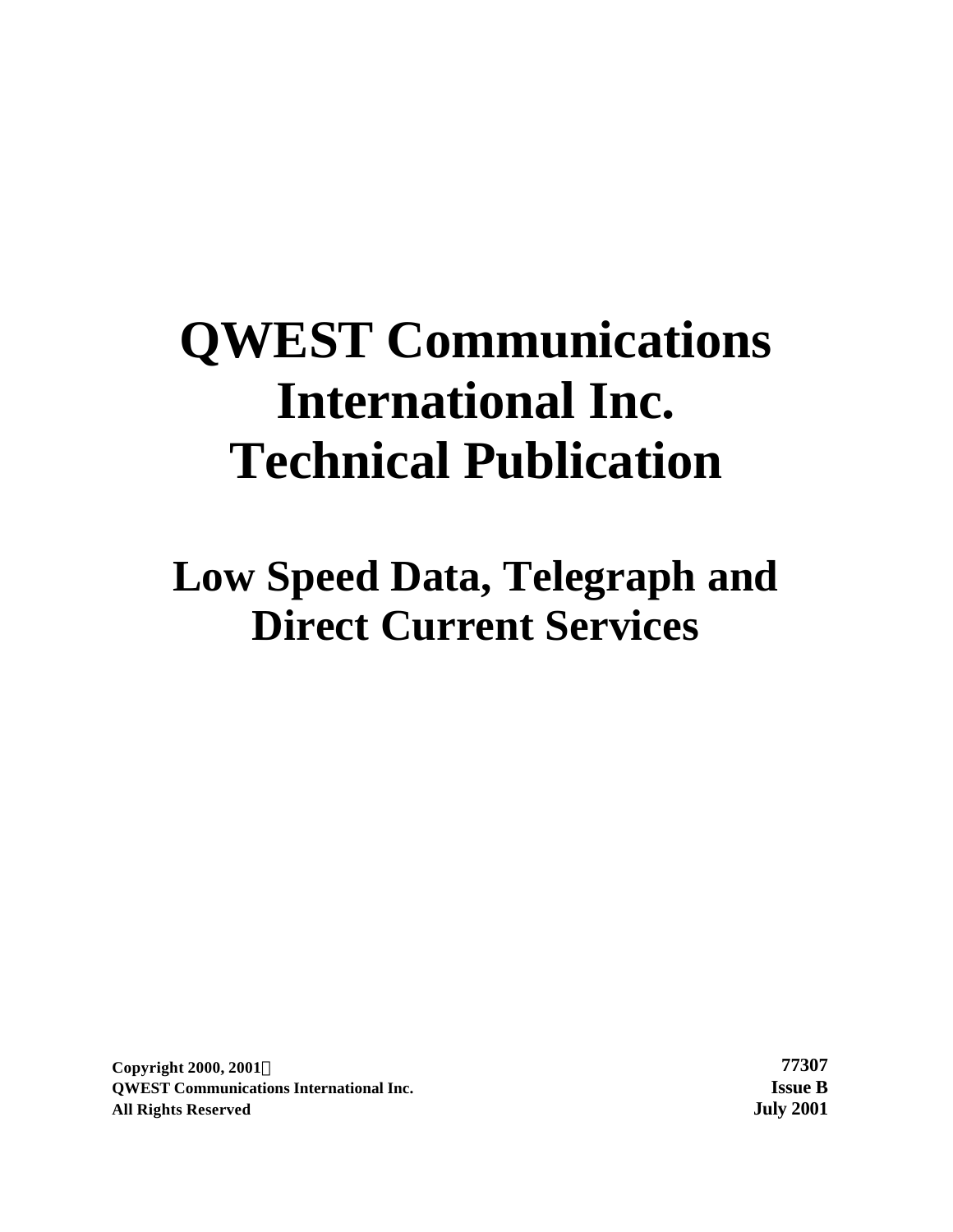# QWEST Communications International Inc. Technical Publication

## Low Speed Data, Telegraph and Direct Current Services

**Copyright 2000, 2001©**
**QWEST Communications International Inc.**
**All Rights Reserved**

**77307**
**Issue B**
**July 2001**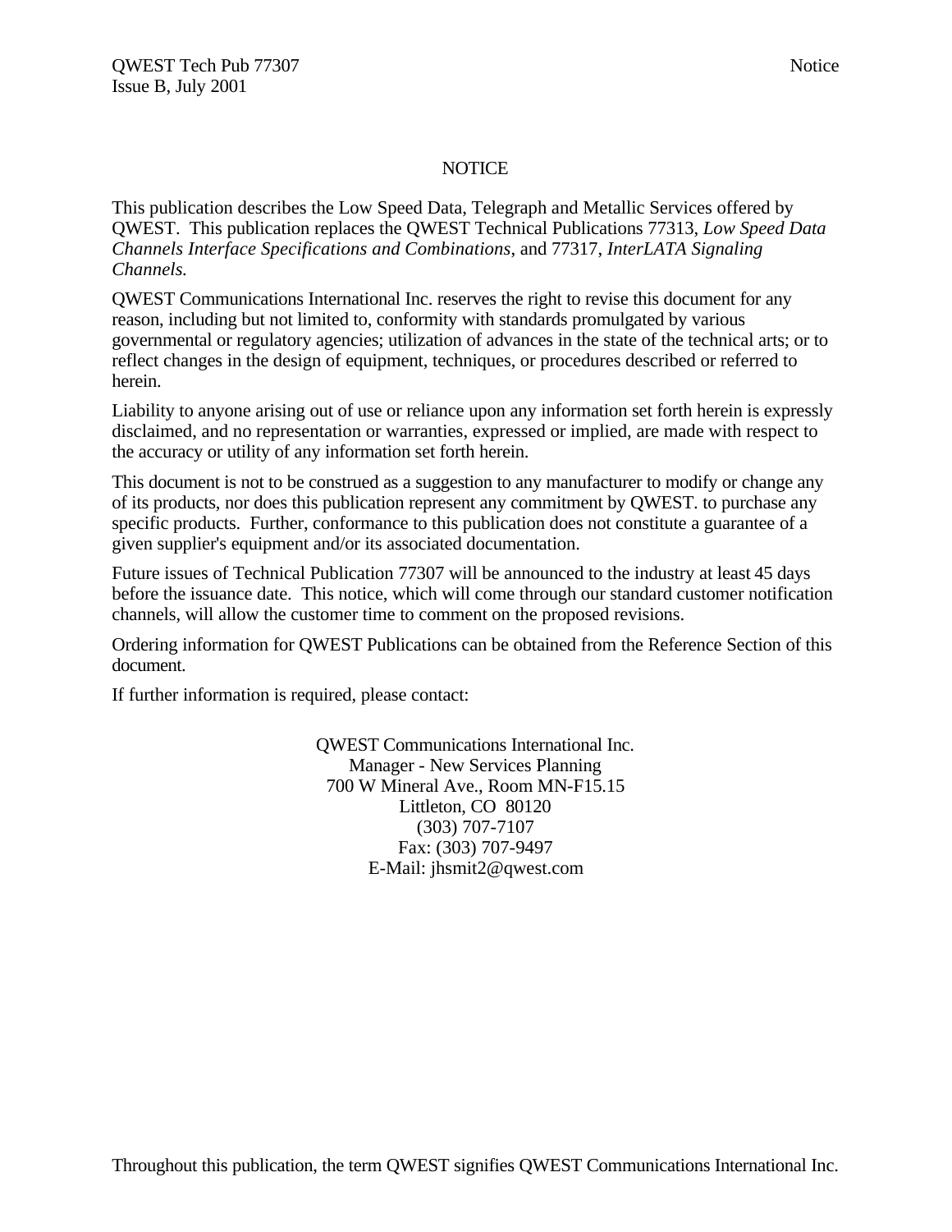# NOTICE

This publication describes the Low Speed Data, Telegraph and Metallic Services offered by QWEST. This publication replaces the QWEST Technical Publications 77313, *Low Speed Data Channels Interface Specifications and Combinations*, and 77317, *InterLATA Signaling Channels.*

QWEST Communications International Inc. reserves the right to revise this document for any reason, including but not limited to, conformity with standards promulgated by various governmental or regulatory agencies; utilization of advances in the state of the technical arts; or to reflect changes in the design of equipment, techniques, or procedures described or referred to herein.

Liability to anyone arising out of use or reliance upon any information set forth herein is expressly disclaimed, and no representation or warranties, expressed or implied, are made with respect to the accuracy or utility of any information set forth herein.

This document is not to be construed as a suggestion to any manufacturer to modify or change any of its products, nor does this publication represent any commitment by QWEST. to purchase any specific products. Further, conformance to this publication does not constitute a guarantee of a given supplier's equipment and/or its associated documentation.

Future issues of Technical Publication 77307 will be announced to the industry at least 45 days before the issuance date. This notice, which will come through our standard customer notification channels, will allow the customer time to comment on the proposed revisions.

Ordering information for QWEST Publications can be obtained from the Reference Section of this document.

If further information is required, please contact:

QWEST Communications International Inc.
Manager - New Services Planning
700 W Mineral Ave., Room MN-F15.15
Littleton, CO 80120
(303) 707-7107
Fax: (303) 707-9497
E-Mail: jhsmit2@qwest.com

Throughout this publication, the term QWEST signifies QWEST Communications International Inc.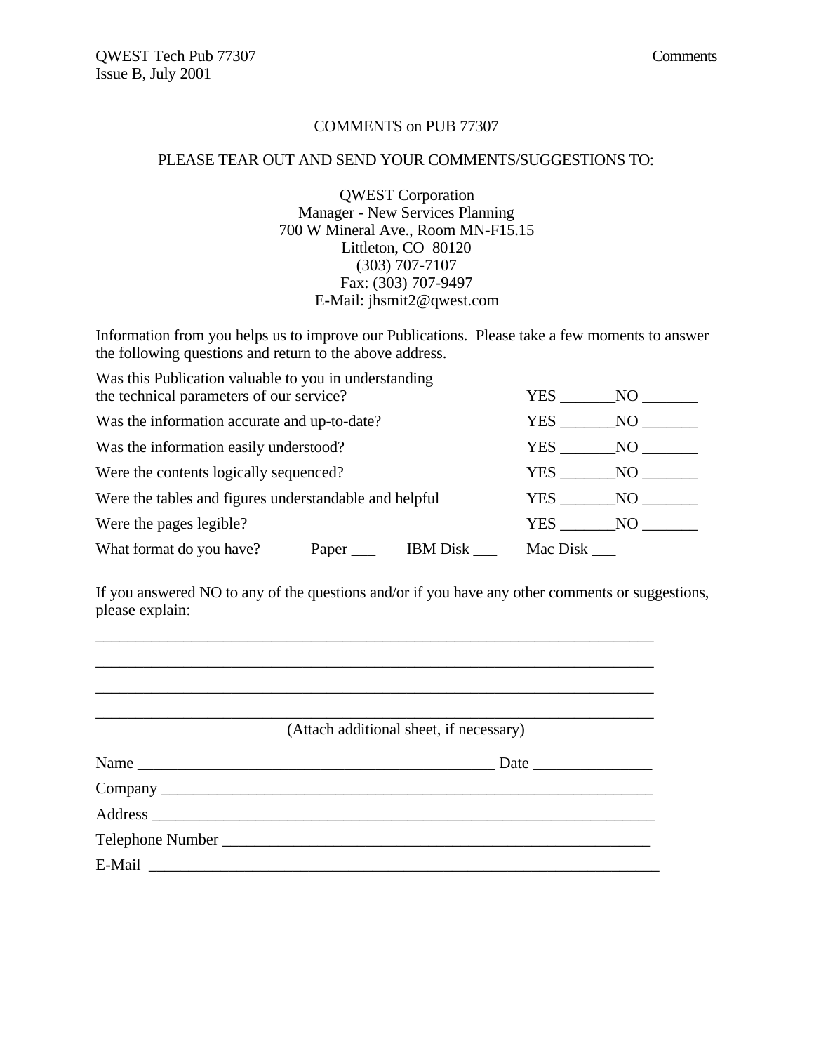## COMMENTS on PUB 77307

PLEASE TEAR OUT AND SEND YOUR COMMENTS/SUGGESTIONS TO:

QWEST Corporation
Manager - New Services Planning
700 W Mineral Ave., Room MN-F15.15
Littleton, CO 80120
(303) 707-7107
Fax: (303) 707-9497
E-Mail: jhsmit2@qwest.com

Information from you helps us to improve our Publications. Please take a few moments to answer the following questions and return to the above address.

Was this Publication valuable to you in understanding the technical parameters of our service? YES _______NO _______

Was the information accurate and up-to-date? YES _______NO _______

Was the information easily understood? YES _______NO _______

Were the contents logically sequenced? YES _______NO _______

Were the tables and figures understandable and helpful YES _______NO _______

Were the pages legible? YES _______NO _______

What format do you have? Paper ___ IBM Disk ___ Mac Disk ___

If you answered NO to any of the questions and/or if you have any other comments or suggestions, please explain:

_______________________________________________________________________

_______________________________________________________________________

_______________________________________________________________________

_______________________________________________________________________

(Attach additional sheet, if necessary)

Name _____________________________________________ Date _______________

Company _________________________________________________________________

Address __________________________________________________________________

Telephone Number _________________________________________________________

E-Mail ___________________________________________________________________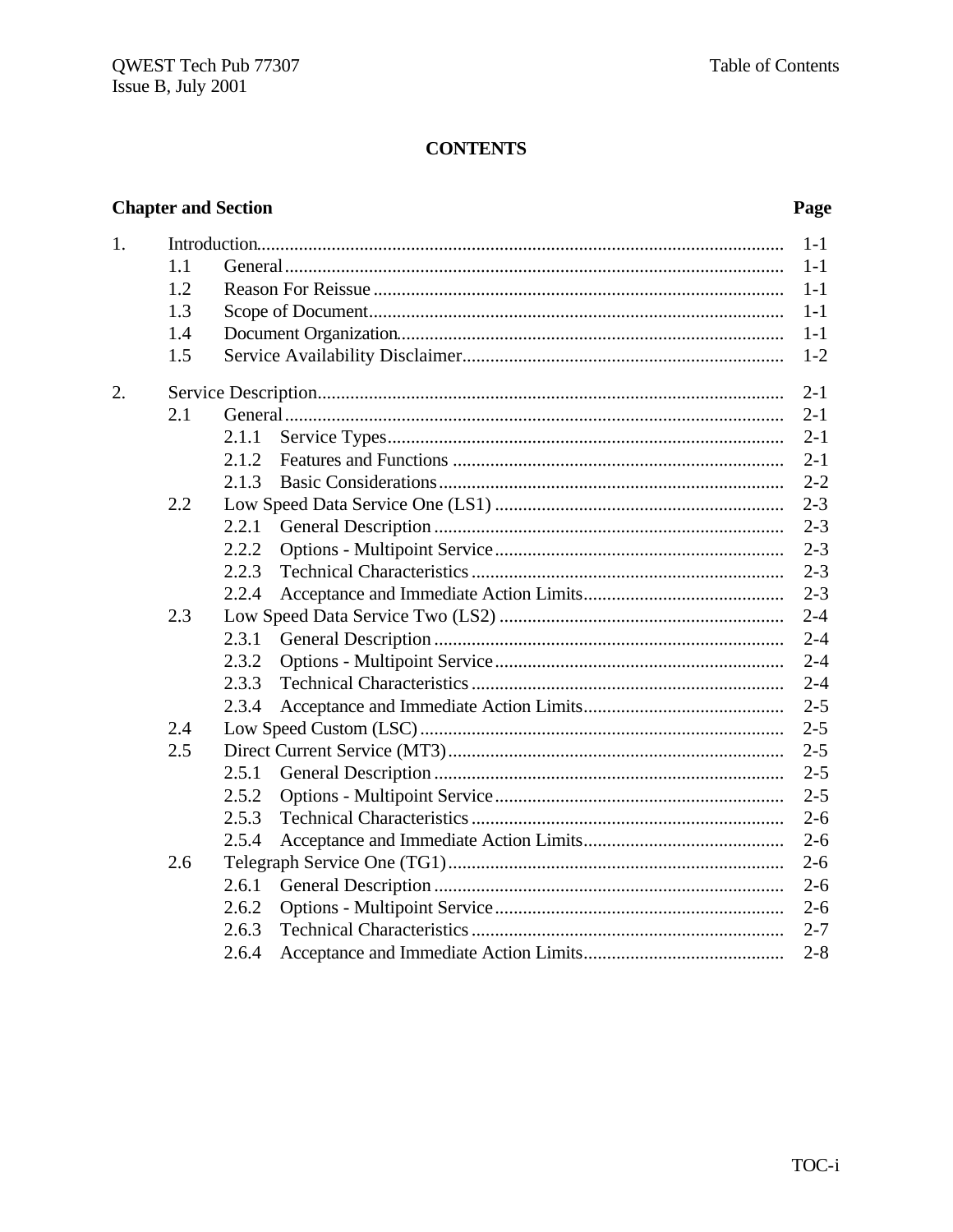# CONTENTS

| Chapter and Section | | | Page |
|---|---|---|---|
| 1. | Introduction | | 1-1 |
| | 1.1 | General | 1-1 |
| | 1.2 | Reason For Reissue | 1-1 |
| | 1.3 | Scope of Document | 1-1 |
| | 1.4 | Document Organization | 1-1 |
| | 1.5 | Service Availability Disclaimer | 1-2 |
| 2. | Service Description | | 2-1 |
| | 2.1 | General | 2-1 |
| | | 2.1.1 Service Types | 2-1 |
| | | 2.1.2 Features and Functions | 2-1 |
| | | 2.1.3 Basic Considerations | 2-2 |
| | 2.2 | Low Speed Data Service One (LS1) | 2-3 |
| | | 2.2.1 General Description | 2-3 |
| | | 2.2.2 Options - Multipoint Service | 2-3 |
| | | 2.2.3 Technical Characteristics | 2-3 |
| | | 2.2.4 Acceptance and Immediate Action Limits | 2-3 |
| | 2.3 | Low Speed Data Service Two (LS2) | 2-4 |
| | | 2.3.1 General Description | 2-4 |
| | | 2.3.2 Options - Multipoint Service | 2-4 |
| | | 2.3.3 Technical Characteristics | 2-4 |
| | | 2.3.4 Acceptance and Immediate Action Limits | 2-5 |
| | 2.4 | Low Speed Custom (LSC) | 2-5 |
| | 2.5 | Direct Current Service (MT3) | 2-5 |
| | | 2.5.1 General Description | 2-5 |
| | | 2.5.2 Options - Multipoint Service | 2-5 |
| | | 2.5.3 Technical Characteristics | 2-6 |
| | | 2.5.4 Acceptance and Immediate Action Limits | 2-6 |
| | 2.6 | Telegraph Service One (TG1) | 2-6 |
| | | 2.6.1 General Description | 2-6 |
| | | 2.6.2 Options - Multipoint Service | 2-6 |
| | | 2.6.3 Technical Characteristics | 2-7 |
| | | 2.6.4 Acceptance and Immediate Action Limits | 2-8 |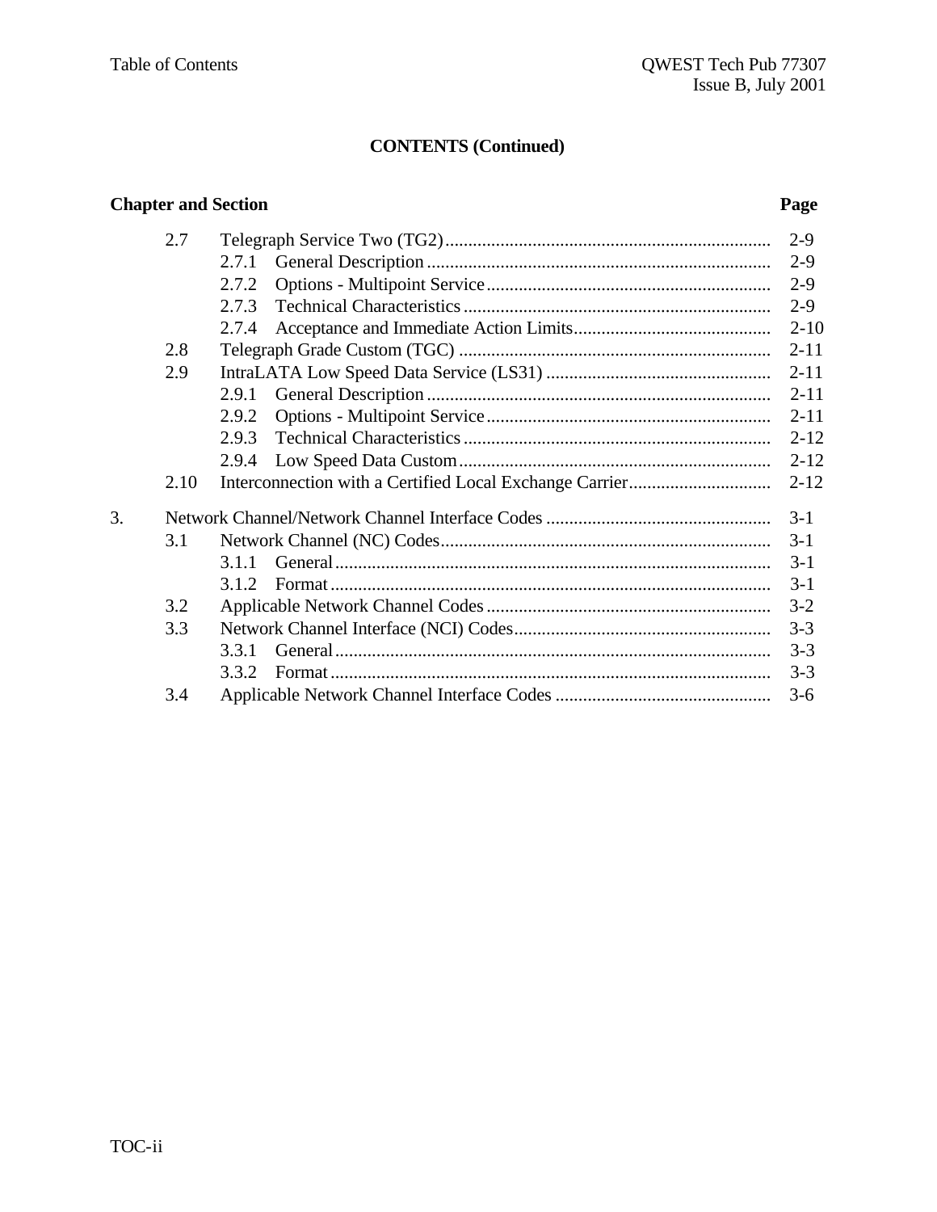## CONTENTS (Continued)

| Chapter and Section | | | Page |
|---|---|---|---|
| | 2.7 | Telegraph Service Two (TG2) | 2-9 |
| | | 2.7.1 General Description | 2-9 |
| | | 2.7.2 Options - Multipoint Service | 2-9 |
| | | 2.7.3 Technical Characteristics | 2-9 |
| | | 2.7.4 Acceptance and Immediate Action Limits | 2-10 |
| | 2.8 | Telegraph Grade Custom (TGC) | 2-11 |
| | 2.9 | IntraLATA Low Speed Data Service (LS31) | 2-11 |
| | | 2.9.1 General Description | 2-11 |
| | | 2.9.2 Options - Multipoint Service | 2-11 |
| | | 2.9.3 Technical Characteristics | 2-12 |
| | | 2.9.4 Low Speed Data Custom | 2-12 |
| | 2.10 | Interconnection with a Certified Local Exchange Carrier | 2-12 |
| 3. | | Network Channel/Network Channel Interface Codes | 3-1 |
| | 3.1 | Network Channel (NC) Codes | 3-1 |
| | | 3.1.1 General | 3-1 |
| | | 3.1.2 Format | 3-1 |
| | 3.2 | Applicable Network Channel Codes | 3-2 |
| | 3.3 | Network Channel Interface (NCI) Codes | 3-3 |
| | | 3.3.1 General | 3-3 |
| | | 3.3.2 Format | 3-3 |
| | 3.4 | Applicable Network Channel Interface Codes | 3-6 |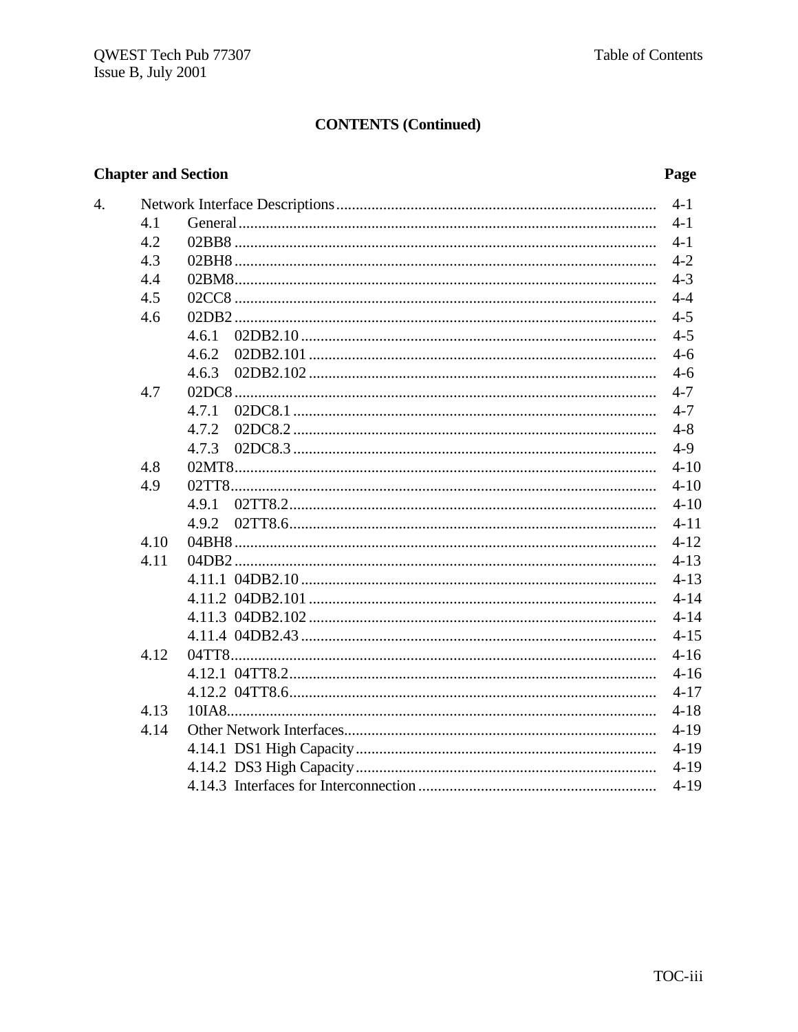## CONTENTS (Continued)

| Chapter and Section | | | Page |
|---|---|---|---|
| 4. | Network Interface Descriptions | | 4-1 |
| | 4.1 | General | 4-1 |
| | 4.2 | 02BB8 | 4-1 |
| | 4.3 | 02BH8 | 4-2 |
| | 4.4 | 02BM8 | 4-3 |
| | 4.5 | 02CC8 | 4-4 |
| | 4.6 | 02DB2 | 4-5 |
| | | 4.6.1 02DB2.10 | 4-5 |
| | | 4.6.2 02DB2.101 | 4-6 |
| | | 4.6.3 02DB2.102 | 4-6 |
| | 4.7 | 02DC8 | 4-7 |
| | | 4.7.1 02DC8.1 | 4-7 |
| | | 4.7.2 02DC8.2 | 4-8 |
| | | 4.7.3 02DC8.3 | 4-9 |
| | 4.8 | 02MT8 | 4-10 |
| | 4.9 | 02TT8 | 4-10 |
| | | 4.9.1 02TT8.2 | 4-10 |
| | | 4.9.2 02TT8.6 | 4-11 |
| | 4.10 | 04BH8 | 4-12 |
| | 4.11 | 04DB2 | 4-13 |
| | | 4.11.1 04DB2.10 | 4-13 |
| | | 4.11.2 04DB2.101 | 4-14 |
| | | 4.11.3 04DB2.102 | 4-14 |
| | | 4.11.4 04DB2.43 | 4-15 |
| | 4.12 | 04TT8 | 4-16 |
| | | 4.12.1 04TT8.2 | 4-16 |
| | | 4.12.2 04TT8.6 | 4-17 |
| | 4.13 | 10IA8 | 4-18 |
| | 4.14 | Other Network Interfaces | 4-19 |
| | | 4.14.1 DS1 High Capacity | 4-19 |
| | | 4.14.2 DS3 High Capacity | 4-19 |
| | | 4.14.3 Interfaces for Interconnection | 4-19 |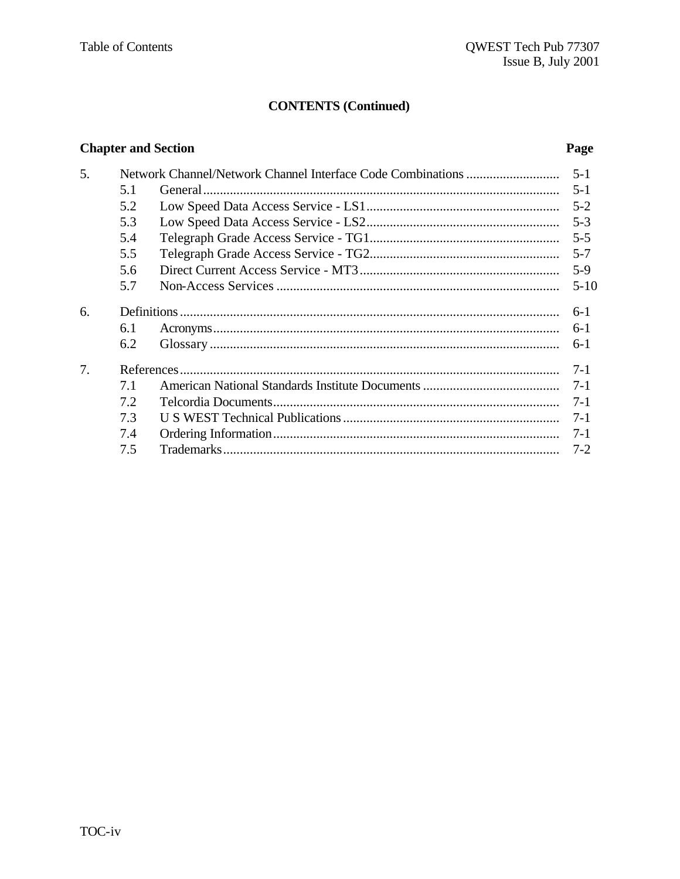## CONTENTS (Continued)

| Chapter and Section | | | Page |
|---|---|---|---|
| 5. | Network Channel/Network Channel Interface Code Combinations | | 5-1 |
| | 5.1 | General | 5-1 |
| | 5.2 | Low Speed Data Access Service - LS1 | 5-2 |
| | 5.3 | Low Speed Data Access Service - LS2 | 5-3 |
| | 5.4 | Telegraph Grade Access Service - TG1 | 5-5 |
| | 5.5 | Telegraph Grade Access Service - TG2 | 5-7 |
| | 5.6 | Direct Current Access Service - MT3 | 5-9 |
| | 5.7 | Non-Access Services | 5-10 |
| 6. | Definitions | | 6-1 |
| | 6.1 | Acronyms | 6-1 |
| | 6.2 | Glossary | 6-1 |
| 7. | References | | 7-1 |
| | 7.1 | American National Standards Institute Documents | 7-1 |
| | 7.2 | Telcordia Documents | 7-1 |
| | 7.3 | U S WEST Technical Publications | 7-1 |
| | 7.4 | Ordering Information | 7-1 |
| | 7.5 | Trademarks | 7-2 |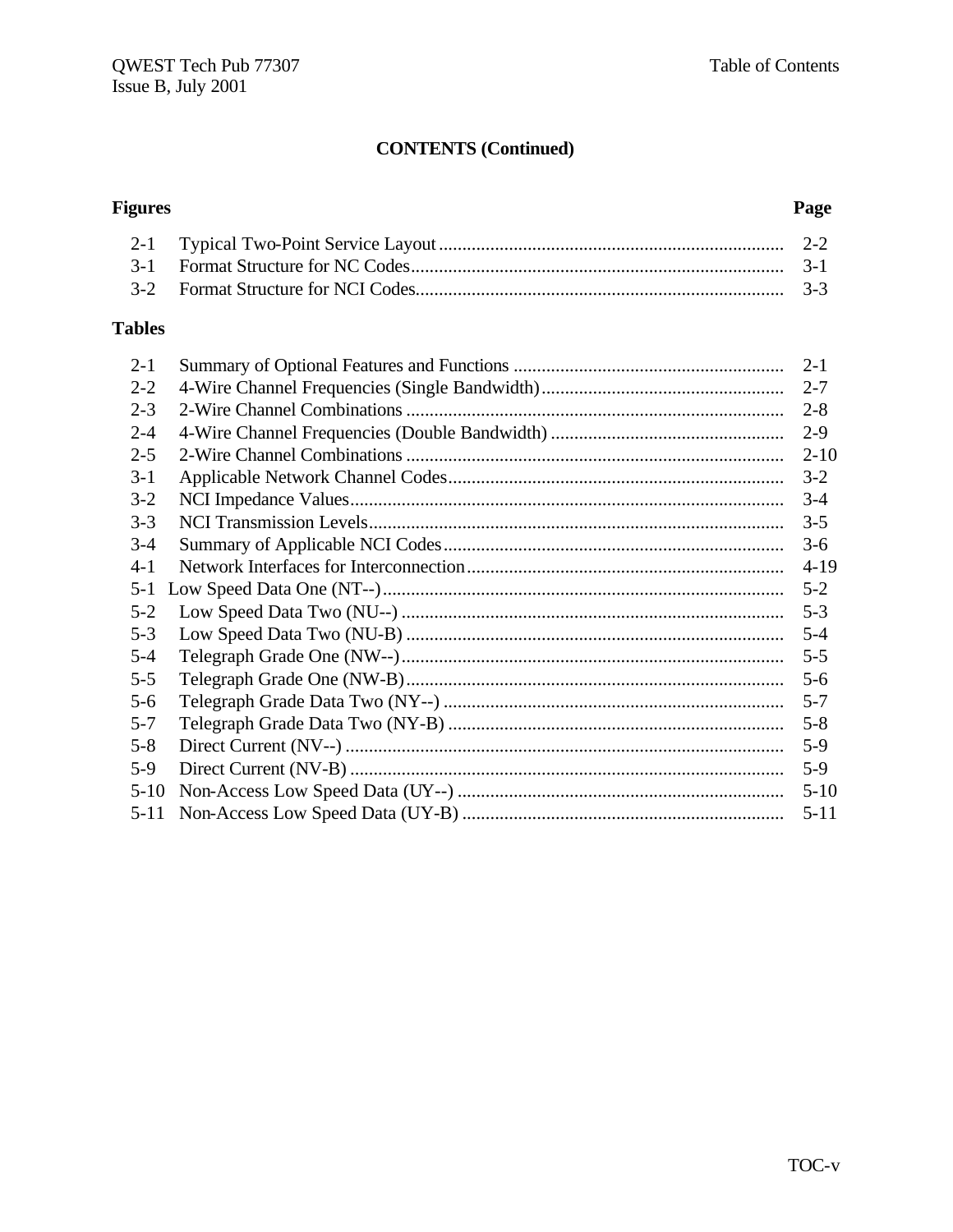# CONTENTS (Continued)

## Figures

| | | Page |
|---|---|---|
| 2-1 | Typical Two-Point Service Layout | 2-2 |
| 3-1 | Format Structure for NC Codes | 3-1 |
| 3-2 | Format Structure for NCI Codes | 3-3 |

## Tables

| | | Page |
|---|---|---|
| 2-1 | Summary of Optional Features and Functions | 2-1 |
| 2-2 | 4-Wire Channel Frequencies (Single Bandwidth) | 2-7 |
| 2-3 | 2-Wire Channel Combinations | 2-8 |
| 2-4 | 4-Wire Channel Frequencies (Double Bandwidth) | 2-9 |
| 2-5 | 2-Wire Channel Combinations | 2-10 |
| 3-1 | Applicable Network Channel Codes | 3-2 |
| 3-2 | NCI Impedance Values | 3-4 |
| 3-3 | NCI Transmission Levels | 3-5 |
| 3-4 | Summary of Applicable NCI Codes | 3-6 |
| 4-1 | Network Interfaces for Interconnection | 4-19 |
| 5-1 | Low Speed Data One (NT--) | 5-2 |
| 5-2 | Low Speed Data Two (NU--) | 5-3 |
| 5-3 | Low Speed Data Two (NU-B) | 5-4 |
| 5-4 | Telegraph Grade One (NW--) | 5-5 |
| 5-5 | Telegraph Grade One (NW-B) | 5-6 |
| 5-6 | Telegraph Grade Data Two (NY--) | 5-7 |
| 5-7 | Telegraph Grade Data Two (NY-B) | 5-8 |
| 5-8 | Direct Current (NV--) | 5-9 |
| 5-9 | Direct Current (NV-B) | 5-9 |
| 5-10 | Non-Access Low Speed Data (UY--) | 5-10 |
| 5-11 | Non-Access Low Speed Data (UY-B) | 5-11 |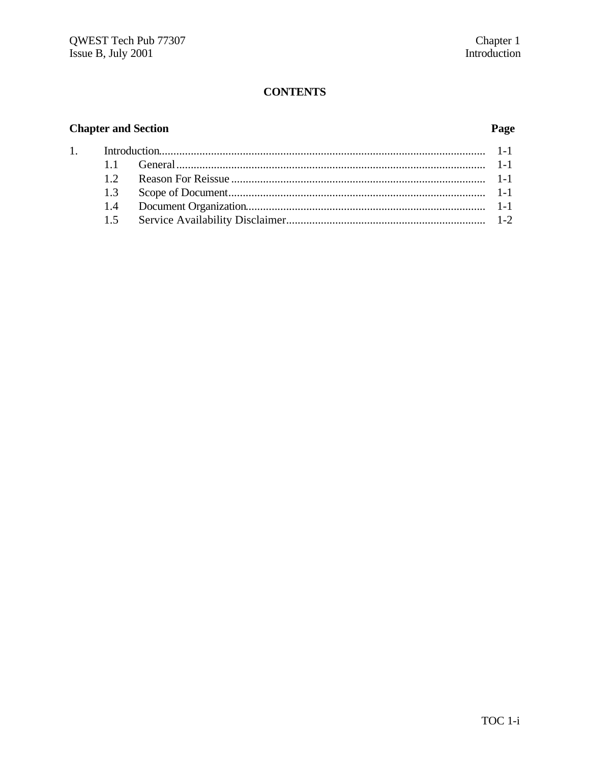# CONTENTS

| Chapter and Section | | Page |
|---|---|---|
| 1. | Introduction | 1-1 |
| 1.1 | General | 1-1 |
| 1.2 | Reason For Reissue | 1-1 |
| 1.3 | Scope of Document | 1-1 |
| 1.4 | Document Organization | 1-1 |
| 1.5 | Service Availability Disclaimer | 1-2 |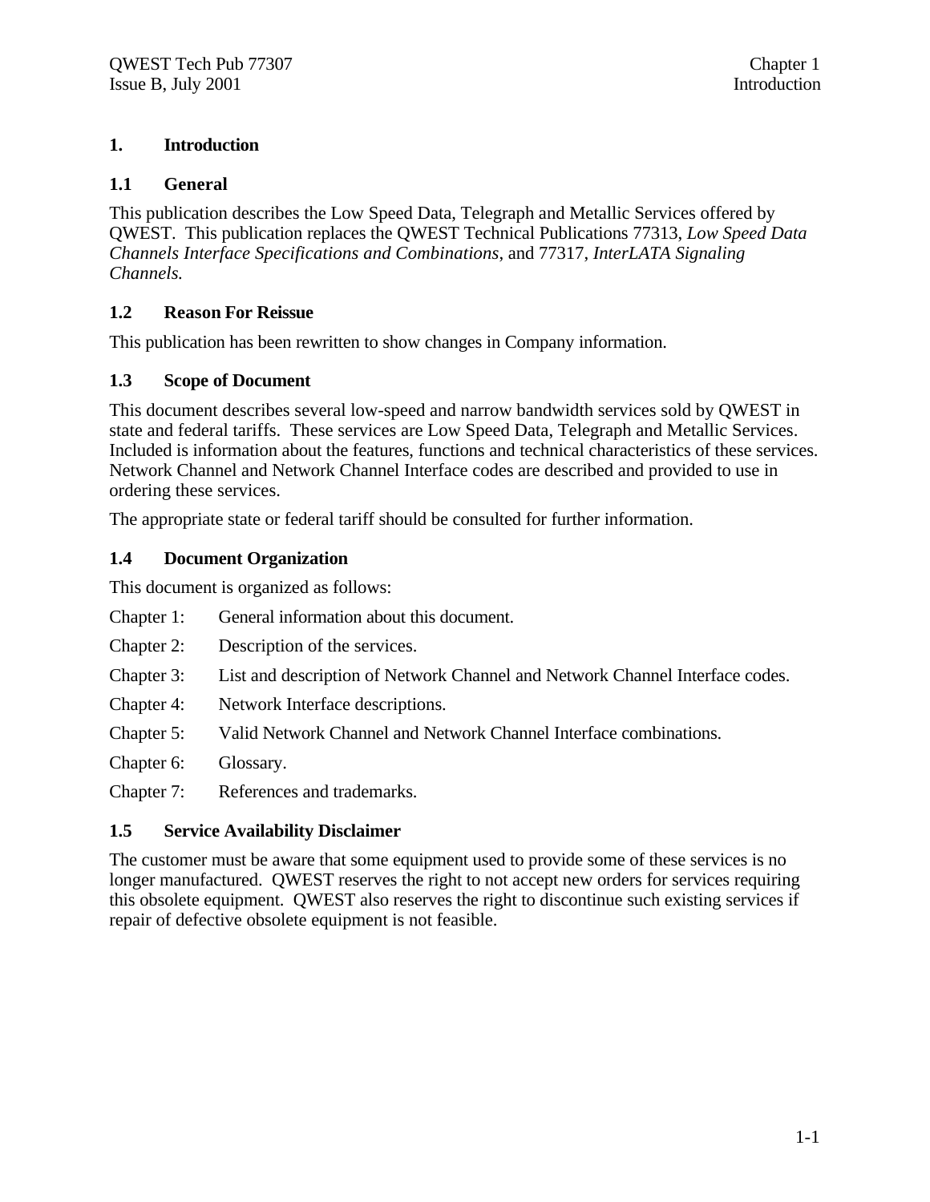# 1. Introduction

## 1.1 General

This publication describes the Low Speed Data, Telegraph and Metallic Services offered by QWEST. This publication replaces the QWEST Technical Publications 77313, *Low Speed Data Channels Interface Specifications and Combinations*, and 77317, *InterLATA Signaling Channels.*

## 1.2 Reason For Reissue

This publication has been rewritten to show changes in Company information.

## 1.3 Scope of Document

This document describes several low-speed and narrow bandwidth services sold by QWEST in state and federal tariffs. These services are Low Speed Data, Telegraph and Metallic Services. Included is information about the features, functions and technical characteristics of these services. Network Channel and Network Channel Interface codes are described and provided to use in ordering these services.

The appropriate state or federal tariff should be consulted for further information.

## 1.4 Document Organization

This document is organized as follows:

Chapter 1: General information about this document.

Chapter 2: Description of the services.

Chapter 3: List and description of Network Channel and Network Channel Interface codes.

Chapter 4: Network Interface descriptions.

Chapter 5: Valid Network Channel and Network Channel Interface combinations.

Chapter 6: Glossary.

Chapter 7: References and trademarks.

## 1.5 Service Availability Disclaimer

The customer must be aware that some equipment used to provide some of these services is no longer manufactured. QWEST reserves the right to not accept new orders for services requiring this obsolete equipment. QWEST also reserves the right to discontinue such existing services if repair of defective obsolete equipment is not feasible.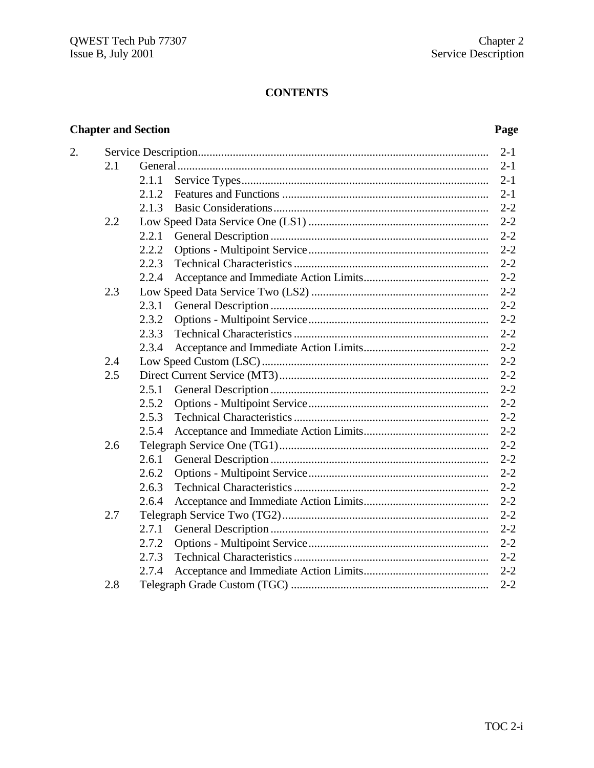# CONTENTS

| Chapter and Section | | | Page |
|---|---|---|---|
| 2. | Service Description | | 2-1 |
| | 2.1 | General | 2-1 |
| | | 2.1.1 Service Types | 2-1 |
| | | 2.1.2 Features and Functions | 2-1 |
| | | 2.1.3 Basic Considerations | 2-2 |
| | 2.2 | Low Speed Data Service One (LS1) | 2-2 |
| | | 2.2.1 General Description | 2-2 |
| | | 2.2.2 Options - Multipoint Service | 2-2 |
| | | 2.2.3 Technical Characteristics | 2-2 |
| | | 2.2.4 Acceptance and Immediate Action Limits | 2-2 |
| | 2.3 | Low Speed Data Service Two (LS2) | 2-2 |
| | | 2.3.1 General Description | 2-2 |
| | | 2.3.2 Options - Multipoint Service | 2-2 |
| | | 2.3.3 Technical Characteristics | 2-2 |
| | | 2.3.4 Acceptance and Immediate Action Limits | 2-2 |
| | 2.4 | Low Speed Custom (LSC) | 2-2 |
| | 2.5 | Direct Current Service (MT3) | 2-2 |
| | | 2.5.1 General Description | 2-2 |
| | | 2.5.2 Options - Multipoint Service | 2-2 |
| | | 2.5.3 Technical Characteristics | 2-2 |
| | | 2.5.4 Acceptance and Immediate Action Limits | 2-2 |
| | 2.6 | Telegraph Service One (TG1) | 2-2 |
| | | 2.6.1 General Description | 2-2 |
| | | 2.6.2 Options - Multipoint Service | 2-2 |
| | | 2.6.3 Technical Characteristics | 2-2 |
| | | 2.6.4 Acceptance and Immediate Action Limits | 2-2 |
| | 2.7 | Telegraph Service Two (TG2) | 2-2 |
| | | 2.7.1 General Description | 2-2 |
| | | 2.7.2 Options - Multipoint Service | 2-2 |
| | | 2.7.3 Technical Characteristics | 2-2 |
| | | 2.7.4 Acceptance and Immediate Action Limits | 2-2 |
| | 2.8 | Telegraph Grade Custom (TGC) | 2-2 |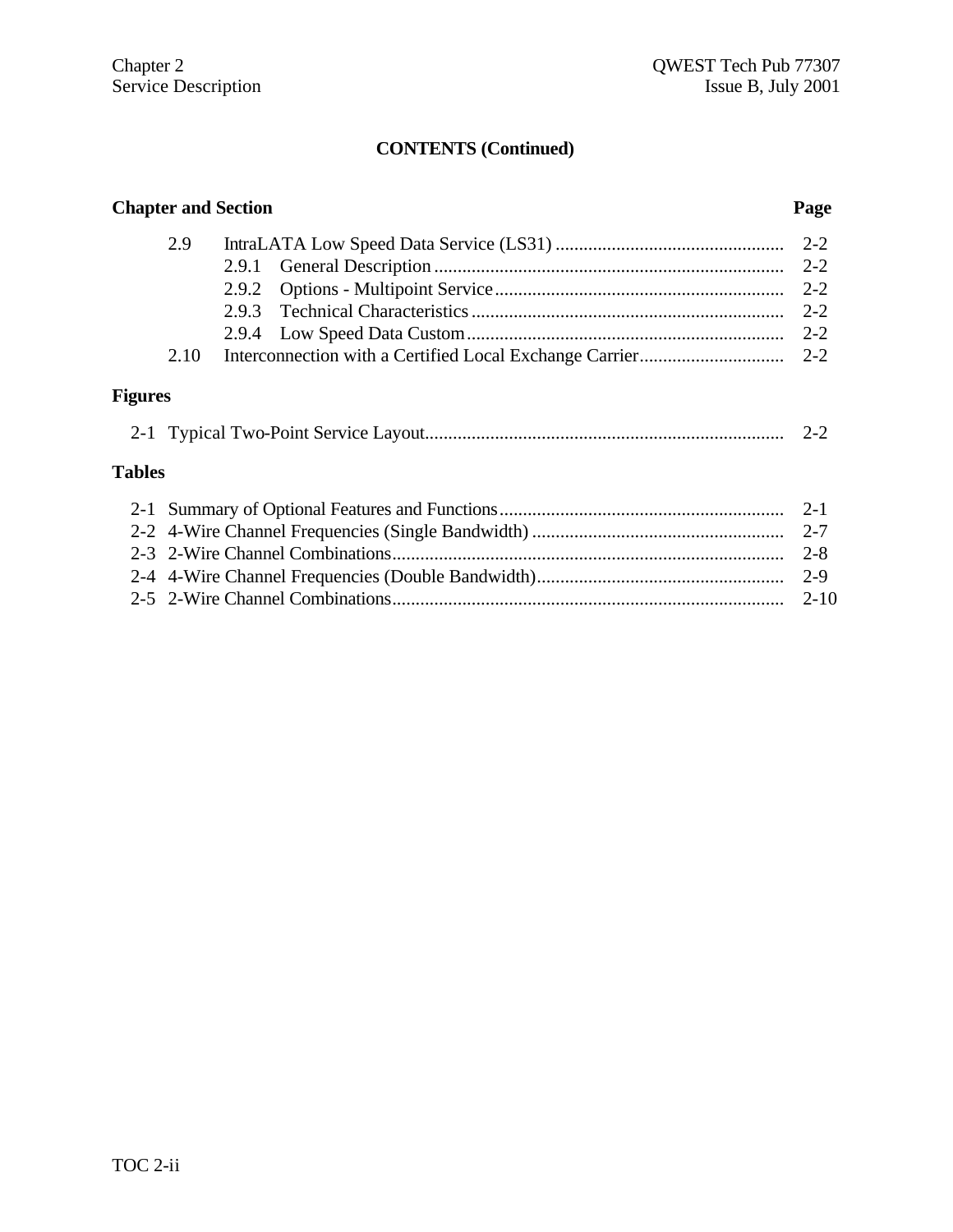## CONTENTS (Continued)

| Chapter and Section | | | Page |
|---|---|---|---|
| 2.9 | | IntraLATA Low Speed Data Service (LS31) | 2-2 |
| | 2.9.1 | General Description | 2-2 |
| | 2.9.2 | Options - Multipoint Service | 2-2 |
| | 2.9.3 | Technical Characteristics | 2-2 |
| | 2.9.4 | Low Speed Data Custom | 2-2 |
| 2.10 | | Interconnection with a Certified Local Exchange Carrier | 2-2 |

**Figures**

| | | |
|---|---|---|
| 2-1 | Typical Two-Point Service Layout | 2-2 |

**Tables**

| | | |
|---|---|---|
| 2-1 | Summary of Optional Features and Functions | 2-1 |
| 2-2 | 4-Wire Channel Frequencies (Single Bandwidth) | 2-7 |
| 2-3 | 2-Wire Channel Combinations | 2-8 |
| 2-4 | 4-Wire Channel Frequencies (Double Bandwidth) | 2-9 |
| 2-5 | 2-Wire Channel Combinations | 2-10 |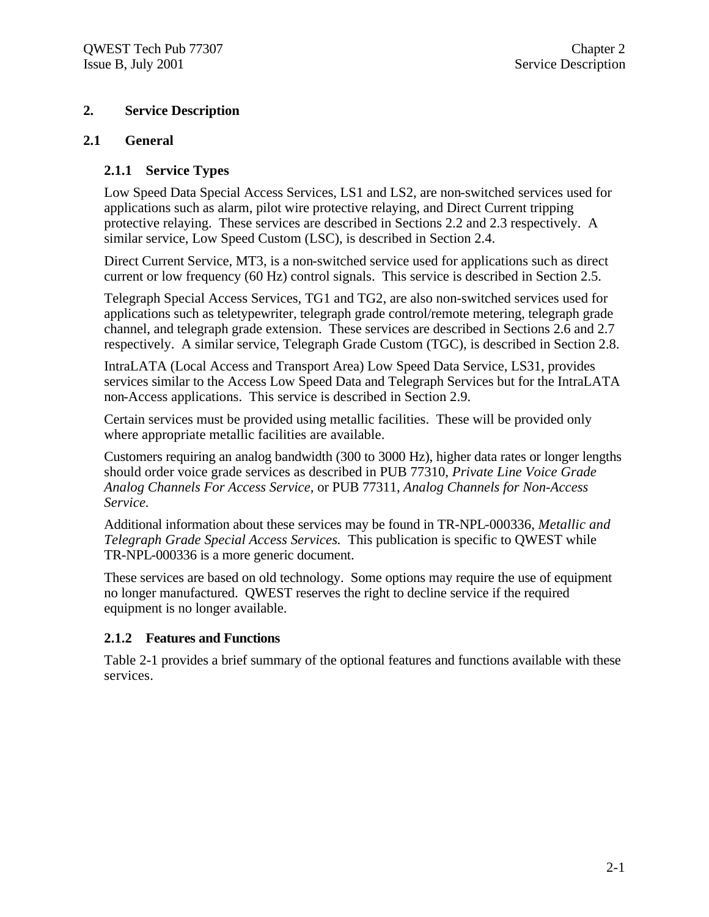# 2. Service Description

## 2.1 General

### 2.1.1 Service Types

Low Speed Data Special Access Services, LS1 and LS2, are non-switched services used for applications such as alarm, pilot wire protective relaying, and Direct Current tripping protective relaying. These services are described in Sections 2.2 and 2.3 respectively. A similar service, Low Speed Custom (LSC), is described in Section 2.4.

Direct Current Service, MT3, is a non-switched service used for applications such as direct current or low frequency (60 Hz) control signals. This service is described in Section 2.5.

Telegraph Special Access Services, TG1 and TG2, are also non-switched services used for applications such as teletypewriter, telegraph grade control/remote metering, telegraph grade channel, and telegraph grade extension. These services are described in Sections 2.6 and 2.7 respectively. A similar service, Telegraph Grade Custom (TGC), is described in Section 2.8.

IntraLATA (Local Access and Transport Area) Low Speed Data Service, LS31, provides services similar to the Access Low Speed Data and Telegraph Services but for the IntraLATA non-Access applications. This service is described in Section 2.9.

Certain services must be provided using metallic facilities. These will be provided only where appropriate metallic facilities are available.

Customers requiring an analog bandwidth (300 to 3000 Hz), higher data rates or longer lengths should order voice grade services as described in PUB 77310, *Private Line Voice Grade Analog Channels For Access Service,* or PUB 77311, *Analog Channels for Non-Access Service.*

Additional information about these services may be found in TR-NPL-000336, *Metallic and Telegraph Grade Special Access Services.* This publication is specific to QWEST while TR-NPL-000336 is a more generic document.

These services are based on old technology. Some options may require the use of equipment no longer manufactured. QWEST reserves the right to decline service if the required equipment is no longer available.

### 2.1.2 Features and Functions

Table 2-1 provides a brief summary of the optional features and functions available with these services.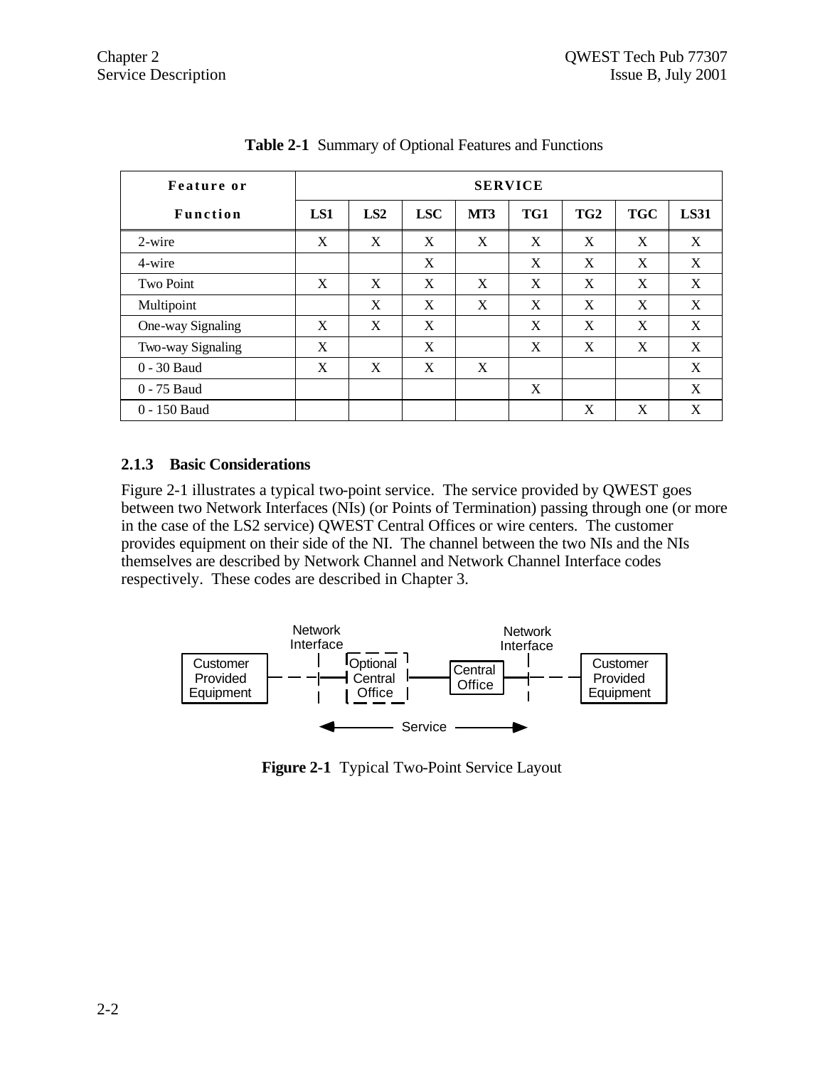**Table 2-1** Summary of Optional Features and Functions

| Feature or Function | SERVICE | | | | | | | |
|---|---|---|---|---|---|---|---|---|
| | LS1 | LS2 | LSC | MT3 | TG1 | TG2 | TGC | LS31 |
| 2-wire | X | X | X | X | X | X | X | X |
| 4-wire | | | X | | X | X | X | X |
| Two Point | X | X | X | X | X | X | X | X |
| Multipoint | | X | X | X | X | X | X | X |
| One-way Signaling | X | X | X | | X | X | X | X |
| Two-way Signaling | X | | X | | X | X | X | X |
| 0 - 30 Baud | X | X | X | X | | | | X |
| 0 - 75 Baud | | | | | X | | | X |
| 0 - 150 Baud | | | | | | X | X | X |

### 2.1.3 Basic Considerations

Figure 2-1 illustrates a typical two-point service. The service provided by QWEST goes between two Network Interfaces (NIs) (or Points of Termination) passing through one (or more in the case of the LS2 service) QWEST Central Offices or wire centers. The customer provides equipment on their side of the NI. The channel between the two NIs and the NIs themselves are described by Network Channel and Network Channel Interface codes respectively. These codes are described in Chapter 3.

**Figure 2-1** Typical Two-Point Service Layout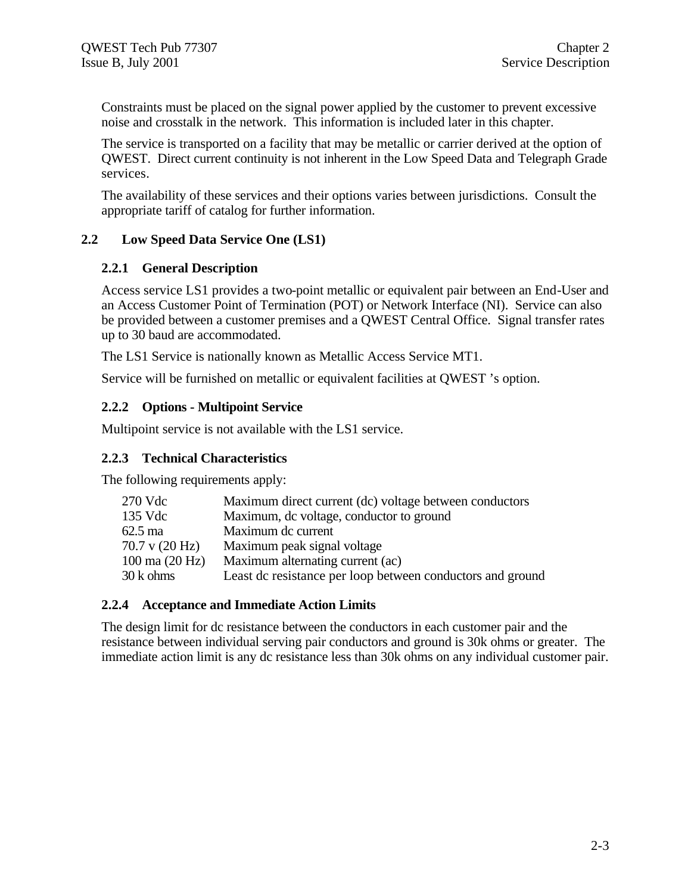Constraints must be placed on the signal power applied by the customer to prevent excessive noise and crosstalk in the network. This information is included later in this chapter.

The service is transported on a facility that may be metallic or carrier derived at the option of QWEST. Direct current continuity is not inherent in the Low Speed Data and Telegraph Grade services.

The availability of these services and their options varies between jurisdictions. Consult the appropriate tariff of catalog for further information.

## 2.2 Low Speed Data Service One (LS1)

### 2.2.1 General Description

Access service LS1 provides a two-point metallic or equivalent pair between an End-User and an Access Customer Point of Termination (POT) or Network Interface (NI). Service can also be provided between a customer premises and a QWEST Central Office. Signal transfer rates up to 30 baud are accommodated.

The LS1 Service is nationally known as Metallic Access Service MT1.

Service will be furnished on metallic or equivalent facilities at QWEST 's option.

### 2.2.2 Options - Multipoint Service

Multipoint service is not available with the LS1 service.

### 2.2.3 Technical Characteristics

The following requirements apply:

| | |
|---|---|
| 270 Vdc | Maximum direct current (dc) voltage between conductors |
| 135 Vdc | Maximum, dc voltage, conductor to ground |
| 62.5 ma | Maximum dc current |
| 70.7 v (20 Hz) | Maximum peak signal voltage |
| 100 ma (20 Hz) | Maximum alternating current (ac) |
| 30 k ohms | Least dc resistance per loop between conductors and ground |

### 2.2.4 Acceptance and Immediate Action Limits

The design limit for dc resistance between the conductors in each customer pair and the resistance between individual serving pair conductors and ground is 30k ohms or greater. The immediate action limit is any dc resistance less than 30k ohms on any individual customer pair.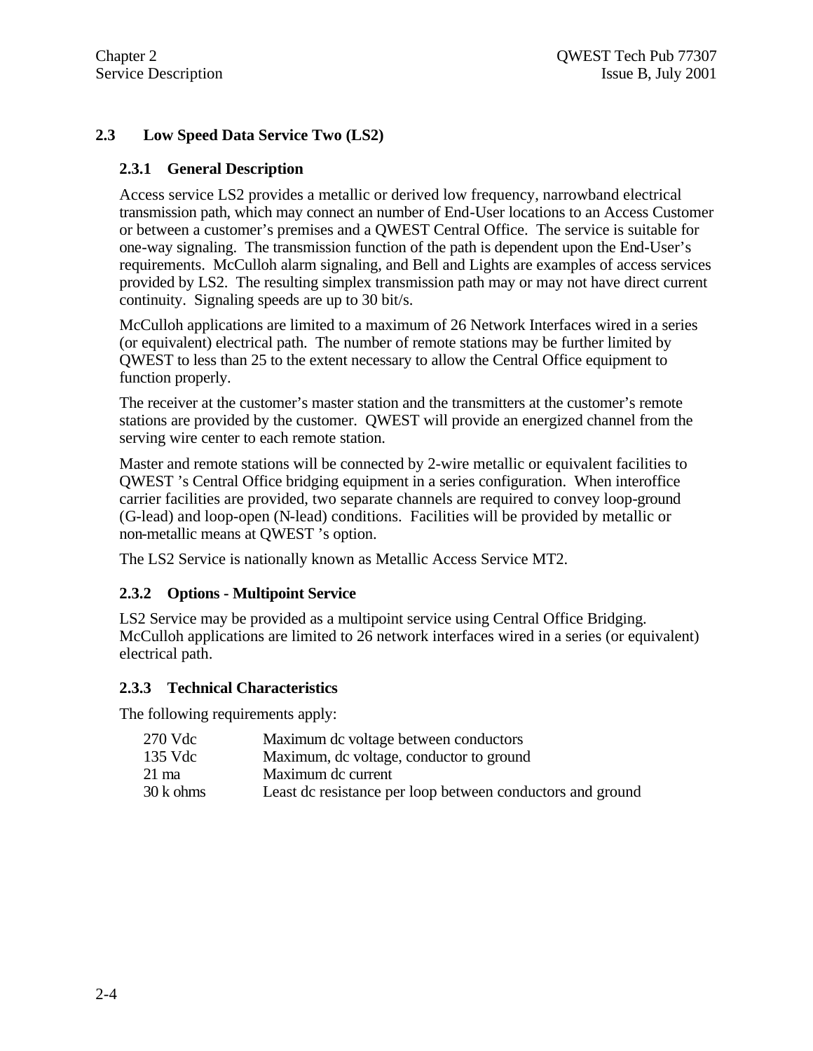## 2.3 Low Speed Data Service Two (LS2)

### 2.3.1 General Description

Access service LS2 provides a metallic or derived low frequency, narrowband electrical transmission path, which may connect an number of End-User locations to an Access Customer or between a customer's premises and a QWEST Central Office. The service is suitable for one-way signaling. The transmission function of the path is dependent upon the End-User's requirements. McCulloh alarm signaling, and Bell and Lights are examples of access services provided by LS2. The resulting simplex transmission path may or may not have direct current continuity. Signaling speeds are up to 30 bit/s.

McCulloh applications are limited to a maximum of 26 Network Interfaces wired in a series (or equivalent) electrical path. The number of remote stations may be further limited by QWEST to less than 25 to the extent necessary to allow the Central Office equipment to function properly.

The receiver at the customer's master station and the transmitters at the customer's remote stations are provided by the customer. QWEST will provide an energized channel from the serving wire center to each remote station.

Master and remote stations will be connected by 2-wire metallic or equivalent facilities to QWEST 's Central Office bridging equipment in a series configuration. When interoffice carrier facilities are provided, two separate channels are required to convey loop-ground (G-lead) and loop-open (N-lead) conditions. Facilities will be provided by metallic or non-metallic means at QWEST 's option.

The LS2 Service is nationally known as Metallic Access Service MT2.

### 2.3.2 Options - Multipoint Service

LS2 Service may be provided as a multipoint service using Central Office Bridging. McCulloh applications are limited to 26 network interfaces wired in a series (or equivalent) electrical path.

### 2.3.3 Technical Characteristics

The following requirements apply:

| | |
|---|---|
| 270 Vdc | Maximum dc voltage between conductors |
| 135 Vdc | Maximum, dc voltage, conductor to ground |
| 21 ma | Maximum dc current |
| 30 k ohms | Least dc resistance per loop between conductors and ground |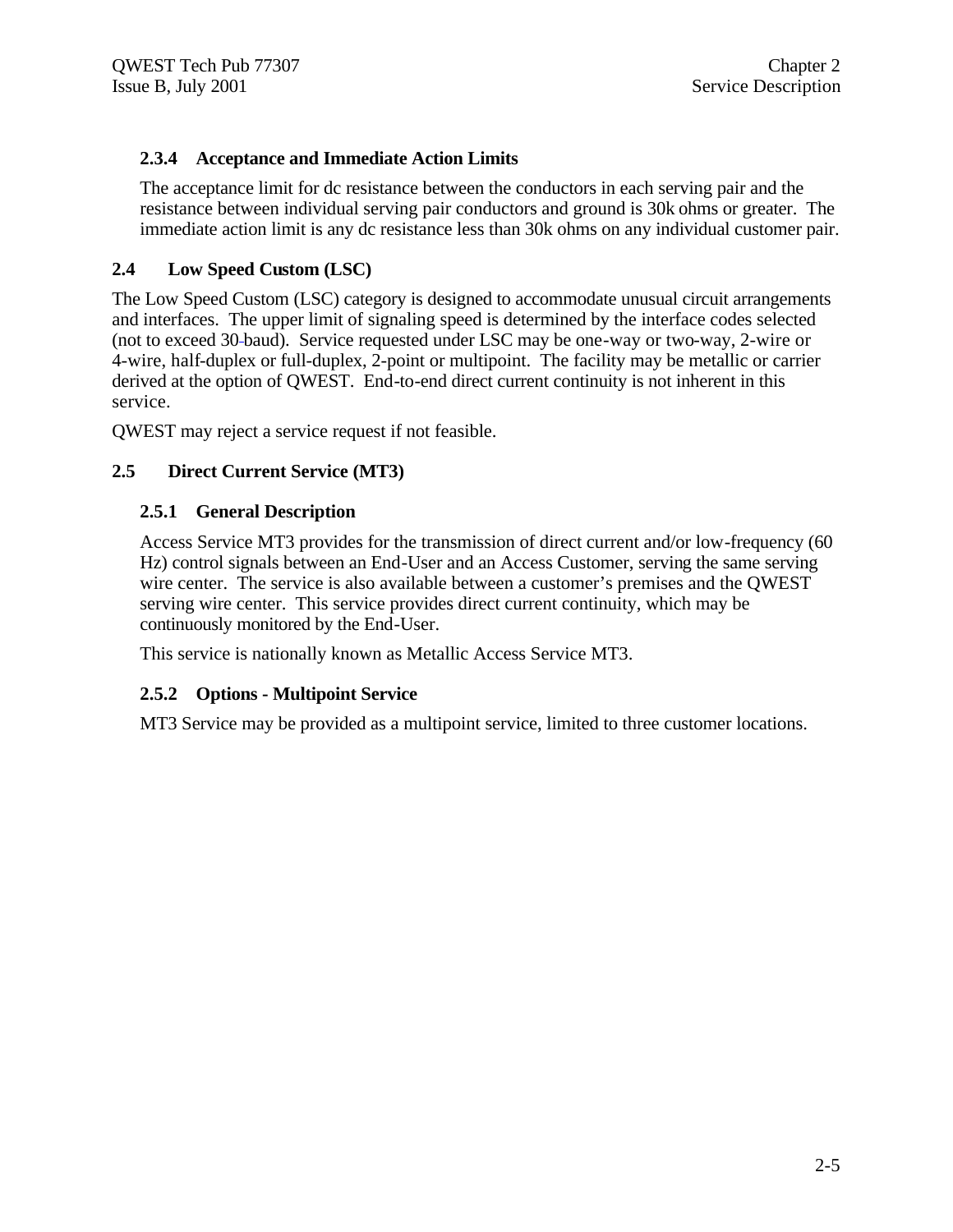### 2.3.4 Acceptance and Immediate Action Limits

The acceptance limit for dc resistance between the conductors in each serving pair and the resistance between individual serving pair conductors and ground is 30k ohms or greater. The immediate action limit is any dc resistance less than 30k ohms on any individual customer pair.

## 2.4 Low Speed Custom (LSC)

The Low Speed Custom (LSC) category is designed to accommodate unusual circuit arrangements and interfaces. The upper limit of signaling speed is determined by the interface codes selected (not to exceed 30-baud). Service requested under LSC may be one-way or two-way, 2-wire or 4-wire, half-duplex or full-duplex, 2-point or multipoint. The facility may be metallic or carrier derived at the option of QWEST. End-to-end direct current continuity is not inherent in this service.

QWEST may reject a service request if not feasible.

## 2.5 Direct Current Service (MT3)

### 2.5.1 General Description

Access Service MT3 provides for the transmission of direct current and/or low-frequency (60 Hz) control signals between an End-User and an Access Customer, serving the same serving wire center. The service is also available between a customer's premises and the QWEST serving wire center. This service provides direct current continuity, which may be continuously monitored by the End-User.

This service is nationally known as Metallic Access Service MT3.

### 2.5.2 Options - Multipoint Service

MT3 Service may be provided as a multipoint service, limited to three customer locations.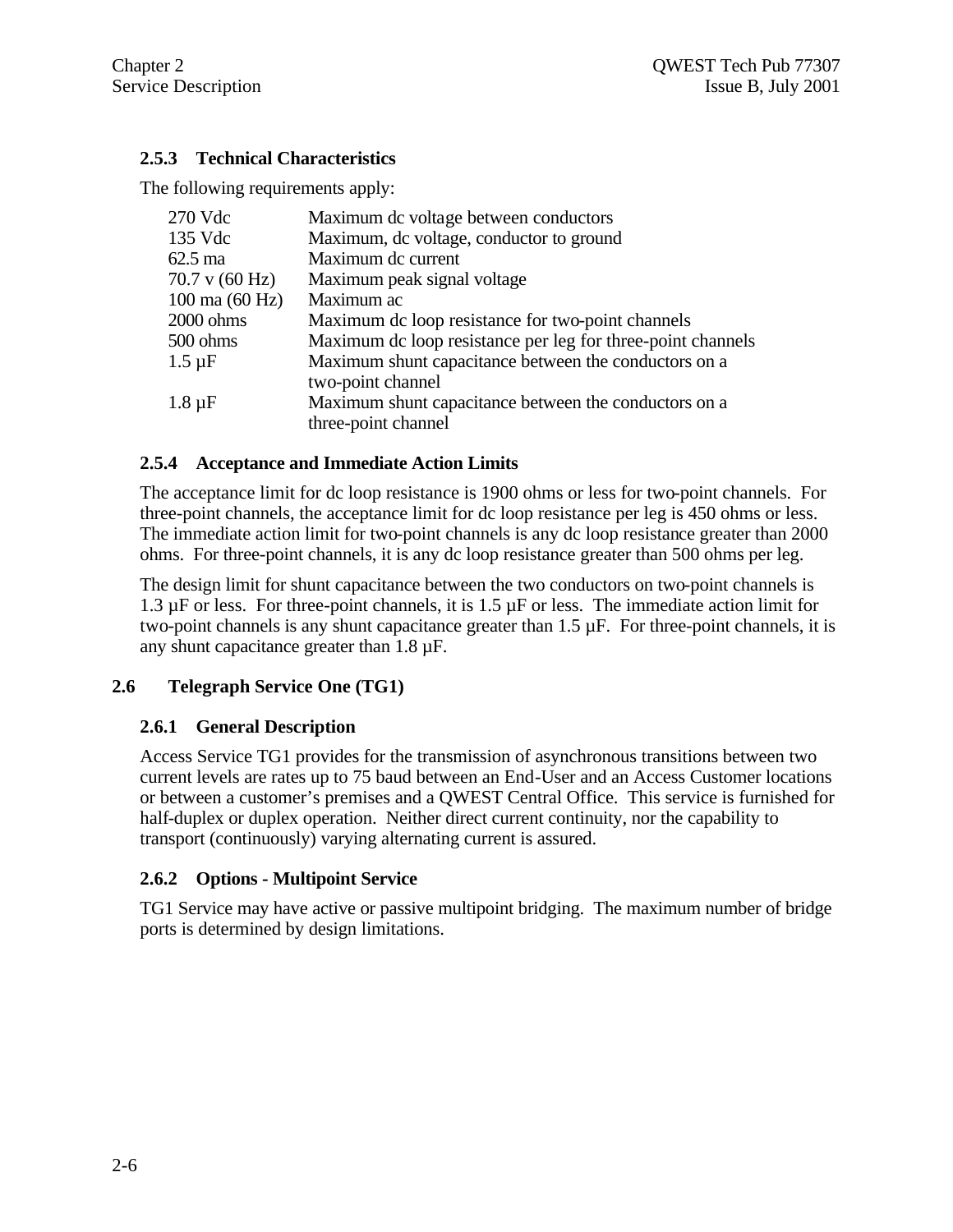### 2.5.3 Technical Characteristics

The following requirements apply:

| | |
|---|---|
| 270 Vdc | Maximum dc voltage between conductors |
| 135 Vdc | Maximum, dc voltage, conductor to ground |
| 62.5 ma | Maximum dc current |
| 70.7 v (60 Hz) | Maximum peak signal voltage |
| 100 ma (60 Hz) | Maximum ac |
| 2000 ohms | Maximum dc loop resistance for two-point channels |
| 500 ohms | Maximum dc loop resistance per leg for three-point channels |
| 1.5 µF | Maximum shunt capacitance between the conductors on a two-point channel |
| 1.8 µF | Maximum shunt capacitance between the conductors on a three-point channel |

### 2.5.4 Acceptance and Immediate Action Limits

The acceptance limit for dc loop resistance is 1900 ohms or less for two-point channels. For three-point channels, the acceptance limit for dc loop resistance per leg is 450 ohms or less. The immediate action limit for two-point channels is any dc loop resistance greater than 2000 ohms. For three-point channels, it is any dc loop resistance greater than 500 ohms per leg.

The design limit for shunt capacitance between the two conductors on two-point channels is 1.3 µF or less. For three-point channels, it is 1.5 µF or less. The immediate action limit for two-point channels is any shunt capacitance greater than 1.5 µF. For three-point channels, it is any shunt capacitance greater than 1.8 µF.

## 2.6 Telegraph Service One (TG1)

### 2.6.1 General Description

Access Service TG1 provides for the transmission of asynchronous transitions between two current levels are rates up to 75 baud between an End-User and an Access Customer locations or between a customer's premises and a QWEST Central Office. This service is furnished for half-duplex or duplex operation. Neither direct current continuity, nor the capability to transport (continuously) varying alternating current is assured.

### 2.6.2 Options - Multipoint Service

TG1 Service may have active or passive multipoint bridging. The maximum number of bridge ports is determined by design limitations.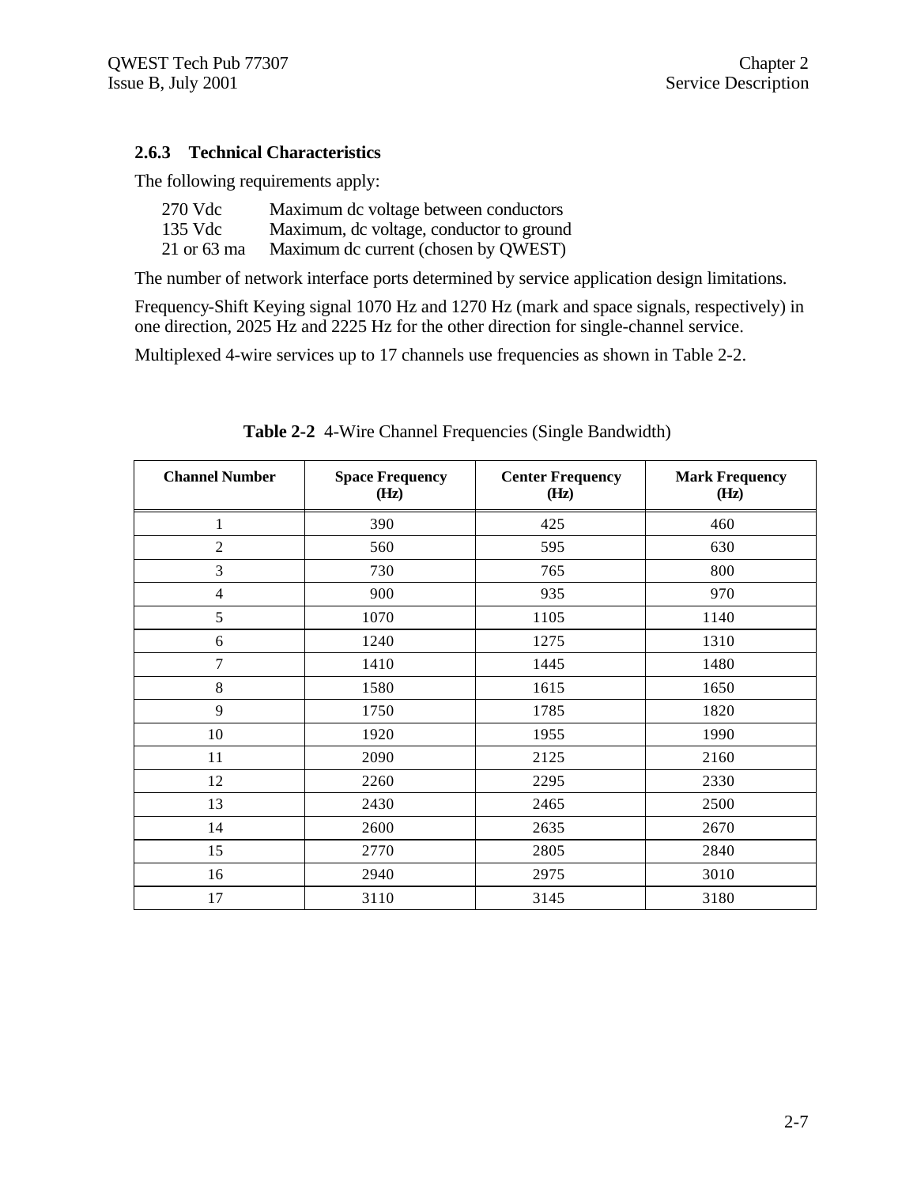### 2.6.3 Technical Characteristics

The following requirements apply:

| | |
|---|---|
| 270 Vdc | Maximum dc voltage between conductors |
| 135 Vdc | Maximum, dc voltage, conductor to ground |
| 21 or 63 ma | Maximum dc current (chosen by QWEST) |

The number of network interface ports determined by service application design limitations.

Frequency-Shift Keying signal 1070 Hz and 1270 Hz (mark and space signals, respectively) in one direction, 2025 Hz and 2225 Hz for the other direction for single-channel service.

Multiplexed 4-wire services up to 17 channels use frequencies as shown in Table 2-2.

**Table 2-2** 4-Wire Channel Frequencies (Single Bandwidth)

| Channel Number | Space Frequency (Hz) | Center Frequency (Hz) | Mark Frequency (Hz) |
|---|---|---|---|
| 1 | 390 | 425 | 460 |
| 2 | 560 | 595 | 630 |
| 3 | 730 | 765 | 800 |
| 4 | 900 | 935 | 970 |
| 5 | 1070 | 1105 | 1140 |
| 6 | 1240 | 1275 | 1310 |
| 7 | 1410 | 1445 | 1480 |
| 8 | 1580 | 1615 | 1650 |
| 9 | 1750 | 1785 | 1820 |
| 10 | 1920 | 1955 | 1990 |
| 11 | 2090 | 2125 | 2160 |
| 12 | 2260 | 2295 | 2330 |
| 13 | 2430 | 2465 | 2500 |
| 14 | 2600 | 2635 | 2670 |
| 15 | 2770 | 2805 | 2840 |
| 16 | 2940 | 2975 | 3010 |
| 17 | 3110 | 3145 | 3180 |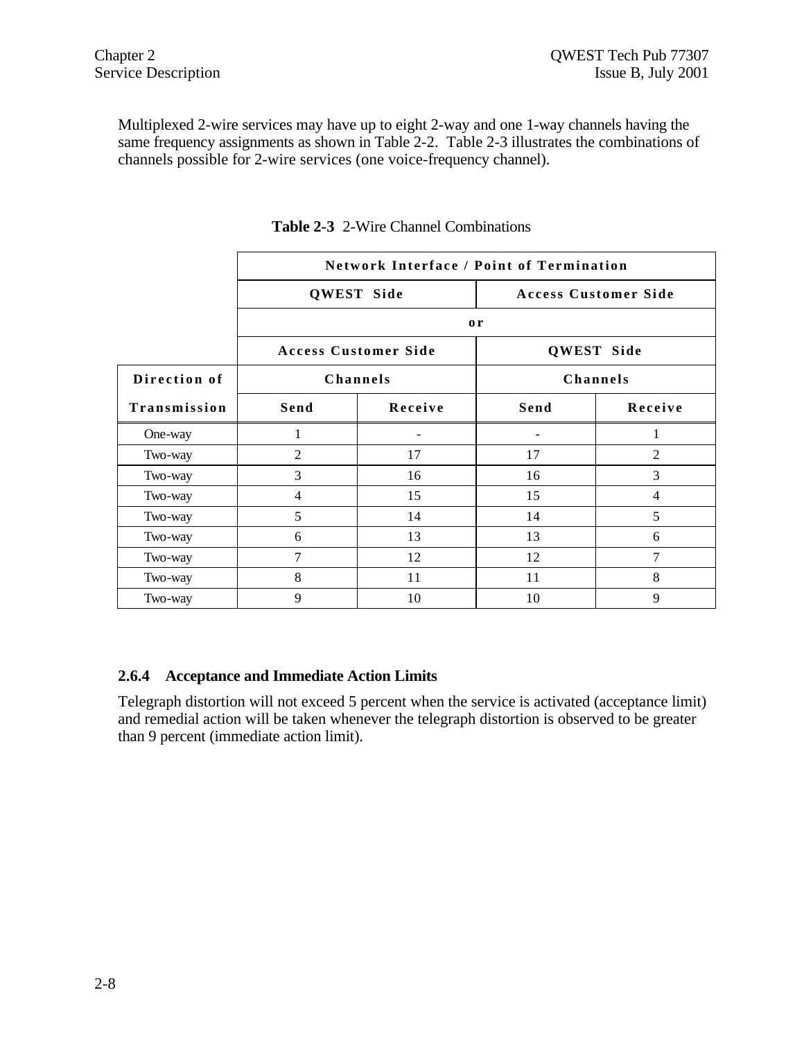Multiplexed 2-wire services may have up to eight 2-way and one 1-way channels having the same frequency assignments as shown in Table 2-2. Table 2-3 illustrates the combinations of channels possible for 2-wire services (one voice-frequency channel).

**Table 2-3** 2-Wire Channel Combinations

| | Network Interface / Point of Termination | | | |
|---|---|---|---|---|
| | QWEST Side | | Access Customer Side | |
| | or | | | |
| | Access Customer Side | | QWEST Side | |
| Direction of | Channels | | Channels | |
| Transmission | Send | Receive | Send | Receive |
| One-way | 1 | - | - | 1 |
| Two-way | 2 | 17 | 17 | 2 |
| Two-way | 3 | 16 | 16 | 3 |
| Two-way | 4 | 15 | 15 | 4 |
| Two-way | 5 | 14 | 14 | 5 |
| Two-way | 6 | 13 | 13 | 6 |
| Two-way | 7 | 12 | 12 | 7 |
| Two-way | 8 | 11 | 11 | 8 |
| Two-way | 9 | 10 | 10 | 9 |

### 2.6.4 Acceptance and Immediate Action Limits

Telegraph distortion will not exceed 5 percent when the service is activated (acceptance limit) and remedial action will be taken whenever the telegraph distortion is observed to be greater than 9 percent (immediate action limit).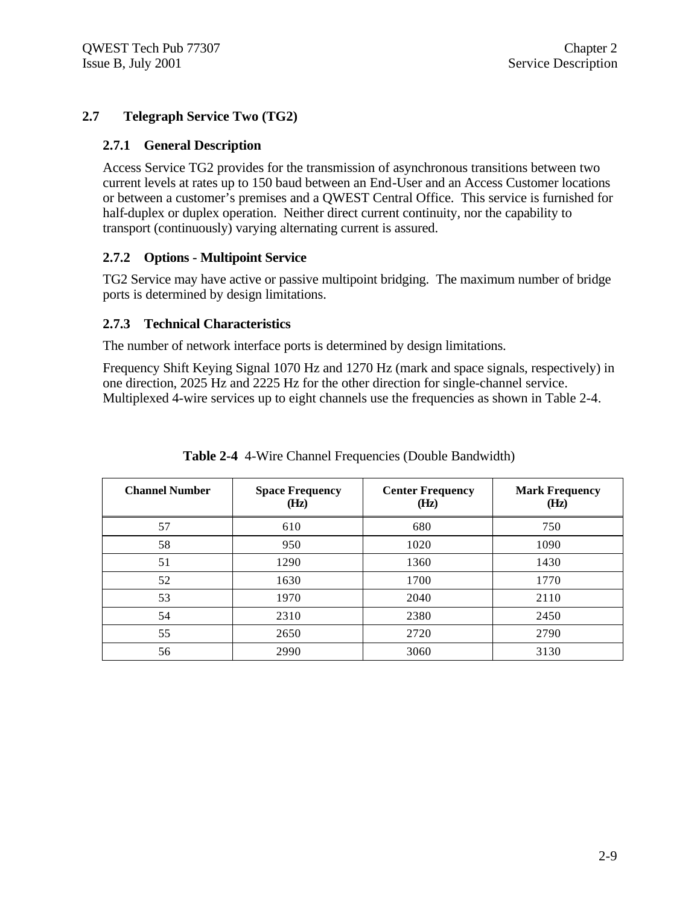## 2.7 Telegraph Service Two (TG2)

### 2.7.1 General Description

Access Service TG2 provides for the transmission of asynchronous transitions between two current levels at rates up to 150 baud between an End-User and an Access Customer locations or between a customer's premises and a QWEST Central Office. This service is furnished for half-duplex or duplex operation. Neither direct current continuity, nor the capability to transport (continuously) varying alternating current is assured.

### 2.7.2 Options - Multipoint Service

TG2 Service may have active or passive multipoint bridging. The maximum number of bridge ports is determined by design limitations.

### 2.7.3 Technical Characteristics

The number of network interface ports is determined by design limitations.

Frequency Shift Keying Signal 1070 Hz and 1270 Hz (mark and space signals, respectively) in one direction, 2025 Hz and 2225 Hz for the other direction for single-channel service. Multiplexed 4-wire services up to eight channels use the frequencies as shown in Table 2-4.

**Table 2-4** 4-Wire Channel Frequencies (Double Bandwidth)

| Channel Number | Space Frequency (Hz) | Center Frequency (Hz) | Mark Frequency (Hz) |
|---|---|---|---|
| 57 | 610 | 680 | 750 |
| 58 | 950 | 1020 | 1090 |
| 51 | 1290 | 1360 | 1430 |
| 52 | 1630 | 1700 | 1770 |
| 53 | 1970 | 2040 | 2110 |
| 54 | 2310 | 2380 | 2450 |
| 55 | 2650 | 2720 | 2790 |
| 56 | 2990 | 3060 | 3130 |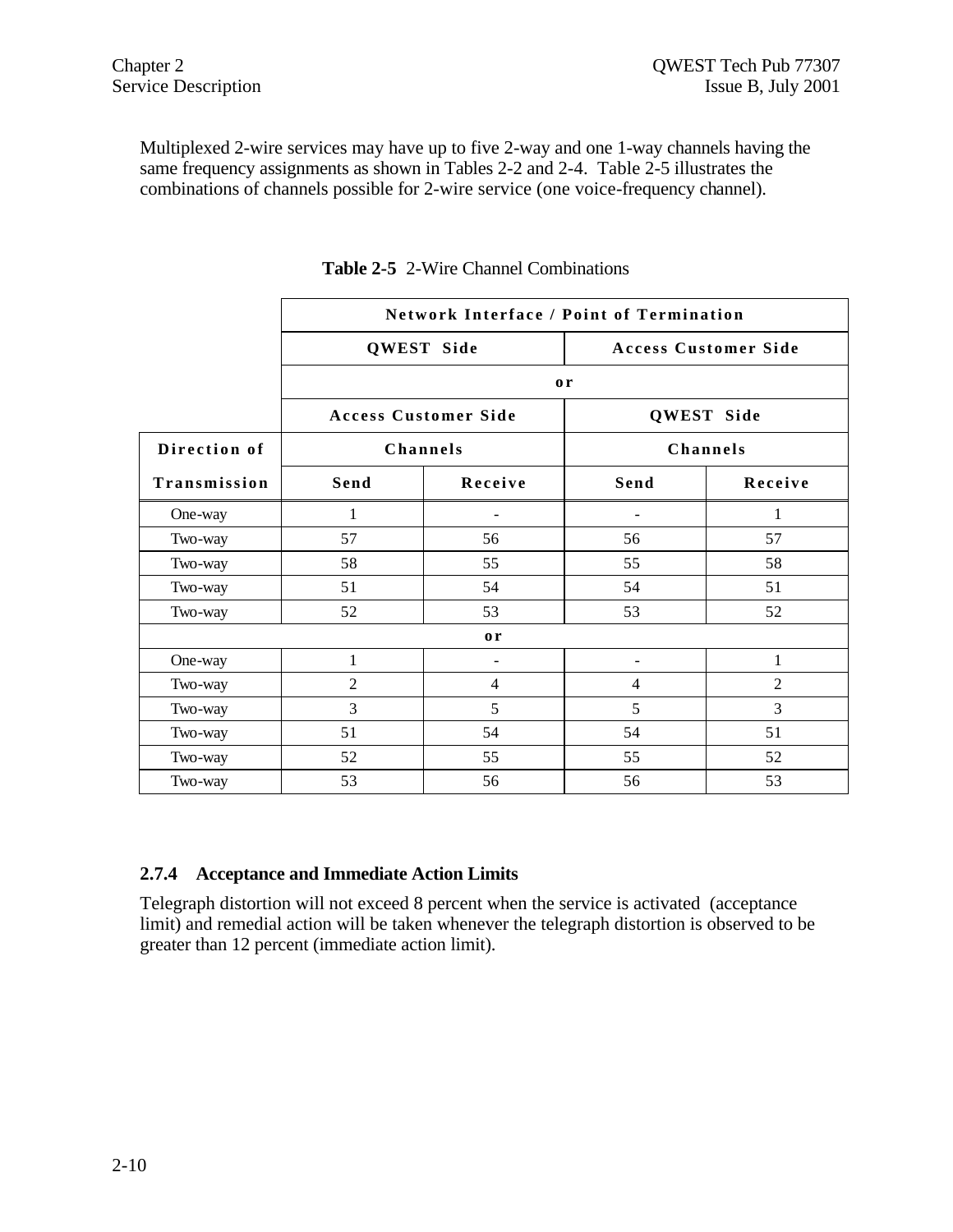Multiplexed 2-wire services may have up to five 2-way and one 1-way channels having the same frequency assignments as shown in Tables 2-2 and 2-4. Table 2-5 illustrates the combinations of channels possible for 2-wire service (one voice-frequency channel).

**Table 2-5** 2-Wire Channel Combinations

| | Network Interface / Point of Termination | | | |
|---|---|---|---|---|
| | QWEST Side | | Access Customer Side | |
| | or | | | |
| | Access Customer Side | | QWEST Side | |
| Direction of | Channels | | Channels | |
| Transmission | Send | Receive | Send | Receive |
| One-way | 1 | - | - | 1 |
| Two-way | 57 | 56 | 56 | 57 |
| Two-way | 58 | 55 | 55 | 58 |
| Two-way | 51 | 54 | 54 | 51 |
| Two-way | 52 | 53 | 53 | 52 |
| | | or | | |
| One-way | 1 | - | - | 1 |
| Two-way | 2 | 4 | 4 | 2 |
| Two-way | 3 | 5 | 5 | 3 |
| Two-way | 51 | 54 | 54 | 51 |
| Two-way | 52 | 55 | 55 | 52 |
| Two-way | 53 | 56 | 56 | 53 |

### 2.7.4 Acceptance and Immediate Action Limits

Telegraph distortion will not exceed 8 percent when the service is activated (acceptance limit) and remedial action will be taken whenever the telegraph distortion is observed to be greater than 12 percent (immediate action limit).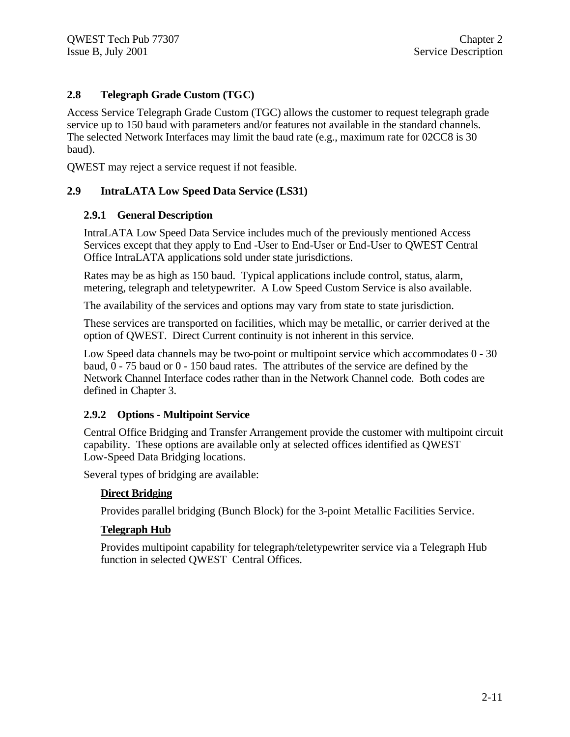## 2.8 Telegraph Grade Custom (TGC)

Access Service Telegraph Grade Custom (TGC) allows the customer to request telegraph grade service up to 150 baud with parameters and/or features not available in the standard channels. The selected Network Interfaces may limit the baud rate (e.g., maximum rate for 02CC8 is 30 baud).

QWEST may reject a service request if not feasible.

## 2.9 IntraLATA Low Speed Data Service (LS31)

### 2.9.1 General Description

IntraLATA Low Speed Data Service includes much of the previously mentioned Access Services except that they apply to End -User to End-User or End-User to QWEST Central Office IntraLATA applications sold under state jurisdictions.

Rates may be as high as 150 baud. Typical applications include control, status, alarm, metering, telegraph and teletypewriter. A Low Speed Custom Service is also available.

The availability of the services and options may vary from state to state jurisdiction.

These services are transported on facilities, which may be metallic, or carrier derived at the option of QWEST. Direct Current continuity is not inherent in this service.

Low Speed data channels may be two-point or multipoint service which accommodates 0 - 30 baud, 0 - 75 baud or 0 - 150 baud rates. The attributes of the service are defined by the Network Channel Interface codes rather than in the Network Channel code. Both codes are defined in Chapter 3.

### 2.9.2 Options - Multipoint Service

Central Office Bridging and Transfer Arrangement provide the customer with multipoint circuit capability. These options are available only at selected offices identified as QWEST Low-Speed Data Bridging locations.

Several types of bridging are available:

**Direct Bridging**

Provides parallel bridging (Bunch Block) for the 3-point Metallic Facilities Service.

**Telegraph Hub**

Provides multipoint capability for telegraph/teletypewriter service via a Telegraph Hub function in selected QWEST Central Offices.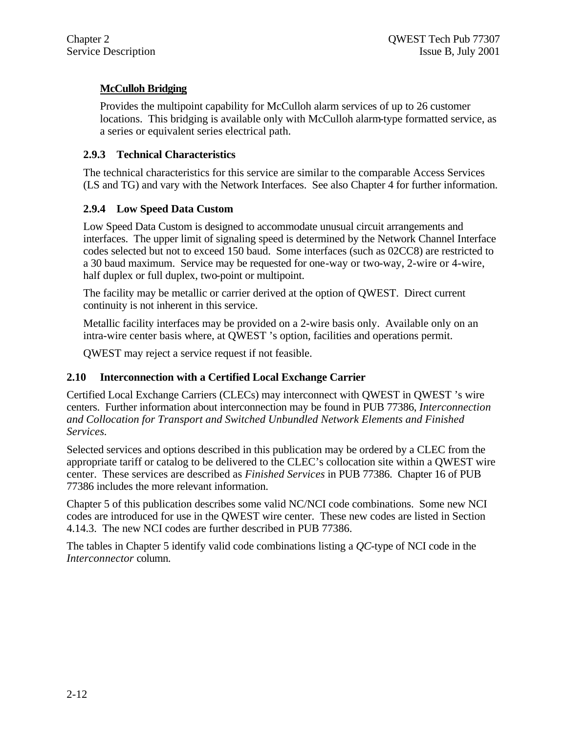**McCulloh Bridging**

Provides the multipoint capability for McCulloh alarm services of up to 26 customer locations. This bridging is available only with McCulloh alarm-type formatted service, as a series or equivalent series electrical path.

### 2.9.3 Technical Characteristics

The technical characteristics for this service are similar to the comparable Access Services (LS and TG) and vary with the Network Interfaces. See also Chapter 4 for further information.

### 2.9.4 Low Speed Data Custom

Low Speed Data Custom is designed to accommodate unusual circuit arrangements and interfaces. The upper limit of signaling speed is determined by the Network Channel Interface codes selected but not to exceed 150 baud. Some interfaces (such as 02CC8) are restricted to a 30 baud maximum. Service may be requested for one-way or two-way, 2-wire or 4-wire, half duplex or full duplex, two-point or multipoint.

The facility may be metallic or carrier derived at the option of QWEST. Direct current continuity is not inherent in this service.

Metallic facility interfaces may be provided on a 2-wire basis only. Available only on an intra-wire center basis where, at QWEST 's option, facilities and operations permit.

QWEST may reject a service request if not feasible.

## 2.10 Interconnection with a Certified Local Exchange Carrier

Certified Local Exchange Carriers (CLECs) may interconnect with QWEST in QWEST 's wire centers. Further information about interconnection may be found in PUB 77386, *Interconnection and Collocation for Transport and Switched Unbundled Network Elements and Finished Services.*

Selected services and options described in this publication may be ordered by a CLEC from the appropriate tariff or catalog to be delivered to the CLEC's collocation site within a QWEST wire center. These services are described as *Finished Services* in PUB 77386. Chapter 16 of PUB 77386 includes the more relevant information.

Chapter 5 of this publication describes some valid NC/NCI code combinations. Some new NCI codes are introduced for use in the QWEST wire center. These new codes are listed in Section 4.14.3. The new NCI codes are further described in PUB 77386.

The tables in Chapter 5 identify valid code combinations listing a *QC*-type of NCI code in the *Interconnector* column.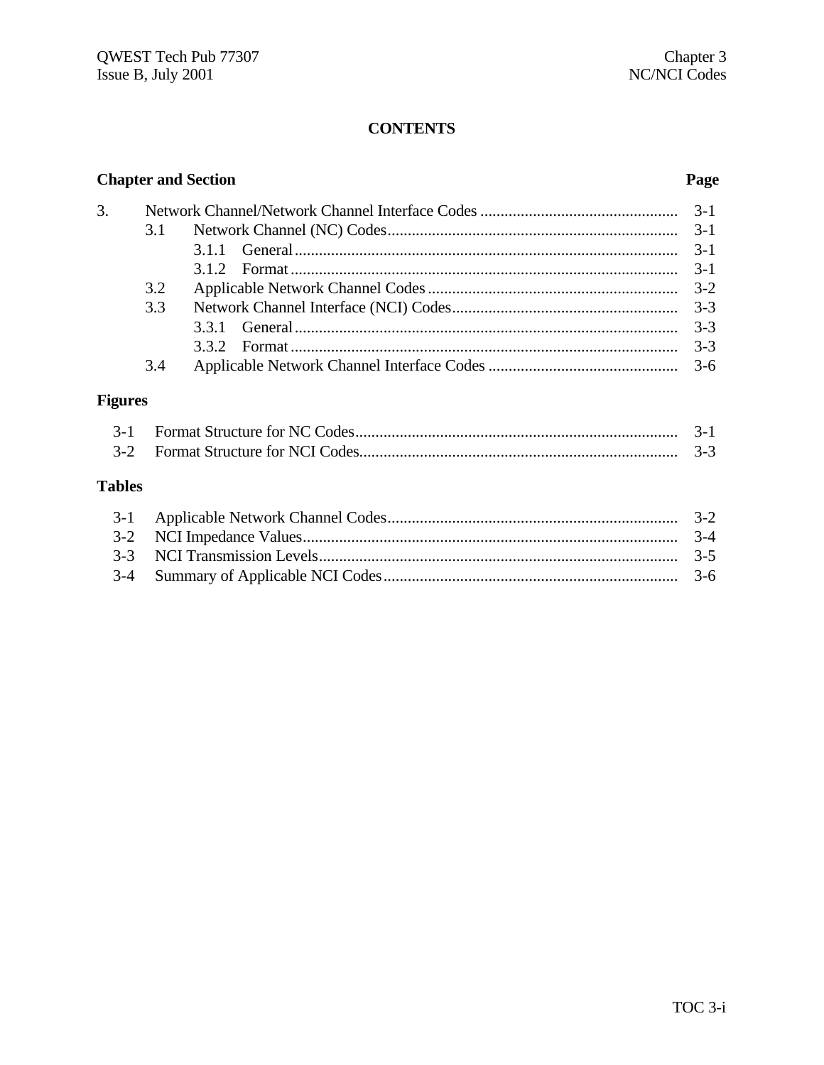# CONTENTS

| Chapter and Section | | | Page |
|---|---|---|---|
| 3. | Network Channel/Network Channel Interface Codes | | 3-1 |
| | 3.1 | Network Channel (NC) Codes | 3-1 |
| | | 3.1.1 General | 3-1 |
| | | 3.1.2 Format | 3-1 |
| | 3.2 | Applicable Network Channel Codes | 3-2 |
| | 3.3 | Network Channel Interface (NCI) Codes | 3-3 |
| | | 3.3.1 General | 3-3 |
| | | 3.3.2 Format | 3-3 |
| | 3.4 | Applicable Network Channel Interface Codes | 3-6 |

## Figures

| | | |
|---|---|---|
| 3-1 | Format Structure for NC Codes | 3-1 |
| 3-2 | Format Structure for NCI Codes | 3-3 |

## Tables

| | | |
|---|---|---|
| 3-1 | Applicable Network Channel Codes | 3-2 |
| 3-2 | NCI Impedance Values | 3-4 |
| 3-3 | NCI Transmission Levels | 3-5 |
| 3-4 | Summary of Applicable NCI Codes | 3-6 |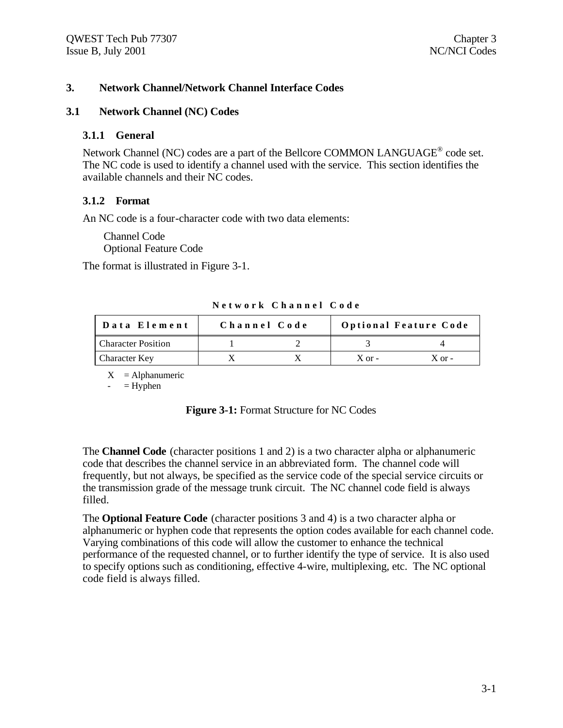# 3. Network Channel/Network Channel Interface Codes

## 3.1 Network Channel (NC) Codes

### 3.1.1 General

Network Channel (NC) codes are a part of the Bellcore COMMON LANGUAGE® code set. The NC code is used to identify a channel used with the service. This section identifies the available channels and their NC codes.

### 3.1.2 Format

An NC code is a four-character code with two data elements:

Channel Code
Optional Feature Code

The format is illustrated in Figure 3-1.

**Network Channel Code**

| Data Element | Channel Code | | Optional Feature Code | |
|---|---|---|---|---|
| Character Position | 1 | 2 | 3 | 4 |
| Character Key | X | X | X or - | X or - |

X = Alphanumeric
\- = Hyphen

**Figure 3-1:** Format Structure for NC Codes

The **Channel Code** (character positions 1 and 2) is a two character alpha or alphanumeric code that describes the channel service in an abbreviated form. The channel code will frequently, but not always, be specified as the service code of the special service circuits or the transmission grade of the message trunk circuit. The NC channel code field is always filled.

The **Optional Feature Code** (character positions 3 and 4) is a two character alpha or alphanumeric or hyphen code that represents the option codes available for each channel code. Varying combinations of this code will allow the customer to enhance the technical performance of the requested channel, or to further identify the type of service. It is also used to specify options such as conditioning, effective 4-wire, multiplexing, etc. The NC optional code field is always filled.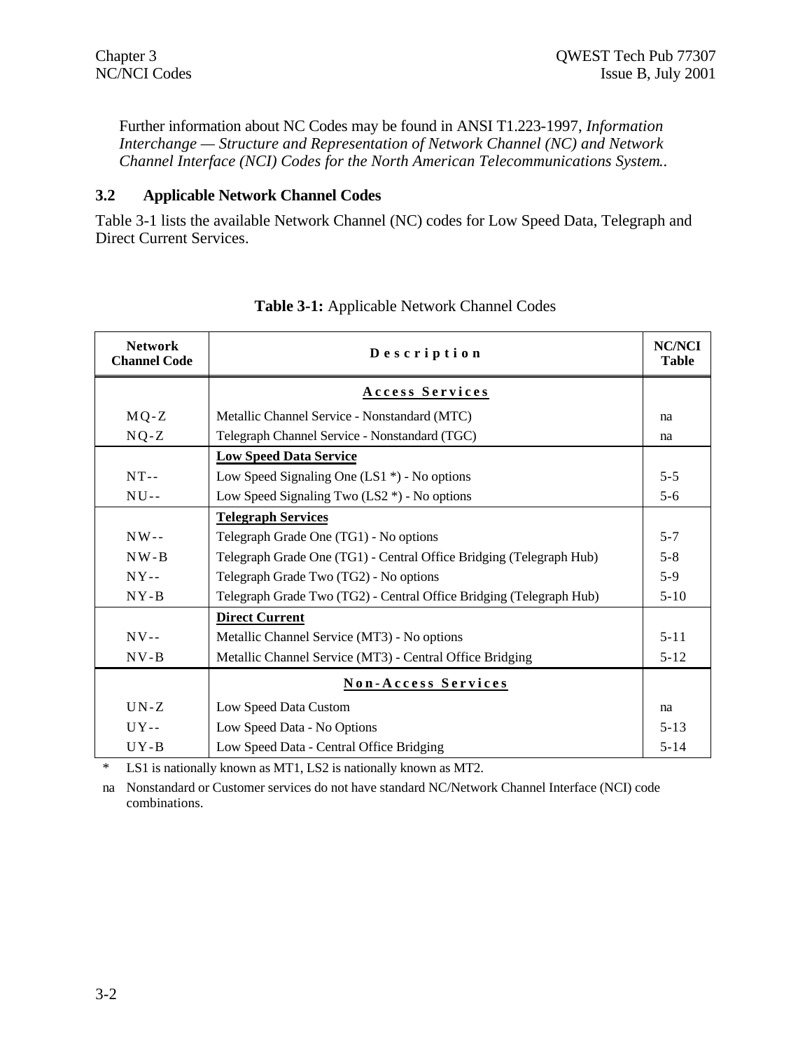Further information about NC Codes may be found in ANSI T1.223-1997, *Information Interchange — Structure and Representation of Network Channel (NC) and Network Channel Interface (NCI) Codes for the North American Telecommunications System.*.

### 3.2 Applicable Network Channel Codes

Table 3-1 lists the available Network Channel (NC) codes for Low Speed Data, Telegraph and Direct Current Services.

**Table 3-1:** Applicable Network Channel Codes

| Network Channel Code | Description | NC/NCI Table |
|---|---|---|
| | **Access Services** | |
| MQ-Z | Metallic Channel Service - Nonstandard (MTC) | na |
| NQ-Z | Telegraph Channel Service - Nonstandard (TGC) | na |
| | **Low Speed Data Service** | |
| NT-- | Low Speed Signaling One (LS1 *) - No options | 5-5 |
| NU-- | Low Speed Signaling Two (LS2 *) - No options | 5-6 |
| | **Telegraph Services** | |
| NW-- | Telegraph Grade One (TG1) - No options | 5-7 |
| NW-B | Telegraph Grade One (TG1) - Central Office Bridging (Telegraph Hub) | 5-8 |
| NY-- | Telegraph Grade Two (TG2) - No options | 5-9 |
| NY-B | Telegraph Grade Two (TG2) - Central Office Bridging (Telegraph Hub) | 5-10 |
| | **Direct Current** | |
| NV-- | Metallic Channel Service (MT3) - No options | 5-11 |
| NV-B | Metallic Channel Service (MT3) - Central Office Bridging | 5-12 |
| | **Non-Access Services** | |
| UN-Z | Low Speed Data Custom | na |
| UY-- | Low Speed Data - No Options | 5-13 |
| UY-B | Low Speed Data - Central Office Bridging | 5-14 |

\* LS1 is nationally known as MT1, LS2 is nationally known as MT2.

na Nonstandard or Customer services do not have standard NC/Network Channel Interface (NCI) code combinations.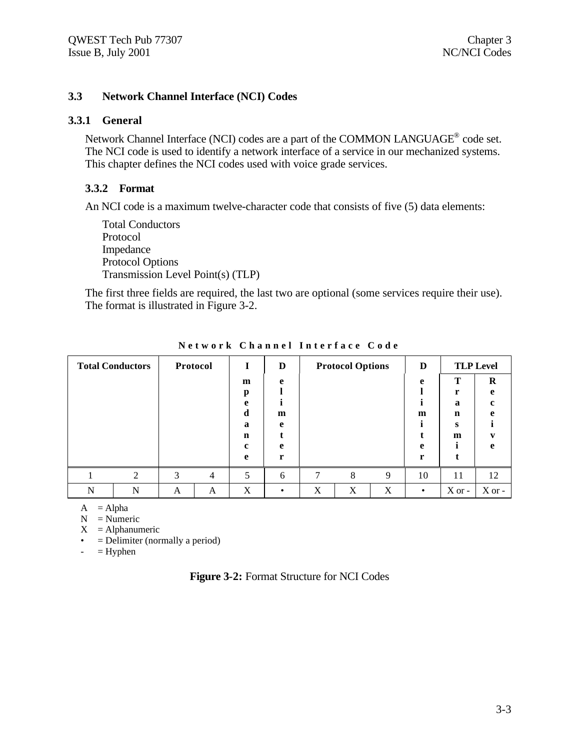## 3.3 Network Channel Interface (NCI) Codes

### 3.3.1 General

Network Channel Interface (NCI) codes are a part of the COMMON LANGUAGE® code set. The NCI code is used to identify a network interface of a service in our mechanized systems. This chapter defines the NCI codes used with voice grade services.

### 3.3.2 Format

An NCI code is a maximum twelve-character code that consists of five (5) data elements:

- Total Conductors
- Protocol
- Impedance
- Protocol Options
- Transmission Level Point(s) (TLP)

The first three fields are required, the last two are optional (some services require their use). The format is illustrated in Figure 3-2.

**Network Channel Interface Code**

| Total Conductors | | Protocol | | Impedance | Delimeter | Protocol Options | | | Delimiter | TLP Level Transmit | TLP Level Receive |
|---|---|---|---|---|---|---|---|---|---|---|---|
| 1 | 2 | 3 | 4 | 5 | 6 | 7 | 8 | 9 | 10 | 11 | 12 |
| N | N | A | A | X | • | X | X | X | • | X or - | X or - |

A = Alpha
N = Numeric
X = Alphanumeric
• = Delimiter (normally a period)
\- = Hyphen

**Figure 3-2:** Format Structure for NCI Codes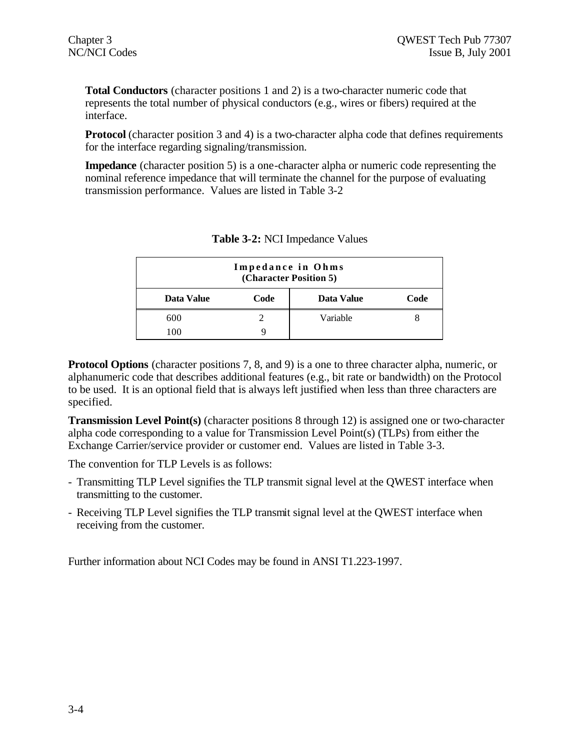**Total Conductors** (character positions 1 and 2) is a two-character numeric code that represents the total number of physical conductors (e.g., wires or fibers) required at the interface.

**Protocol** (character position 3 and 4) is a two-character alpha code that defines requirements for the interface regarding signaling/transmission.

**Impedance** (character position 5) is a one-character alpha or numeric code representing the nominal reference impedance that will terminate the channel for the purpose of evaluating transmission performance. Values are listed in Table 3-2

**Table 3-2:** NCI Impedance Values

| **Impedance in Ohms (Character Position 5)** | | | |
|---|---|---|---|
| **Data Value** | **Code** | **Data Value** | **Code** |
| 600 | 2 | Variable | 8 |
| 100 | 9 | | |

**Protocol Options** (character positions 7, 8, and 9) is a one to three character alpha, numeric, or alphanumeric code that describes additional features (e.g., bit rate or bandwidth) on the Protocol to be used. It is an optional field that is always left justified when less than three characters are specified.

**Transmission Level Point(s)** (character positions 8 through 12) is assigned one or two-character alpha code corresponding to a value for Transmission Level Point(s) (TLPs) from either the Exchange Carrier/service provider or customer end. Values are listed in Table 3-3.

The convention for TLP Levels is as follows:

- Transmitting TLP Level signifies the TLP transmit signal level at the QWEST interface when transmitting to the customer.
- Receiving TLP Level signifies the TLP transmit signal level at the QWEST interface when receiving from the customer.

Further information about NCI Codes may be found in ANSI T1.223-1997.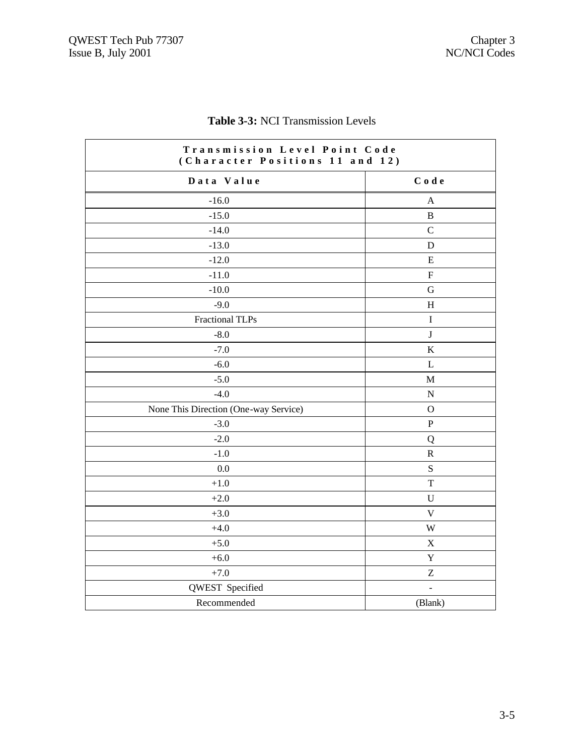**Table 3-3:** NCI Transmission Levels

| Transmission Level Point Code (Character Positions 11 and 12) | |
|---|---|
| **Data Value** | **Code** |
| -16.0 | A |
| -15.0 | B |
| -14.0 | C |
| -13.0 | D |
| -12.0 | E |
| -11.0 | F |
| -10.0 | G |
| -9.0 | H |
| Fractional TLPs | I |
| -8.0 | J |
| -7.0 | K |
| -6.0 | L |
| -5.0 | M |
| -4.0 | N |
| None This Direction (One-way Service) | O |
| -3.0 | P |
| -2.0 | Q |
| -1.0 | R |
| 0.0 | S |
| +1.0 | T |
| +2.0 | U |
| +3.0 | V |
| +4.0 | W |
| +5.0 | X |
| +6.0 | Y |
| +7.0 | Z |
| QWEST Specified | - |
| Recommended | (Blank) |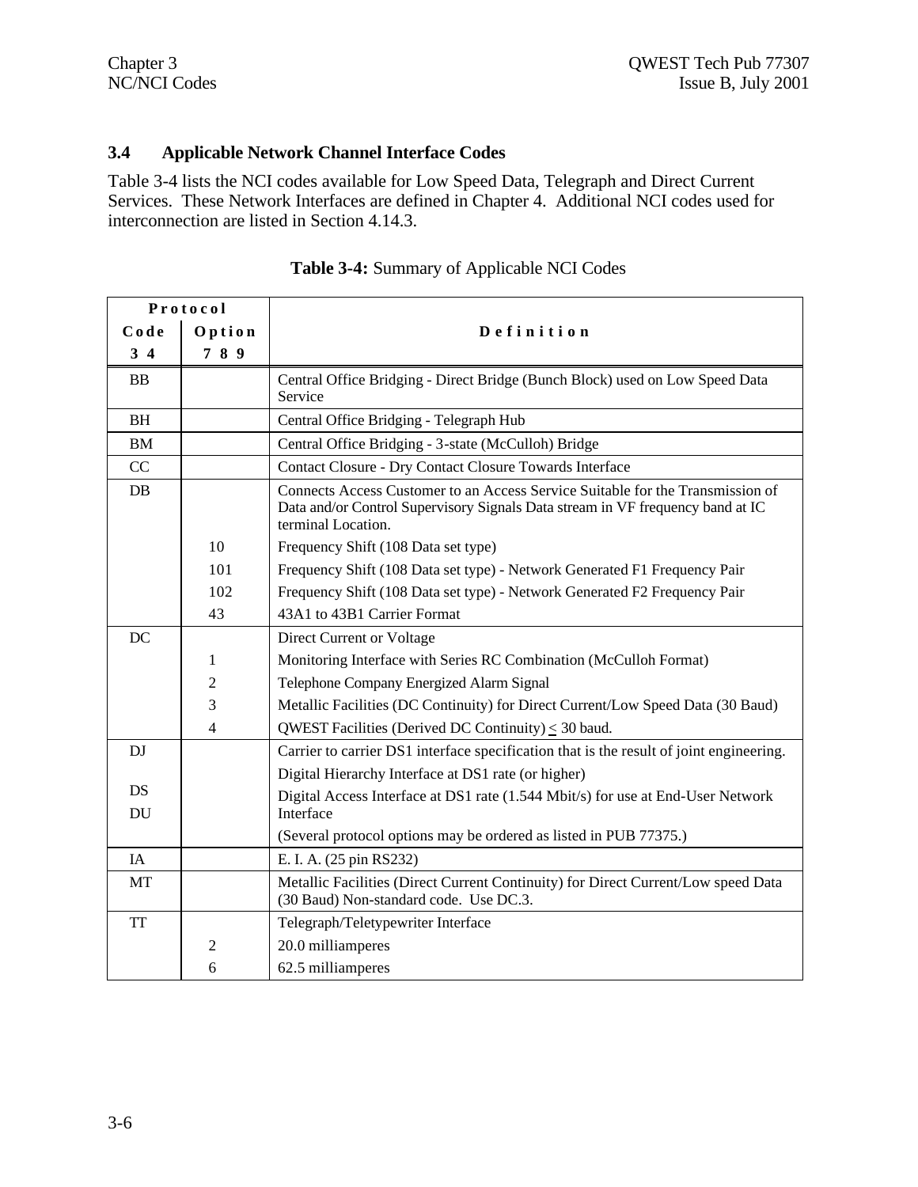## 3.4 Applicable Network Channel Interface Codes

Table 3-4 lists the NCI codes available for Low Speed Data, Telegraph and Direct Current Services. These Network Interfaces are defined in Chapter 4. Additional NCI codes used for interconnection are listed in Section 4.14.3.

**Table 3-4:** Summary of Applicable NCI Codes

| Protocol | | Definition |
|---|---|---|
| Code 3 4 | Option 7 8 9 | |
| BB | | Central Office Bridging - Direct Bridge (Bunch Block) used on Low Speed Data Service |
| BH | | Central Office Bridging - Telegraph Hub |
| BM | | Central Office Bridging - 3-state (McCulloh) Bridge |
| CC | | Contact Closure - Dry Contact Closure Towards Interface |
| DB | | Connects Access Customer to an Access Service Suitable for the Transmission of Data and/or Control Supervisory Signals Data stream in VF frequency band at IC terminal Location. |
| | 10 | Frequency Shift (108 Data set type) |
| | 101 | Frequency Shift (108 Data set type) - Network Generated F1 Frequency Pair |
| | 102 | Frequency Shift (108 Data set type) - Network Generated F2 Frequency Pair |
| | 43 | 43A1 to 43B1 Carrier Format |
| DC | | Direct Current or Voltage |
| | 1 | Monitoring Interface with Series RC Combination (McCulloh Format) |
| | 2 | Telephone Company Energized Alarm Signal |
| | 3 | Metallic Facilities (DC Continuity) for Direct Current/Low Speed Data (30 Baud) |
| | 4 | QWEST Facilities (Derived DC Continuity) ≤ 30 baud. |
| DJ | | Carrier to carrier DS1 interface specification that is the result of joint engineering. |
| | | Digital Hierarchy Interface at DS1 rate (or higher) |
| DS | | Digital Access Interface at DS1 rate (1.544 Mbit/s) for use at End-User Network Interface |
| DU | | (Several protocol options may be ordered as listed in PUB 77375.) |
| IA | | E. I. A. (25 pin RS232) |
| MT | | Metallic Facilities (Direct Current Continuity) for Direct Current/Low speed Data (30 Baud) Non-standard code. Use DC.3. |
| TT | | Telegraph/Teletypewriter Interface |
| | 2 | 20.0 milliamperes |
| | 6 | 62.5 milliamperes |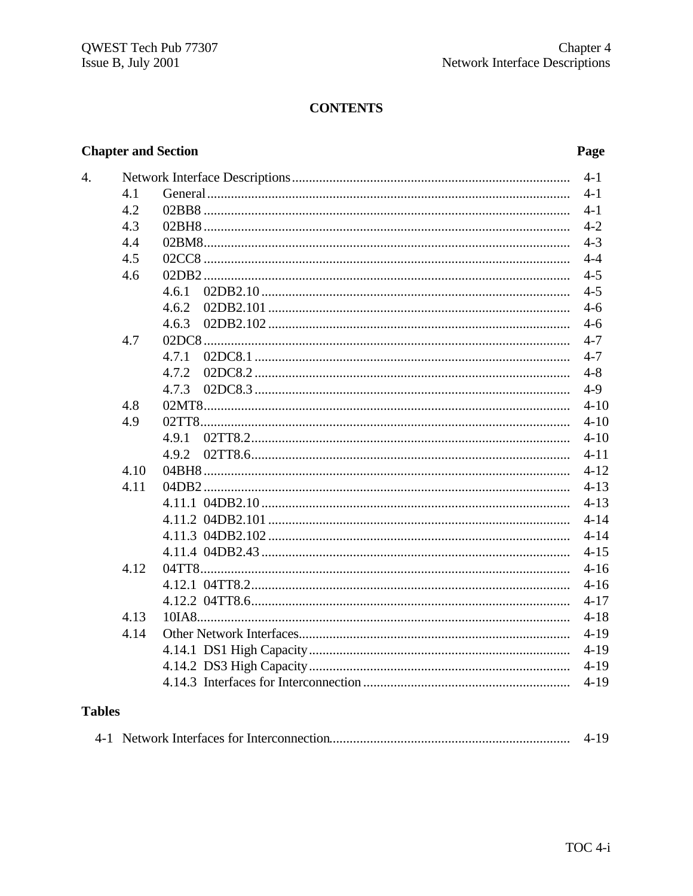## CONTENTS

| Chapter and Section | | | Page |
|---|---|---|---|
| 4. | Network Interface Descriptions | | 4-1 |
| | 4.1 | General | 4-1 |
| | 4.2 | 02BB8 | 4-1 |
| | 4.3 | 02BH8 | 4-2 |
| | 4.4 | 02BM8 | 4-3 |
| | 4.5 | 02CC8 | 4-4 |
| | 4.6 | 02DB2 | 4-5 |
| | | 4.6.1 02DB2.10 | 4-5 |
| | | 4.6.2 02DB2.101 | 4-6 |
| | | 4.6.3 02DB2.102 | 4-6 |
| | 4.7 | 02DC8 | 4-7 |
| | | 4.7.1 02DC8.1 | 4-7 |
| | | 4.7.2 02DC8.2 | 4-8 |
| | | 4.7.3 02DC8.3 | 4-9 |
| | 4.8 | 02MT8 | 4-10 |
| | 4.9 | 02TT8 | 4-10 |
| | | 4.9.1 02TT8.2 | 4-10 |
| | | 4.9.2 02TT8.6 | 4-11 |
| | 4.10 | 04BH8 | 4-12 |
| | 4.11 | 04DB2 | 4-13 |
| | | 4.11.1 04DB2.10 | 4-13 |
| | | 4.11.2 04DB2.101 | 4-14 |
| | | 4.11.3 04DB2.102 | 4-14 |
| | | 4.11.4 04DB2.43 | 4-15 |
| | 4.12 | 04TT8 | 4-16 |
| | | 4.12.1 04TT8.2 | 4-16 |
| | | 4.12.2 04TT8.6 | 4-17 |
| | 4.13 | 10IA8 | 4-18 |
| | 4.14 | Other Network Interfaces | 4-19 |
| | | 4.14.1 DS1 High Capacity | 4-19 |
| | | 4.14.2 DS3 High Capacity | 4-19 |
| | | 4.14.3 Interfaces for Interconnection | 4-19 |

**Tables**

| | | |
|---|---|---|
| 4-1 | Network Interfaces for Interconnection | 4-19 |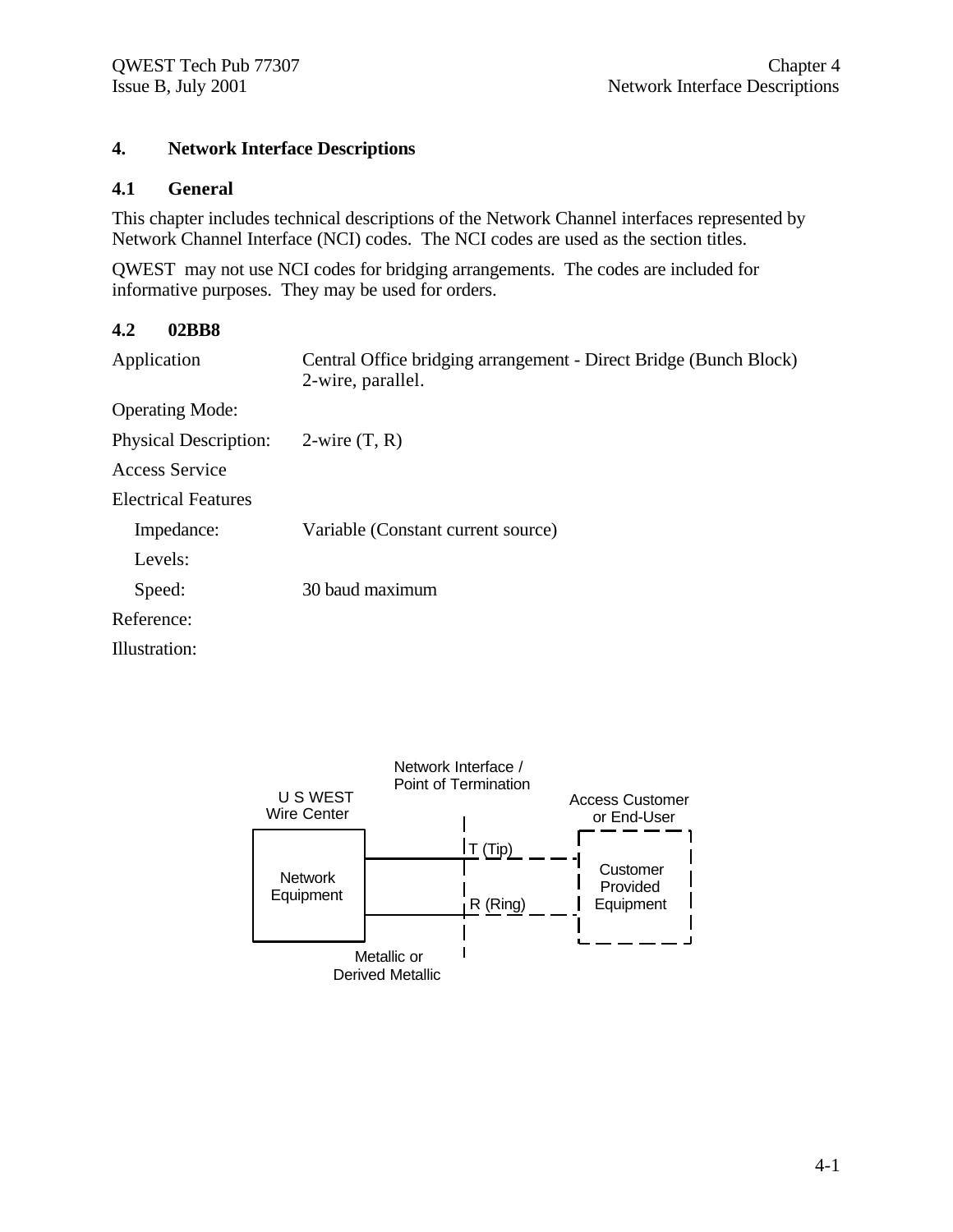# 4. Network Interface Descriptions

## 4.1 General

This chapter includes technical descriptions of the Network Channel interfaces represented by Network Channel Interface (NCI) codes. The NCI codes are used as the section titles.

QWEST may not use NCI codes for bridging arrangements. The codes are included for informative purposes. They may be used for orders.

## 4.2 02BB8

Application: Central Office bridging arrangement - Direct Bridge (Bunch Block) 2-wire, parallel.

Operating Mode:

Physical Description: 2-wire (T, R)

Access Service

Electrical Features

Impedance: Variable (Constant current source)

Levels:

Speed: 30 baud maximum

Reference:

Illustration:

Network Interface / Point of Termination

U S WEST Wire Center

Access Customer or End-User

Network Equipment

T (Tip)

R (Ring)

Customer Provided Equipment

Metallic or Derived Metallic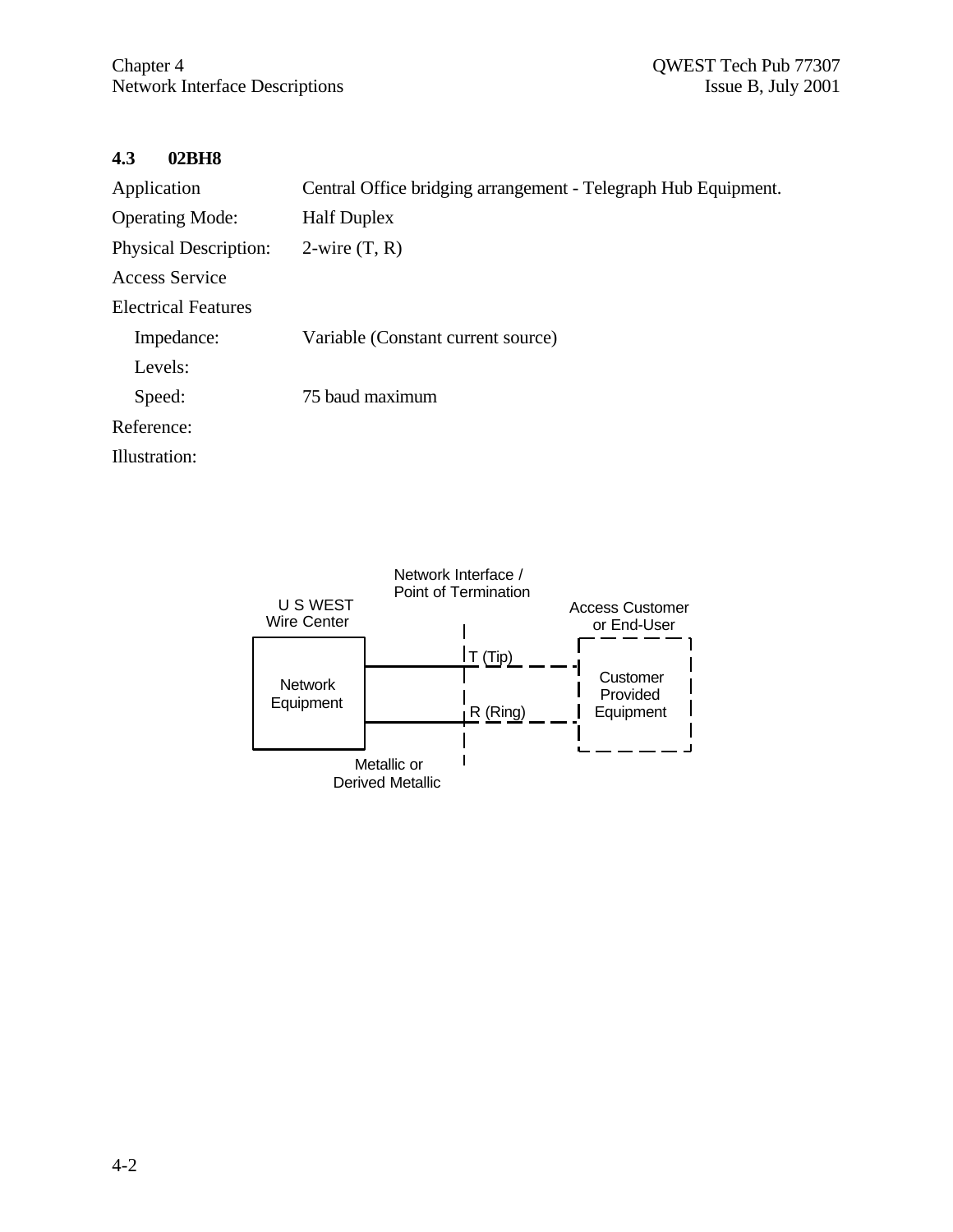## 4.3 02BH8

| | |
|---|---|
| Application | Central Office bridging arrangement - Telegraph Hub Equipment. |
| Operating Mode: | Half Duplex |
| Physical Description: | 2-wire (T, R) |
| Access Service | |
| Electrical Features | |
| Impedance: | Variable (Constant current source) |
| Levels: | |
| Speed: | 75 baud maximum |
| Reference: | |
| Illustration: | |

U S WEST Wire Center

Network Equipment

Network Interface / Point of Termination

T (Tip)

R (Ring)

Access Customer or End-User

Customer Provided Equipment

Metallic or Derived Metallic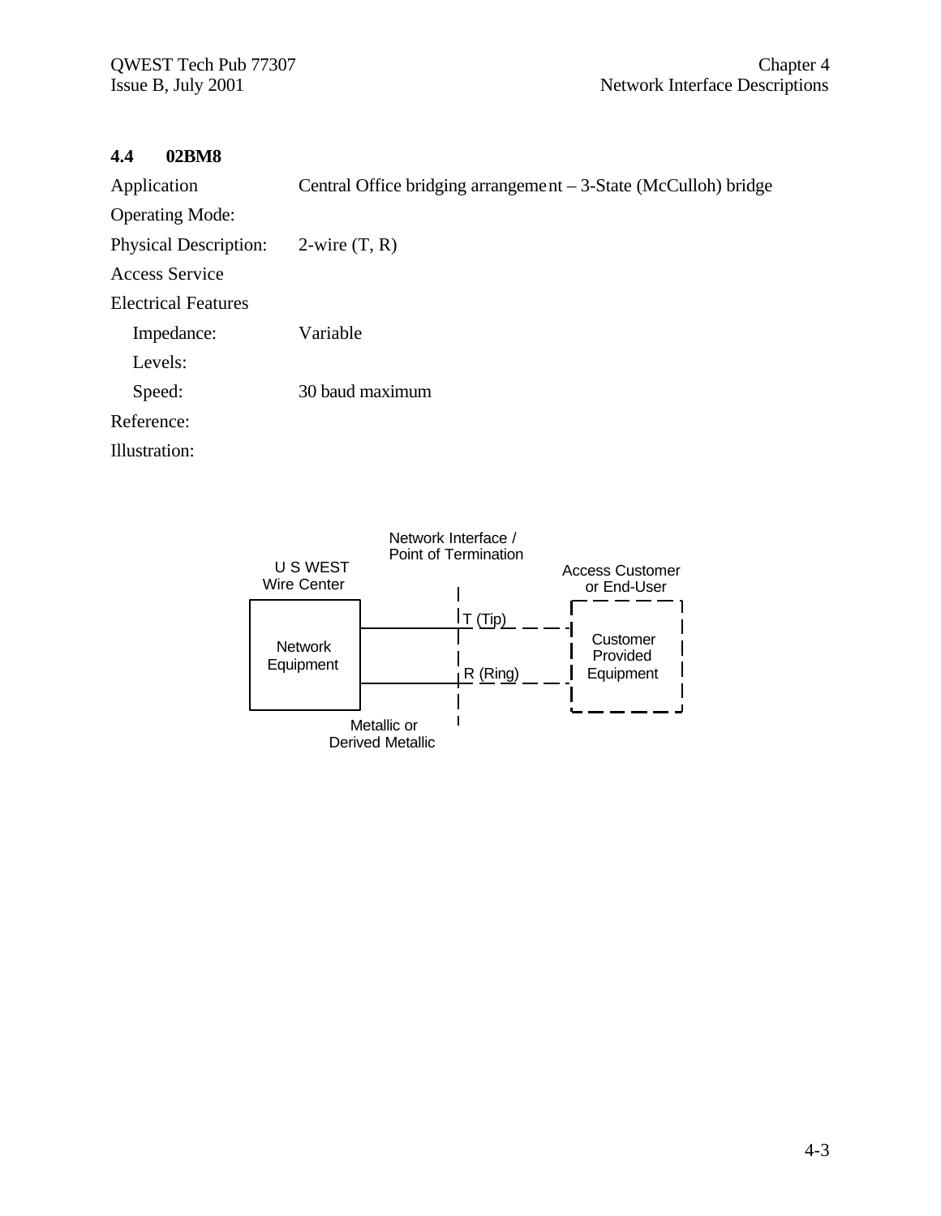## 4.4 02BM8

Application: Central Office bridging arrangement – 3-State (McCulloh) bridge

Operating Mode:

Physical Description: 2-wire (T, R)

Access Service

Electrical Features

- Impedance: Variable
- Levels:
- Speed: 30 baud maximum

Reference:

Illustration:

U S WEST Wire Center

Network Equipment

Network Interface / Point of Termination

T (Tip)

R (Ring)

Metallic or Derived Metallic

Access Customer or End-User

Customer Provided Equipment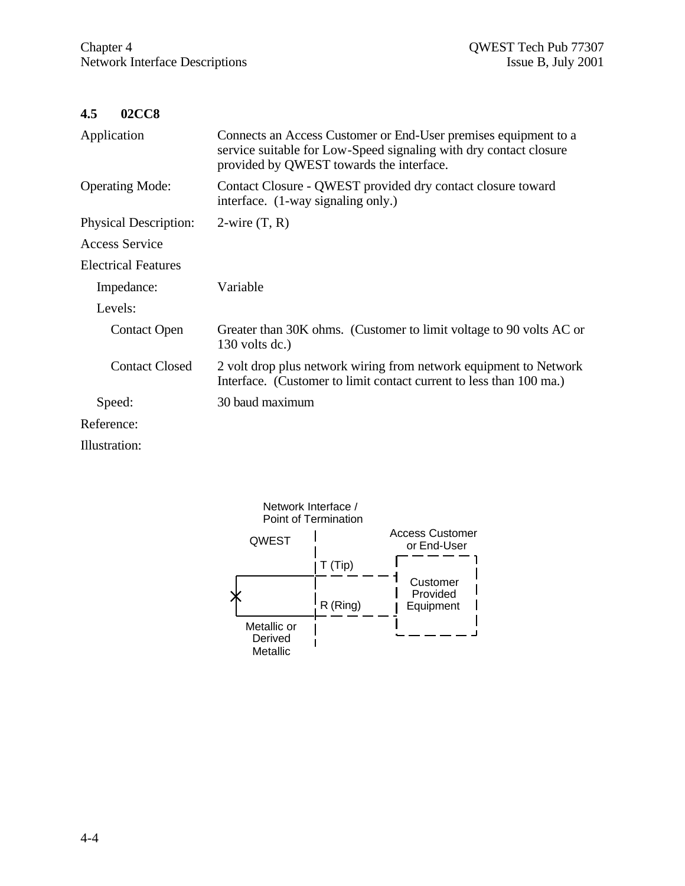## 4.5 02CC8

| | |
|---|---|
| Application | Connects an Access Customer or End-User premises equipment to a service suitable for Low-Speed signaling with dry contact closure provided by QWEST towards the interface. |
| Operating Mode: | Contact Closure - QWEST provided dry contact closure toward interface. (1-way signaling only.) |
| Physical Description: | 2-wire (T, R) |
| Access Service | |
| Electrical Features | |
| Impedance: | Variable |
| Levels: | |
| Contact Open | Greater than 30K ohms. (Customer to limit voltage to 90 volts AC or 130 volts dc.) |
| Contact Closed | 2 volt drop plus network wiring from network equipment to Network Interface. (Customer to limit contact current to less than 100 ma.) |
| Speed: | 30 baud maximum |
| Reference: | |
| Illustration: | |

Network Interface / Point of Termination

QWEST

Access Customer or End-User

T (Tip)

R (Ring)

Customer Provided Equipment

Metallic or Derived Metallic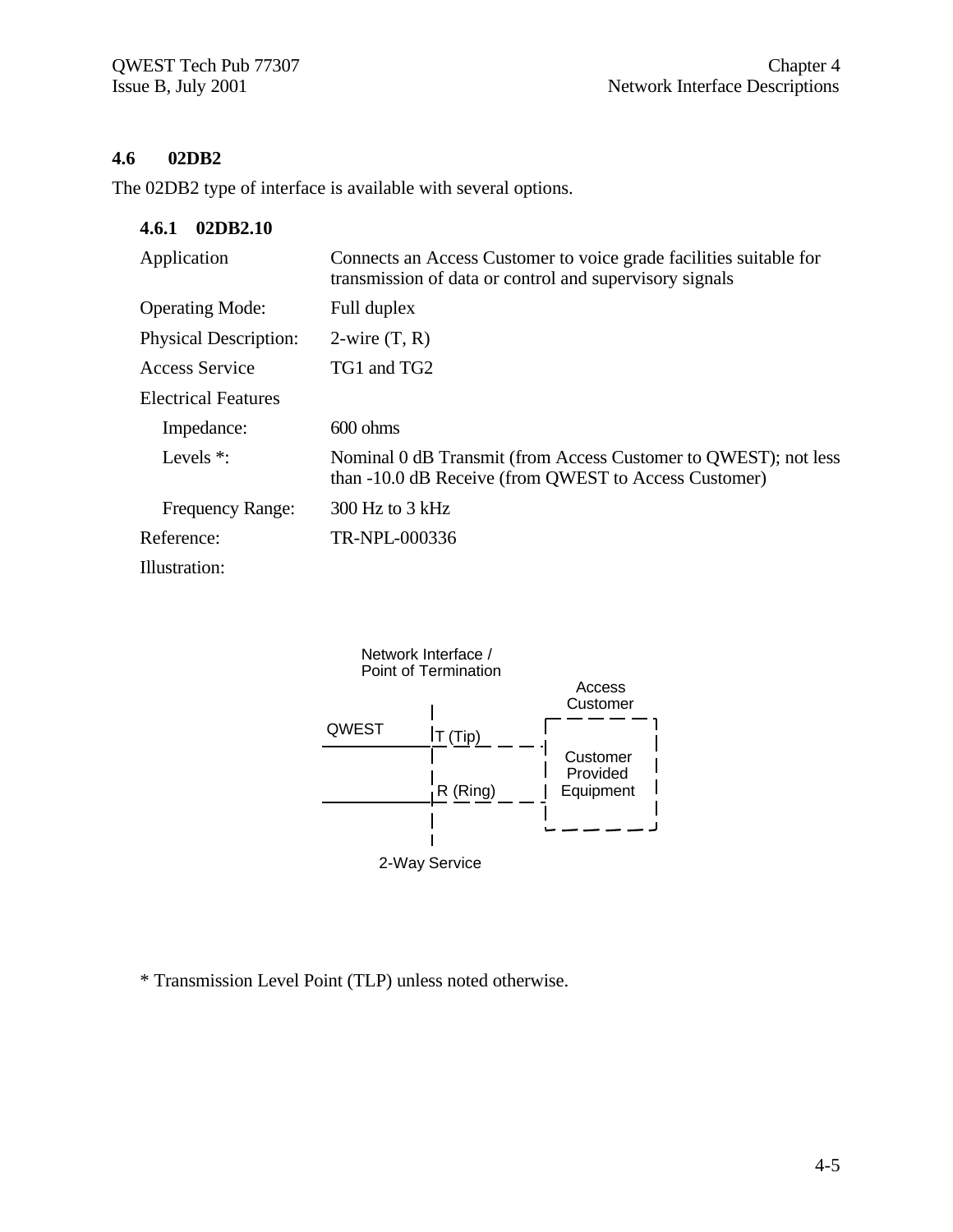## 4.6 02DB2

The 02DB2 type of interface is available with several options.

### 4.6.1 02DB2.10

| | |
|---|---|
| Application | Connects an Access Customer to voice grade facilities suitable for transmission of data or control and supervisory signals |
| Operating Mode: | Full duplex |
| Physical Description: | 2-wire (T, R) |
| Access Service | TG1 and TG2 |
| Electrical Features | |
| Impedance: | 600 ohms |
| Levels *: | Nominal 0 dB Transmit (from Access Customer to QWEST); not less than -10.0 dB Receive (from QWEST to Access Customer) |
| Frequency Range: | 300 Hz to 3 kHz |
| Reference: | TR-NPL-000336 |
| Illustration: | |

Network Interface / Point of Termination

Access Customer

QWEST

T (Tip)

R (Ring)

Customer Provided Equipment

2-Way Service

* Transmission Level Point (TLP) unless noted otherwise.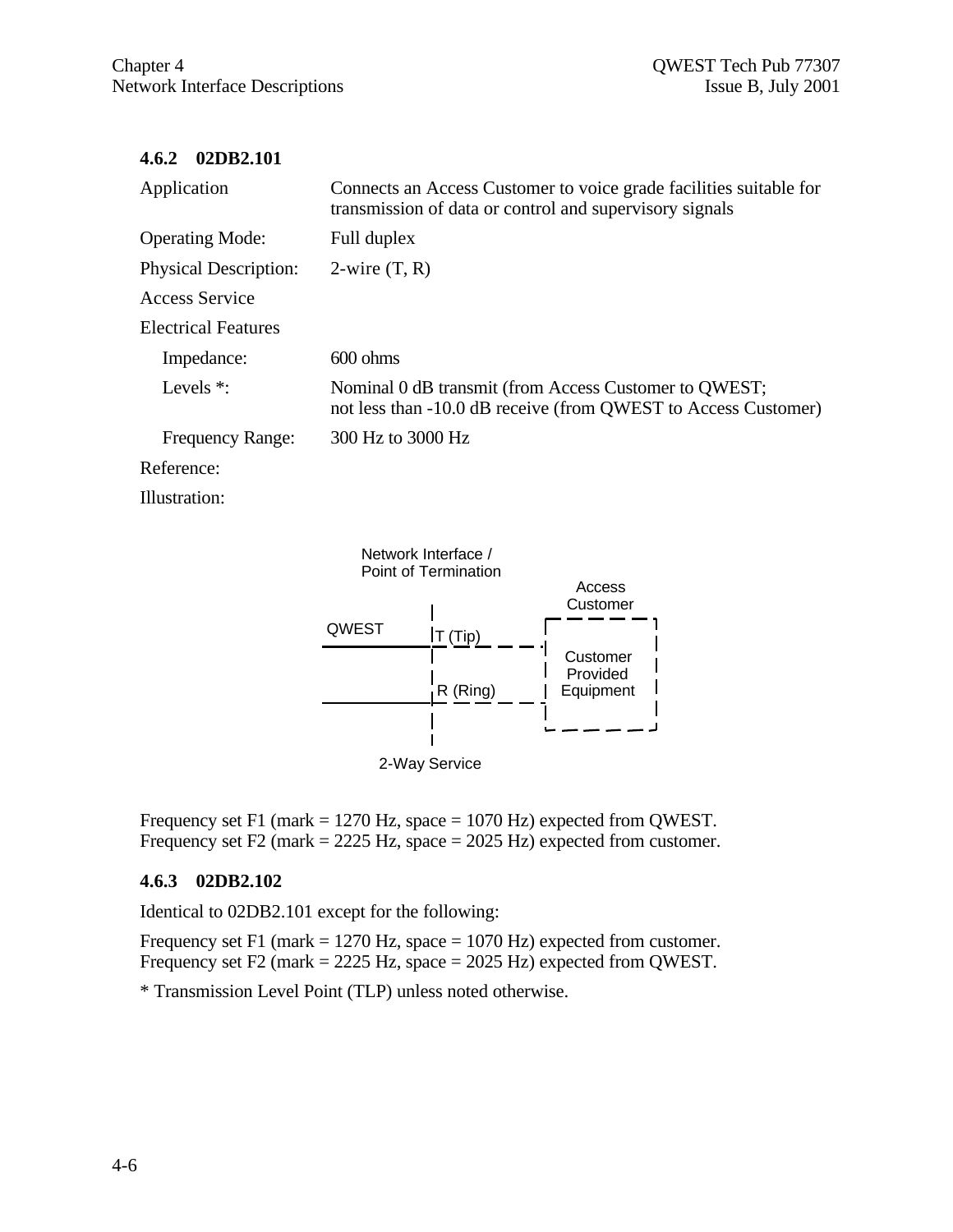### 4.6.2 02DB2.101

| | |
|---|---|
| Application | Connects an Access Customer to voice grade facilities suitable for transmission of data or control and supervisory signals |
| Operating Mode: | Full duplex |
| Physical Description: | 2-wire (T, R) |
| Access Service | |
| Electrical Features | |
| Impedance: | 600 ohms |
| Levels *: | Nominal 0 dB transmit (from Access Customer to QWEST; not less than -10.0 dB receive (from QWEST to Access Customer) |
| Frequency Range: | 300 Hz to 3000 Hz |
| Reference: | |
| Illustration: | |

Network Interface / Point of Termination

QWEST — T (Tip) — R (Ring) — Access Customer: Customer Provided Equipment

2-Way Service

Frequency set F1 (mark = 1270 Hz, space = 1070 Hz) expected from QWEST.
Frequency set F2 (mark = 2225 Hz, space = 2025 Hz) expected from customer.

### 4.6.3 02DB2.102

Identical to 02DB2.101 except for the following:

Frequency set F1 (mark = 1270 Hz, space = 1070 Hz) expected from customer.
Frequency set F2 (mark = 2225 Hz, space = 2025 Hz) expected from QWEST.

* Transmission Level Point (TLP) unless noted otherwise.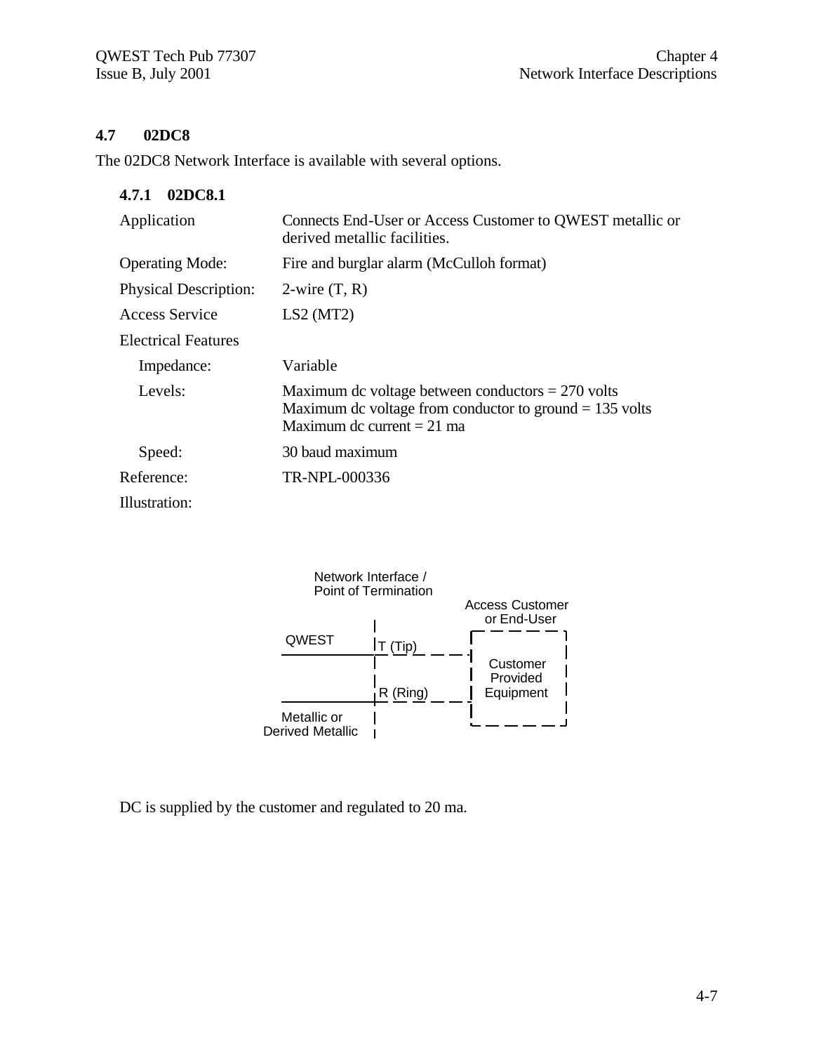## 4.7 02DC8

The 02DC8 Network Interface is available with several options.

### 4.7.1 02DC8.1

| | |
|---|---|
| Application | Connects End-User or Access Customer to QWEST metallic or derived metallic facilities. |
| Operating Mode: | Fire and burglar alarm (McCulloh format) |
| Physical Description: | 2-wire (T, R) |
| Access Service | LS2 (MT2) |
| Electrical Features | |
| Impedance: | Variable |
| Levels: | Maximum dc voltage between conductors = 270 volts<br>Maximum dc voltage from conductor to ground = 135 volts<br>Maximum dc current = 21 ma |
| Speed: | 30 baud maximum |
| Reference: | TR-NPL-000336 |
| Illustration: | |

Network Interface / Point of Termination

QWEST — T (Tip) — R (Ring) — Metallic or Derived Metallic

Access Customer or End-User — Customer Provided Equipment

DC is supplied by the customer and regulated to 20 ma.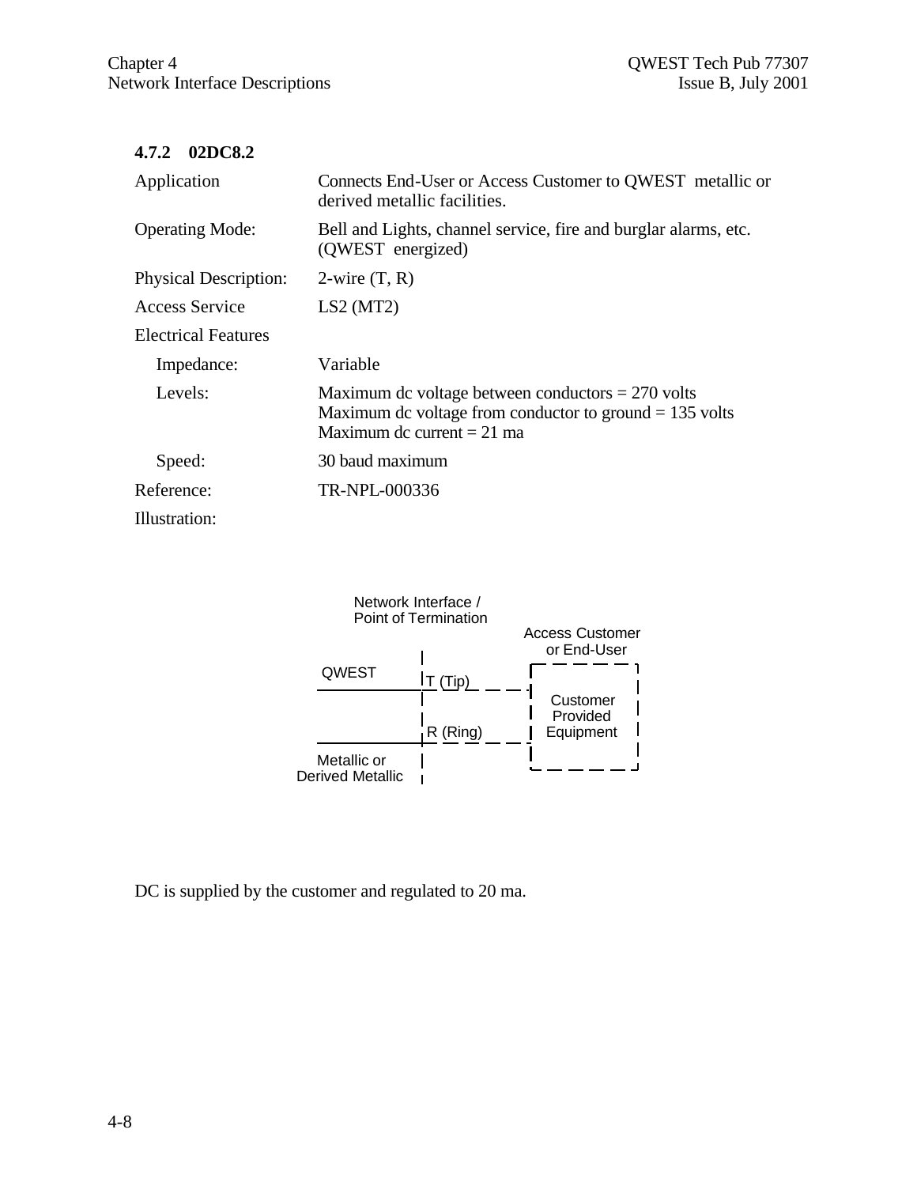### 4.7.2 02DC8.2

| | |
|---|---|
| Application | Connects End-User or Access Customer to QWEST metallic or derived metallic facilities. |
| Operating Mode: | Bell and Lights, channel service, fire and burglar alarms, etc. (QWEST energized) |
| Physical Description: | 2-wire (T, R) |
| Access Service | LS2 (MT2) |
| Electrical Features | |
| Impedance: | Variable |
| Levels: | Maximum dc voltage between conductors = 270 volts<br>Maximum dc voltage from conductor to ground = 135 volts<br>Maximum dc current = 21 ma |
| Speed: | 30 baud maximum |
| Reference: | TR-NPL-000336 |
| Illustration: | |

Network Interface / Point of Termination

Access Customer or End-User

QWEST

T (Tip)

R (Ring)

Customer Provided Equipment

Metallic or Derived Metallic

DC is supplied by the customer and regulated to 20 ma.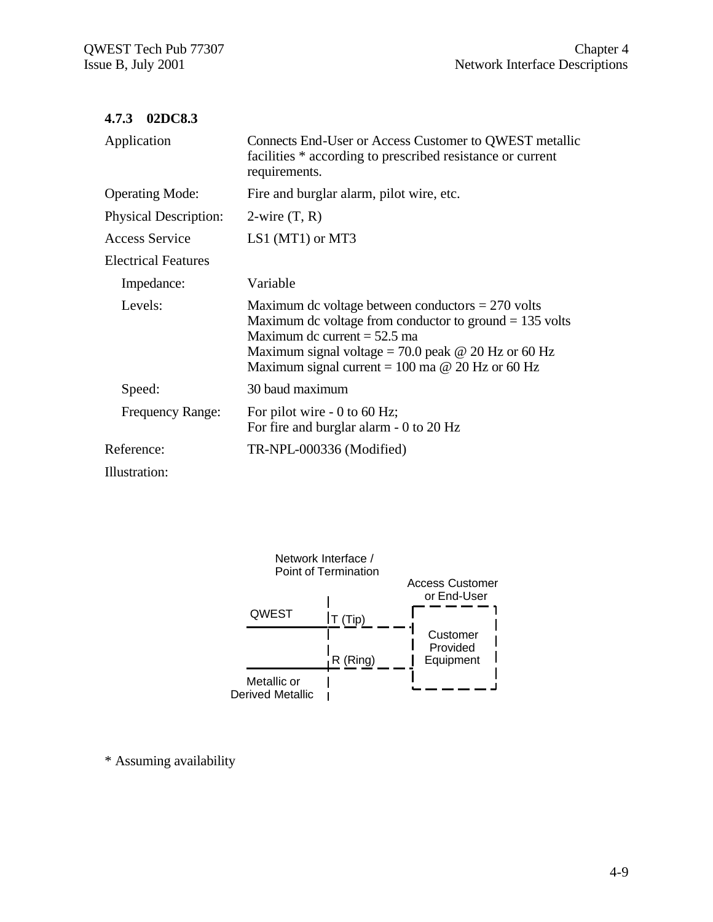### 4.7.3 02DC8.3

| | |
|---|---|
| Application | Connects End-User or Access Customer to QWEST metallic facilities * according to prescribed resistance or current requirements. |
| Operating Mode: | Fire and burglar alarm, pilot wire, etc. |
| Physical Description: | 2-wire (T, R) |
| Access Service | LS1 (MT1) or MT3 |
| Electrical Features | |
| Impedance: | Variable |
| Levels: | Maximum dc voltage between conductors = 270 volts<br>Maximum dc voltage from conductor to ground = 135 volts<br>Maximum dc current = 52.5 ma<br>Maximum signal voltage = 70.0 peak @ 20 Hz or 60 Hz<br>Maximum signal current = 100 ma @ 20 Hz or 60 Hz |
| Speed: | 30 baud maximum |
| Frequency Range: | For pilot wire - 0 to 60 Hz;<br>For fire and burglar alarm - 0 to 20 Hz |
| Reference: | TR-NPL-000336 (Modified) |
| Illustration: | |

Network Interface / Point of Termination

QWEST — Metallic or Derived Metallic

T (Tip)

R (Ring)

Access Customer or End-User — Customer Provided Equipment

\* Assuming availability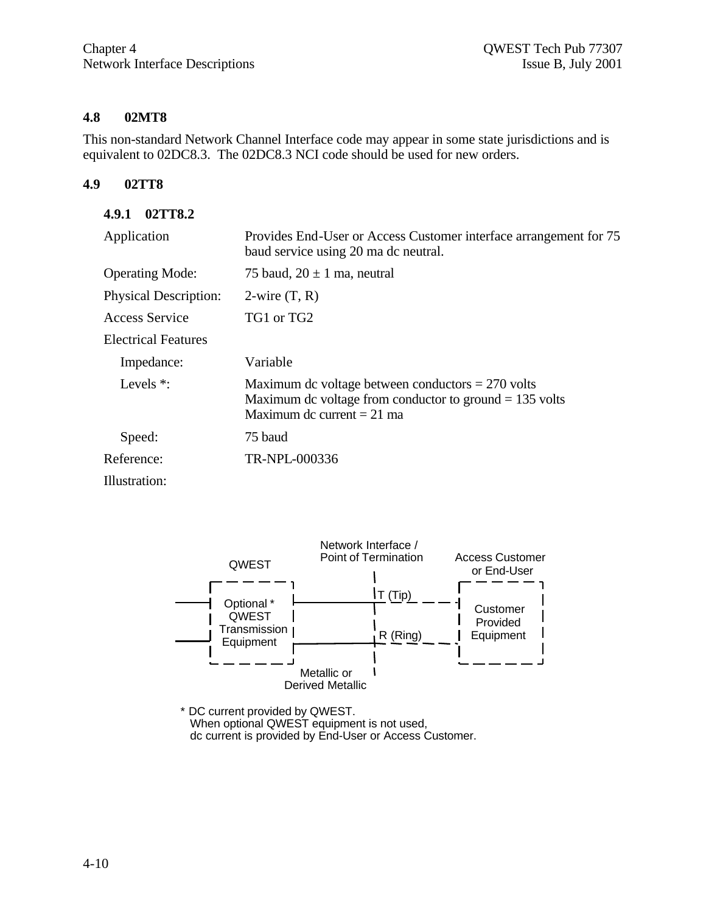## 4.8 02MT8

This non-standard Network Channel Interface code may appear in some state jurisdictions and is equivalent to 02DC8.3. The 02DC8.3 NCI code should be used for new orders.

## 4.9 02TT8

### 4.9.1 02TT8.2

| | |
|---|---|
| Application | Provides End-User or Access Customer interface arrangement for 75 baud service using 20 ma dc neutral. |
| Operating Mode: | 75 baud, 20 ± 1 ma, neutral |
| Physical Description: | 2-wire (T, R) |
| Access Service | TG1 or TG2 |
| Electrical Features | |
| Impedance: | Variable |
| Levels *: | Maximum dc voltage between conductors = 270 volts<br>Maximum dc voltage from conductor to ground = 135 volts<br>Maximum dc current = 21 ma |
| Speed: | 75 baud |
| Reference: | TR-NPL-000336 |

Illustration:

QWEST | Network Interface / Point of Termination | Access Customer or End-User

Optional * QWEST Transmission Equipment — T (Tip) / R (Ring) — Customer Provided Equipment

Metallic or Derived Metallic

\* DC current provided by QWEST.
When optional QWEST equipment is not used,
dc current is provided by End-User or Access Customer.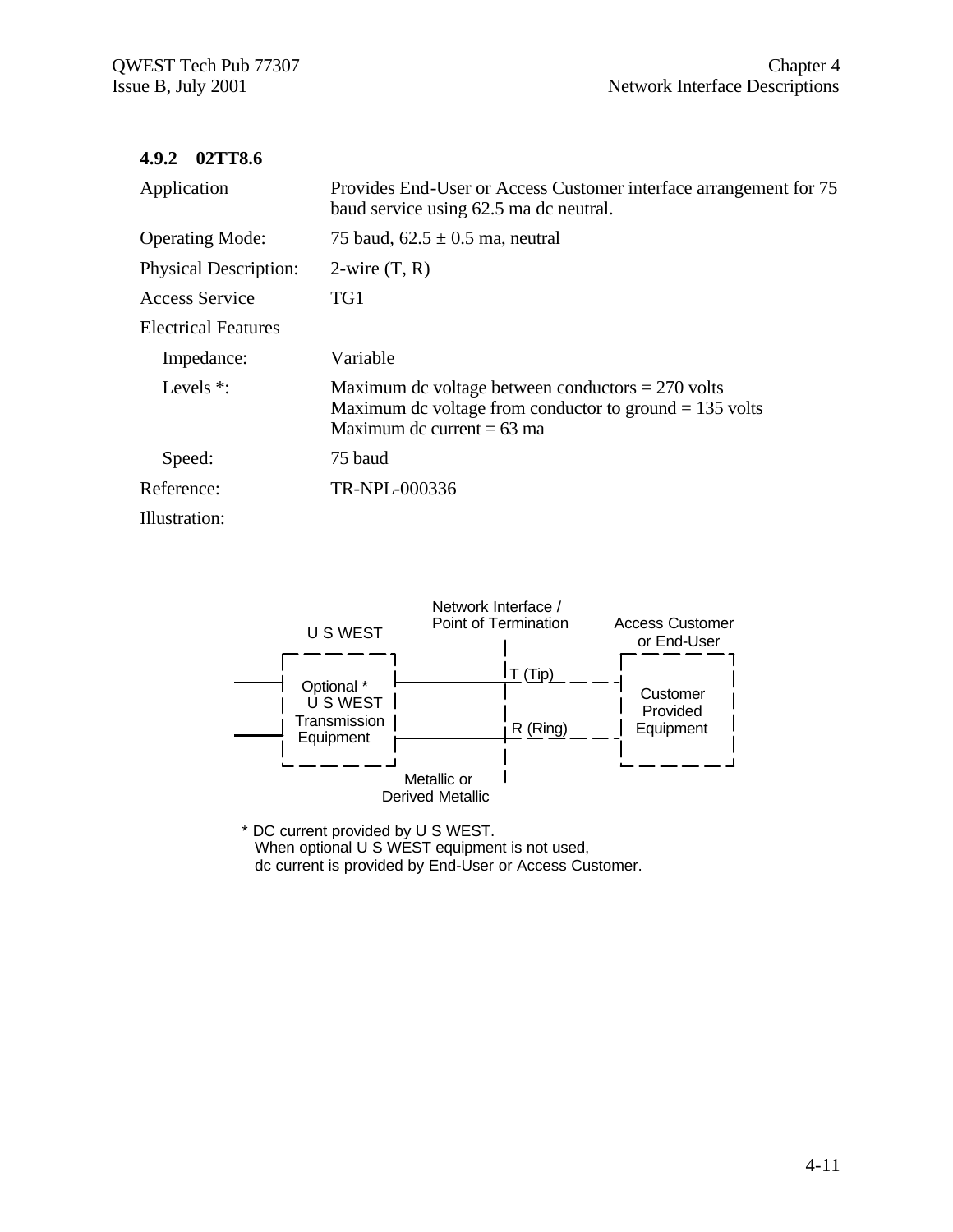### 4.9.2 02TT8.6

| | |
|---|---|
| Application | Provides End-User or Access Customer interface arrangement for 75 baud service using 62.5 ma dc neutral. |
| Operating Mode: | 75 baud, 62.5 ± 0.5 ma, neutral |
| Physical Description: | 2-wire (T, R) |
| Access Service | TG1 |
| Electrical Features | |
| Impedance: | Variable |
| Levels *: | Maximum dc voltage between conductors = 270 volts<br>Maximum dc voltage from conductor to ground = 135 volts<br>Maximum dc current = 63 ma |
| Speed: | 75 baud |
| Reference: | TR-NPL-000336 |

Illustration:

U S WEST — Optional * U S WEST Transmission Equipment

Network Interface / Point of Termination — T (Tip), R (Ring)

Metallic or Derived Metallic

Access Customer or End-User — Customer Provided Equipment

\* DC current provided by U S WEST.
When optional U S WEST equipment is not used,
dc current is provided by End-User or Access Customer.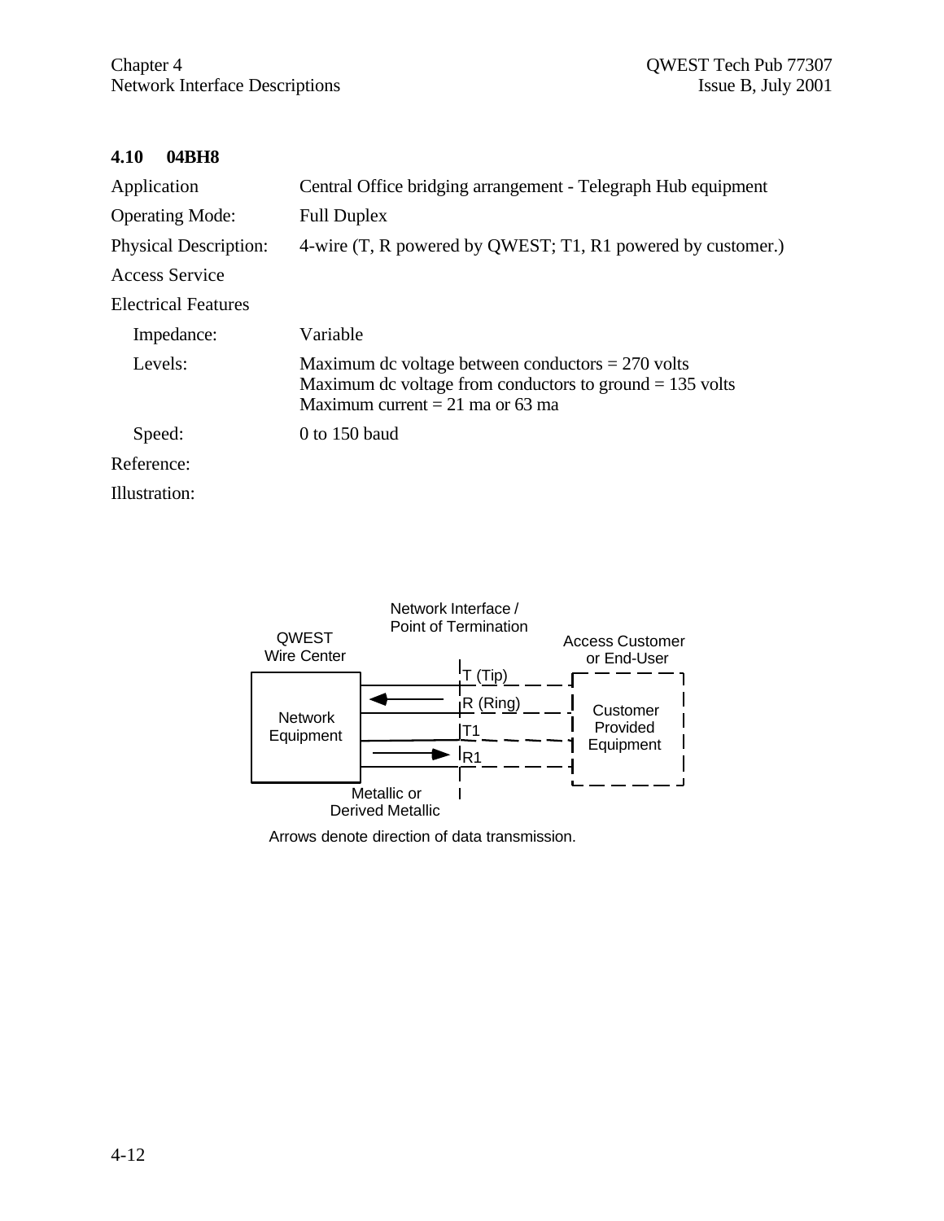## 4.10 04BH8

Application: Central Office bridging arrangement - Telegraph Hub equipment

Operating Mode: Full Duplex

Physical Description: 4-wire (T, R powered by QWEST; T1, R1 powered by customer.)

Access Service

Electrical Features

- Impedance: Variable
- Levels: Maximum dc voltage between conductors = 270 volts
  Maximum dc voltage from conductors to ground = 135 volts
  Maximum current = 21 ma or 63 ma
- Speed: 0 to 150 baud

Reference:

Illustration:

Network Interface / Point of Termination

QWEST Wire Center

Access Customer or End-User

Network Equipment

T (Tip)

R (Ring)

T1

R1

Customer Provided Equipment

Metallic or Derived Metallic

Arrows denote direction of data transmission.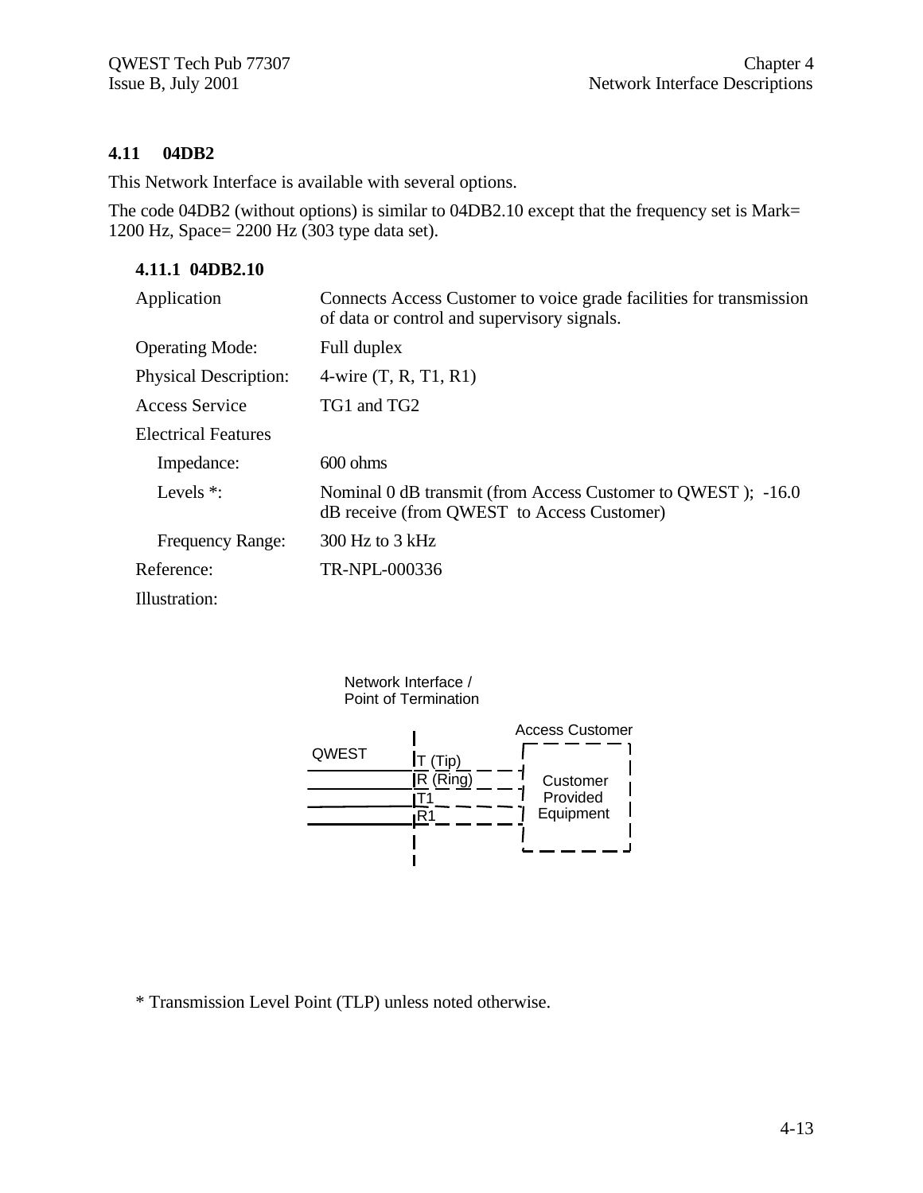## 4.11 04DB2

This Network Interface is available with several options.

The code 04DB2 (without options) is similar to 04DB2.10 except that the frequency set is Mark= 1200 Hz, Space= 2200 Hz (303 type data set).

### 4.11.1 04DB2.10

| | |
|---|---|
| Application | Connects Access Customer to voice grade facilities for transmission of data or control and supervisory signals. |
| Operating Mode: | Full duplex |
| Physical Description: | 4-wire (T, R, T1, R1) |
| Access Service | TG1 and TG2 |
| Electrical Features | |
| Impedance: | 600 ohms |
| Levels *: | Nominal 0 dB transmit (from Access Customer to QWEST ); -16.0 dB receive (from QWEST to Access Customer) |
| Frequency Range: | 300 Hz to 3 kHz |
| Reference: | TR-NPL-000336 |
| Illustration: | |

Network Interface / Point of Termination

QWEST | T (Tip) | R (Ring) | T1 | R1 | Access Customer: Customer Provided Equipment

* Transmission Level Point (TLP) unless noted otherwise.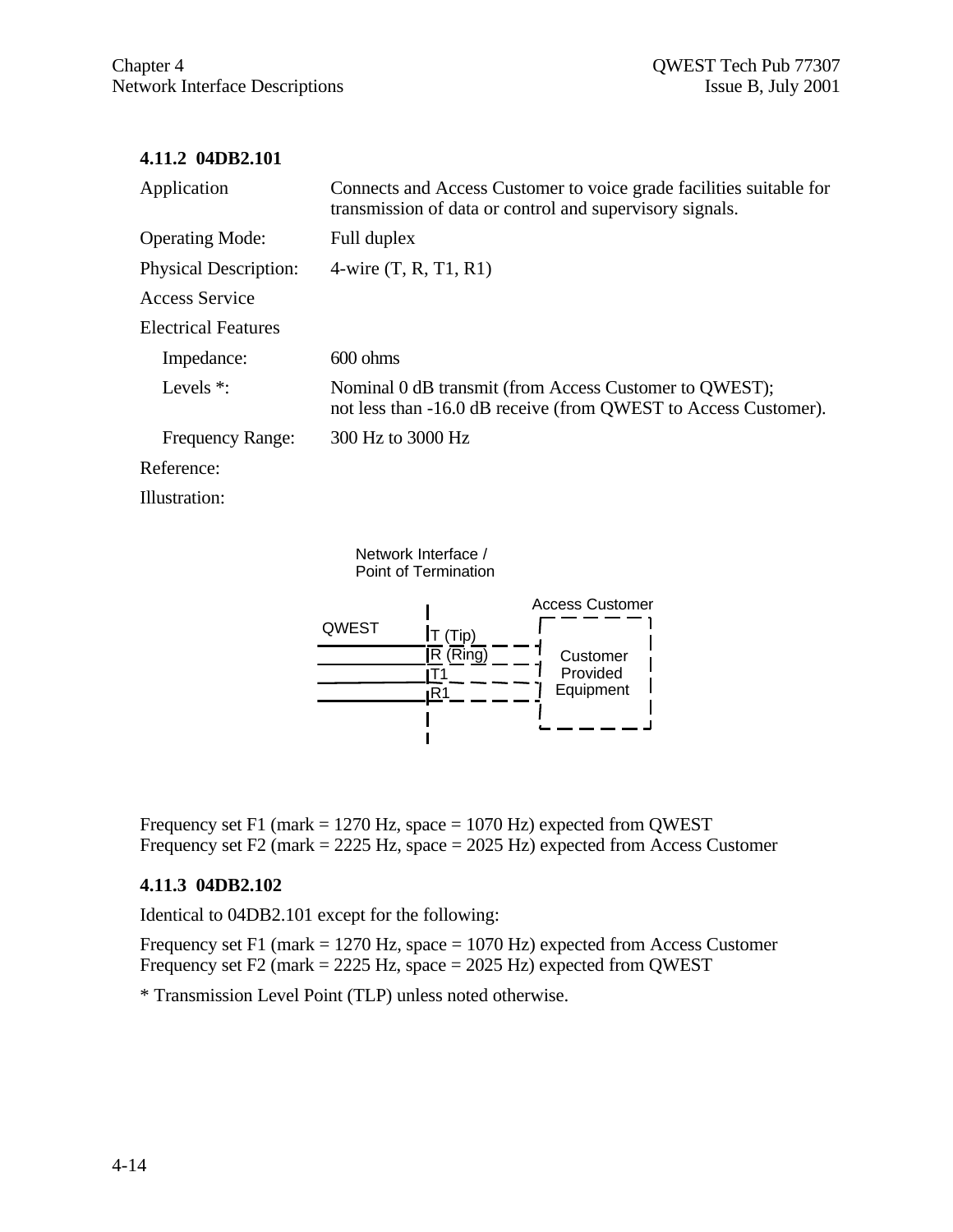### 4.11.2 04DB2.101

| | |
|---|---|
| Application | Connects and Access Customer to voice grade facilities suitable for transmission of data or control and supervisory signals. |
| Operating Mode: | Full duplex |
| Physical Description: | 4-wire (T, R, T1, R1) |
| Access Service | |
| Electrical Features | |
| Impedance: | 600 ohms |
| Levels *: | Nominal 0 dB transmit (from Access Customer to QWEST); not less than -16.0 dB receive (from QWEST to Access Customer). |
| Frequency Range: | 300 Hz to 3000 Hz |
| Reference: | |
| Illustration: | |

Network Interface / Point of Termination

QWEST | T (Tip), R (Ring), T1, R1 | Access Customer: Customer Provided Equipment

Frequency set F1 (mark = 1270 Hz, space = 1070 Hz) expected from QWEST
Frequency set F2 (mark = 2225 Hz, space = 2025 Hz) expected from Access Customer

### 4.11.3 04DB2.102

Identical to 04DB2.101 except for the following:

Frequency set F1 (mark = 1270 Hz, space = 1070 Hz) expected from Access Customer
Frequency set F2 (mark = 2225 Hz, space = 2025 Hz) expected from QWEST

* Transmission Level Point (TLP) unless noted otherwise.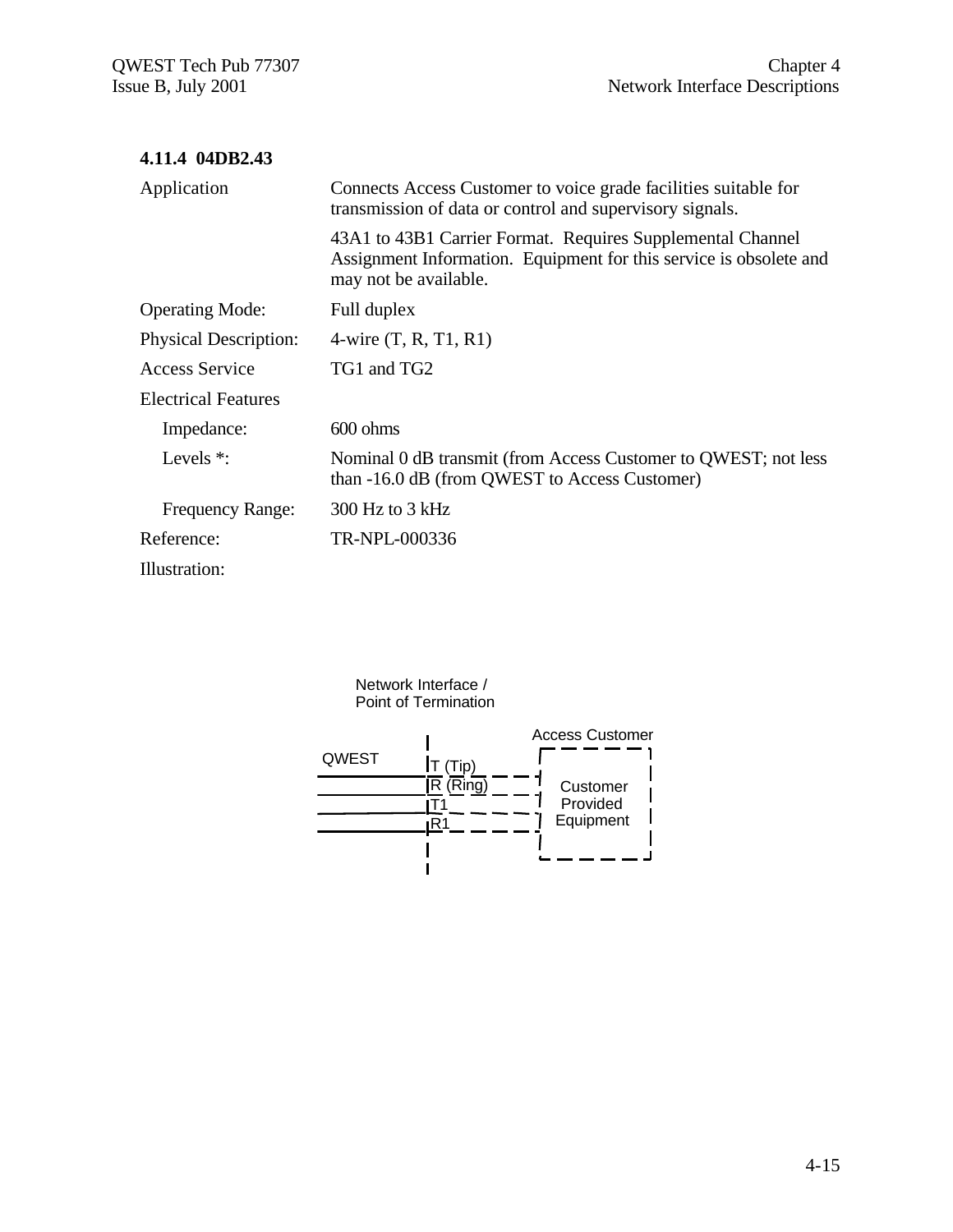### 4.11.4 04DB2.43

| | |
|---|---|
| Application | Connects Access Customer to voice grade facilities suitable for transmission of data or control and supervisory signals. |
| | 43A1 to 43B1 Carrier Format. Requires Supplemental Channel Assignment Information. Equipment for this service is obsolete and may not be available. |
| Operating Mode: | Full duplex |
| Physical Description: | 4-wire (T, R, T1, R1) |
| Access Service | TG1 and TG2 |
| Electrical Features | |
| Impedance: | 600 ohms |
| Levels *: | Nominal 0 dB transmit (from Access Customer to QWEST; not less than -16.0 dB (from QWEST to Access Customer) |
| Frequency Range: | 300 Hz to 3 kHz |
| Reference: | TR-NPL-000336 |
| Illustration: | |

Network Interface / Point of Termination

QWEST — T (Tip), R (Ring), T1, R1 — Access Customer: Customer Provided Equipment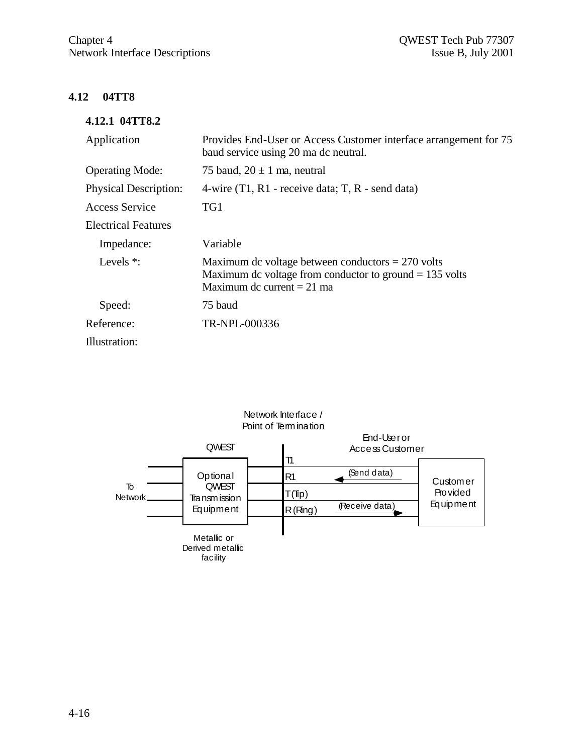## 4.12 04TT8

### 4.12.1 04TT8.2

| | |
|---|---|
| Application | Provides End-User or Access Customer interface arrangement for 75 baud service using 20 ma dc neutral. |
| Operating Mode: | 75 baud, 20 ± 1 ma, neutral |
| Physical Description: | 4-wire (T1, R1 - receive data; T, R - send data) |
| Access Service | TG1 |
| Electrical Features | |
| Impedance: | Variable |
| Levels *: | Maximum dc voltage between conductors = 270 volts<br>Maximum dc voltage from conductor to ground = 135 volts<br>Maximum dc current = 21 ma |
| Speed: | 75 baud |
| Reference: | TR-NPL-000336 |

Illustration:

Network Interface / Point of Termination

QWEST — To Network — Optional QWEST Transmission Equipment — Metallic or Derived metallic facility

T1, R1 (Send data), T (Tip), R (Ring) (Receive data)

End-User or Access Customer — Customer Provided Equipment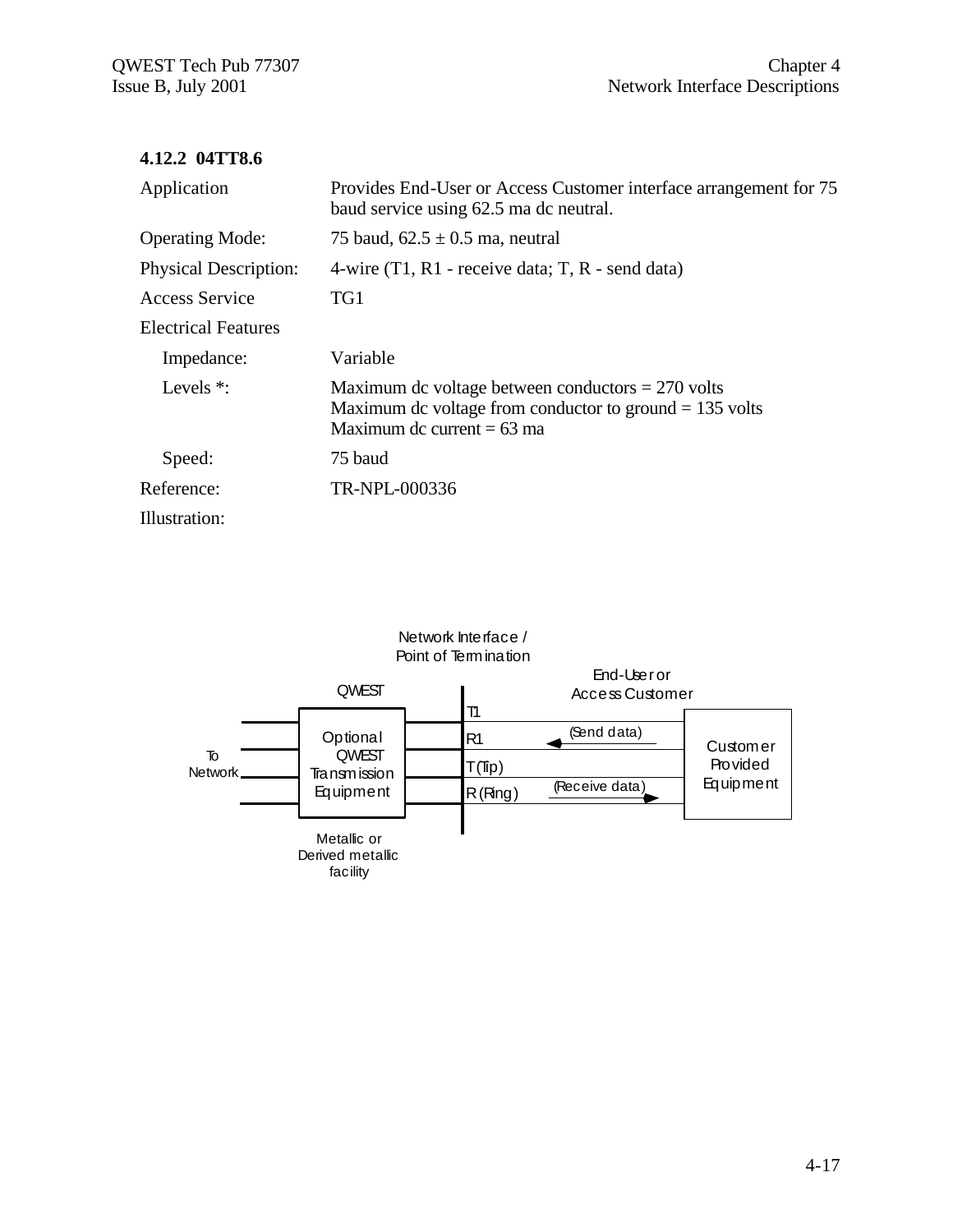### 4.12.2 04TT8.6

| | |
|---|---|
| Application | Provides End-User or Access Customer interface arrangement for 75 baud service using 62.5 ma dc neutral. |
| Operating Mode: | 75 baud, $62.5 \pm 0.5$ ma, neutral |
| Physical Description: | 4-wire (T1, R1 - receive data; T, R - send data) |
| Access Service | TG1 |
| Electrical Features | |
| Impedance: | Variable |
| Levels *: | Maximum dc voltage between conductors = 270 volts<br>Maximum dc voltage from conductor to ground = 135 volts<br>Maximum dc current = 63 ma |
| Speed: | 75 baud |
| Reference: | TR-NPL-000336 |

Illustration:

Network Interface / Point of Termination

QWEST

End-User or Access Customer

To Network

Optional QWEST Transmission Equipment

Metallic or Derived metallic facility

T1

R1

T (Tip)

R (Ring)

(Send data)

(Receive data)

Customer Provided Equipment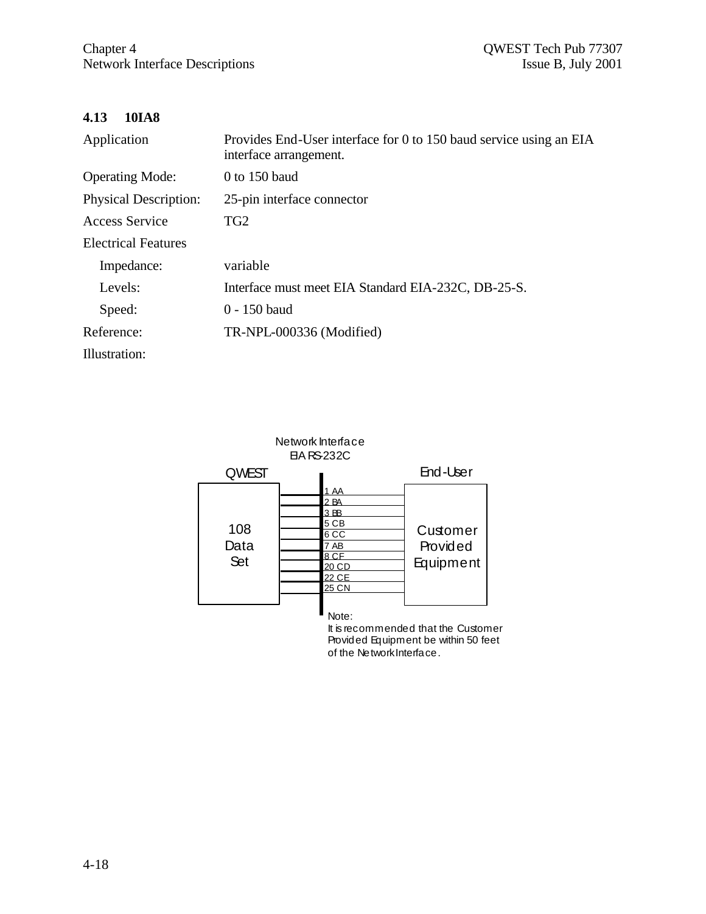## 4.13 10IA8

| | |
|---|---|
| Application | Provides End-User interface for 0 to 150 baud service using an EIA interface arrangement. |
| Operating Mode: | 0 to 150 baud |
| Physical Description: | 25-pin interface connector |
| Access Service | TG2 |
| Electrical Features | |
| Impedance: | variable |
| Levels: | Interface must meet EIA Standard EIA-232C, DB-25-S. |
| Speed: | 0 - 150 baud |
| Reference: | TR-NPL-000336 (Modified) |

Illustration:

Network Interface
EIA RS-232C

QWEST — 108 Data Set

End-User — Customer Provided Equipment

1 AA
2 BA
3 BB
5 CB
6 CC
7 AB
8 CF
20 CD
22 CE
25 CN

Note:
It is recommended that the Customer Provided Equipment be within 50 feet of the Network Interface.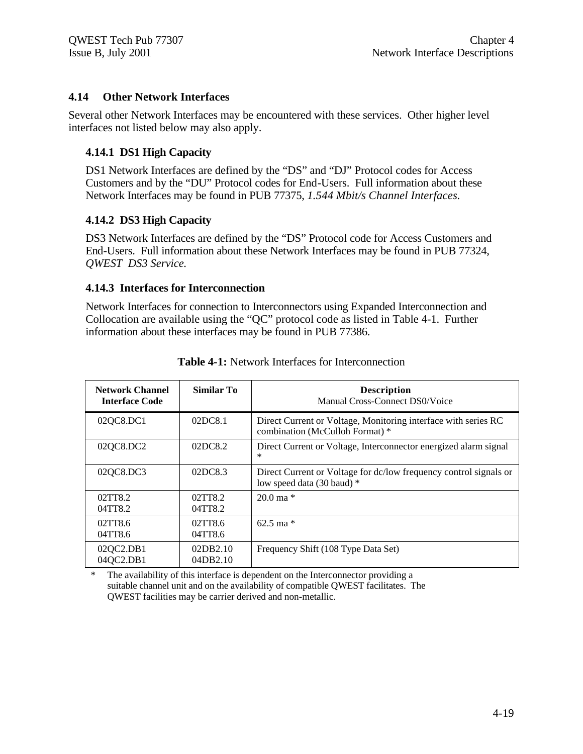## 4.14 Other Network Interfaces

Several other Network Interfaces may be encountered with these services. Other higher level interfaces not listed below may also apply.

### 4.14.1 DS1 High Capacity

DS1 Network Interfaces are defined by the “DS” and “DJ” Protocol codes for Access Customers and by the “DU” Protocol codes for End-Users. Full information about these Network Interfaces may be found in PUB 77375, *1.544 Mbit/s Channel Interfaces.*

### 4.14.2 DS3 High Capacity

DS3 Network Interfaces are defined by the “DS” Protocol code for Access Customers and End-Users. Full information about these Network Interfaces may be found in PUB 77324, *QWEST DS3 Service.*

### 4.14.3 Interfaces for Interconnection

Network Interfaces for connection to Interconnectors using Expanded Interconnection and Collocation are available using the “QC” protocol code as listed in Table 4-1. Further information about these interfaces may be found in PUB 77386.

**Table 4-1:** Network Interfaces for Interconnection

| Network Channel Interface Code | Similar To | Description<br>Manual Cross-Connect DS0/Voice |
|---|---|---|
| 02QC8.DC1 | 02DC8.1 | Direct Current or Voltage, Monitoring interface with series RC combination (McCulloh Format) * |
| 02QC8.DC2 | 02DC8.2 | Direct Current or Voltage, Interconnector energized alarm signal * |
| 02QC8.DC3 | 02DC8.3 | Direct Current or Voltage for dc/low frequency control signals or low speed data (30 baud) * |
| 02TT8.2<br>04TT8.2 | 02TT8.2<br>04TT8.2 | 20.0 ma * |
| 02TT8.6<br>04TT8.6 | 02TT8.6<br>04TT8.6 | 62.5 ma * |
| 02QC2.DB1<br>04QC2.DB1 | 02DB2.10<br>04DB2.10 | Frequency Shift (108 Type Data Set) |

\* The availability of this interface is dependent on the Interconnector providing a suitable channel unit and on the availability of compatible QWEST facilitates. The QWEST facilities may be carrier derived and non-metallic.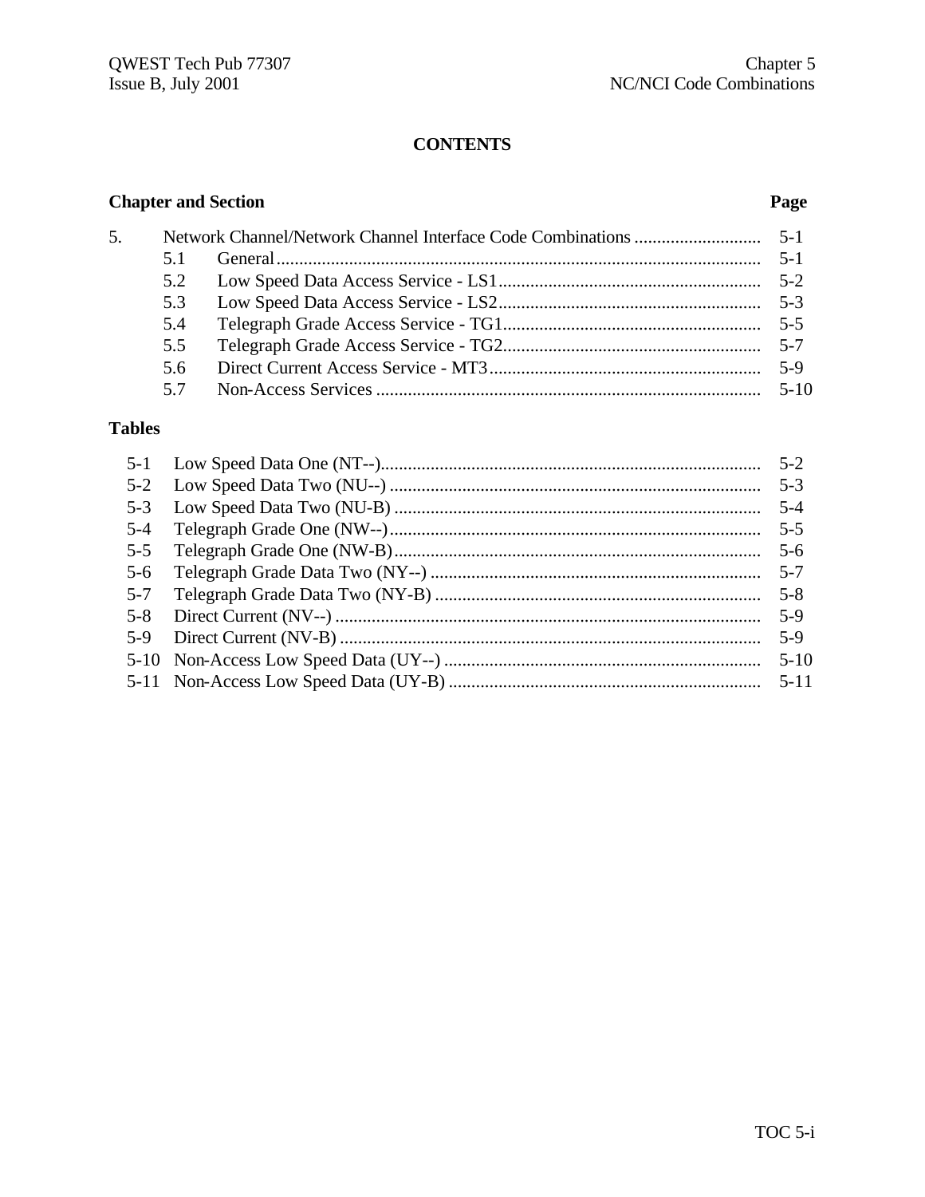# CONTENTS

| Chapter and Section | | Page |
|---|---|---|
| 5. | Network Channel/Network Channel Interface Code Combinations | 5-1 |
| 5.1 | General | 5-1 |
| 5.2 | Low Speed Data Access Service - LS1 | 5-2 |
| 5.3 | Low Speed Data Access Service - LS2 | 5-3 |
| 5.4 | Telegraph Grade Access Service - TG1 | 5-5 |
| 5.5 | Telegraph Grade Access Service - TG2 | 5-7 |
| 5.6 | Direct Current Access Service - MT3 | 5-9 |
| 5.7 | Non-Access Services | 5-10 |

## Tables

| | | |
|---|---|---|
| 5-1 | Low Speed Data One (NT--) | 5-2 |
| 5-2 | Low Speed Data Two (NU--) | 5-3 |
| 5-3 | Low Speed Data Two (NU-B) | 5-4 |
| 5-4 | Telegraph Grade One (NW--) | 5-5 |
| 5-5 | Telegraph Grade One (NW-B) | 5-6 |
| 5-6 | Telegraph Grade Data Two (NY--) | 5-7 |
| 5-7 | Telegraph Grade Data Two (NY-B) | 5-8 |
| 5-8 | Direct Current (NV--) | 5-9 |
| 5-9 | Direct Current (NV-B) | 5-9 |
| 5-10 | Non-Access Low Speed Data (UY--) | 5-10 |
| 5-11 | Non-Access Low Speed Data (UY-B) | 5-11 |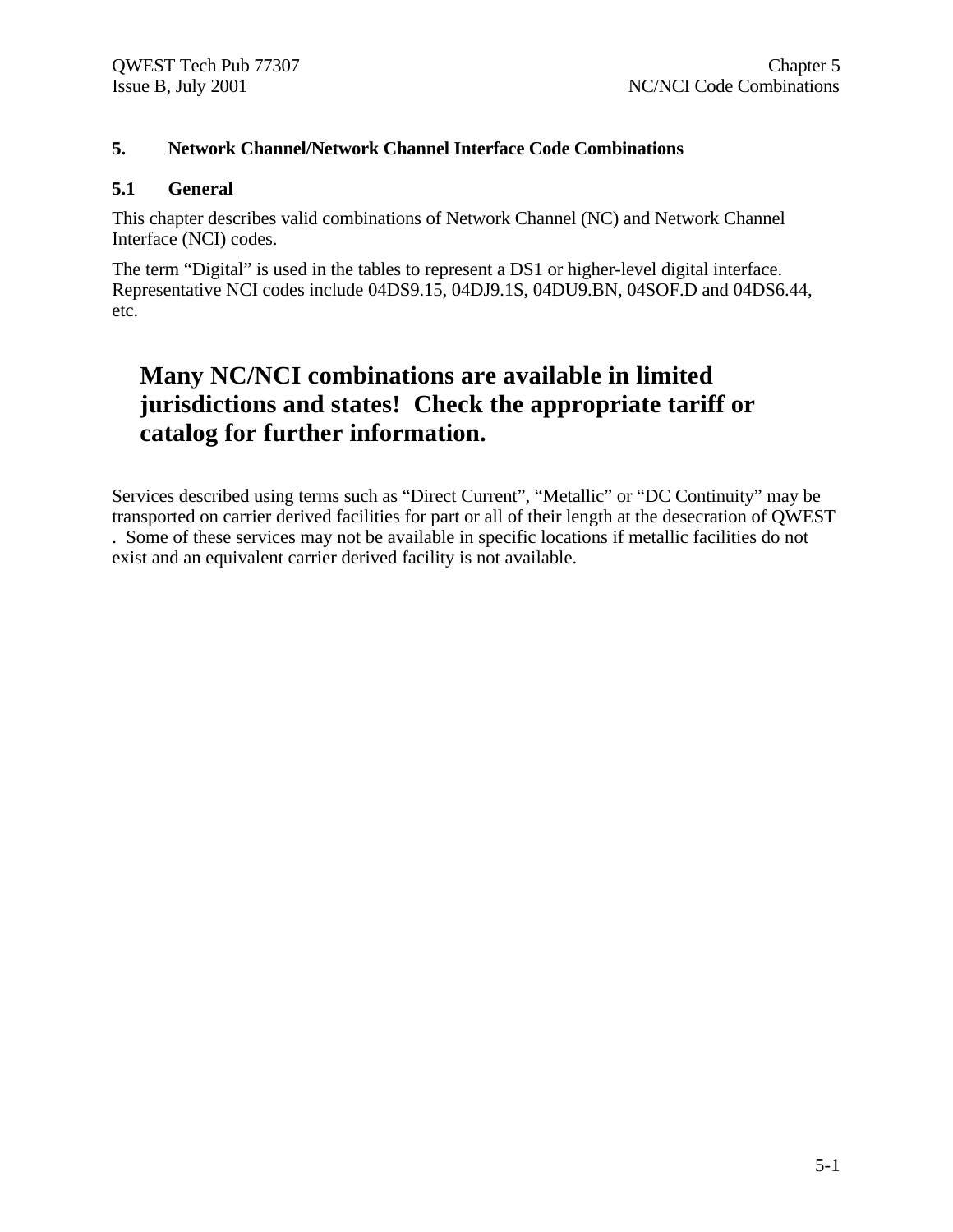# 5. Network Channel/Network Channel Interface Code Combinations

## 5.1 General

This chapter describes valid combinations of Network Channel (NC) and Network Channel Interface (NCI) codes.

The term “Digital” is used in the tables to represent a DS1 or higher-level digital interface. Representative NCI codes include 04DS9.15, 04DJ9.1S, 04DU9.BN, 04SOF.D and 04DS6.44, etc.

**Many NC/NCI combinations are available in limited jurisdictions and states! Check the appropriate tariff or catalog for further information.**

Services described using terms such as “Direct Current”, “Metallic” or “DC Continuity” may be transported on carrier derived facilities for part or all of their length at the desecration of QWEST . Some of these services may not be available in specific locations if metallic facilities do not exist and an equivalent carrier derived facility is not available.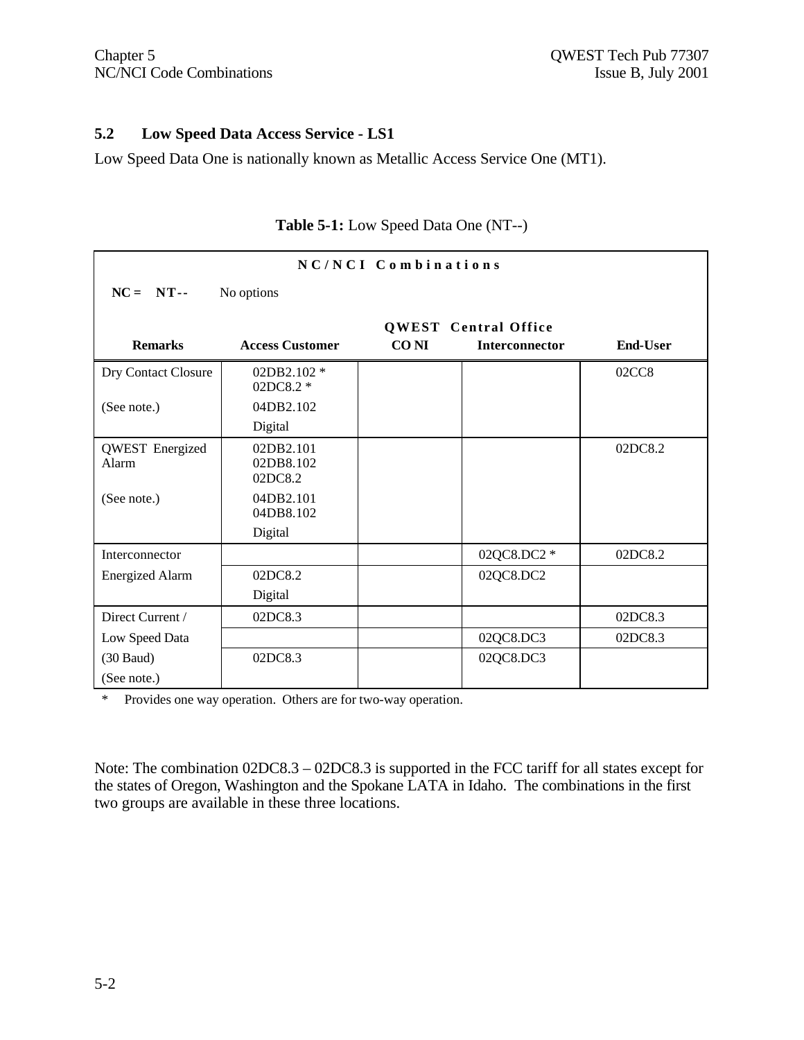## 5.2 Low Speed Data Access Service - LS1

Low Speed Data One is nationally known as Metallic Access Service One (MT1).

**Table 5-1:** Low Speed Data One (NT--)

| NC/NCI Combinations | | | | |
|---|---|---|---|---|
| NC = NT-- No options | | | | |
| | | QWEST Central Office | | |
| **Remarks** | **Access Customer** | **CO NI** | **Interconnector** | **End-User** |
| Dry Contact Closure | 02DB2.102 * 02DC8.2 * | | | 02CC8 |
| (See note.) | 04DB2.102 | | | |
| | Digital | | | |
| QWEST Energized Alarm | 02DB2.101 02DB8.102 02DC8.2 | | | 02DC8.2 |
| (See note.) | 04DB2.101 04DB8.102 | | | |
| | Digital | | | |
| Interconnector | | | 02QC8.DC2 * | 02DC8.2 |
| Energized Alarm | 02DC8.2 | | 02QC8.DC2 | |
| | Digital | | | |
| Direct Current / | 02DC8.3 | | | 02DC8.3 |
| Low Speed Data | | | 02QC8.DC3 | 02DC8.3 |
| (30 Baud) | 02DC8.3 | | 02QC8.DC3 | |
| (See note.) | | | | |

\* Provides one way operation. Others are for two-way operation.

Note: The combination 02DC8.3 – 02DC8.3 is supported in the FCC tariff for all states except for the states of Oregon, Washington and the Spokane LATA in Idaho. The combinations in the first two groups are available in these three locations.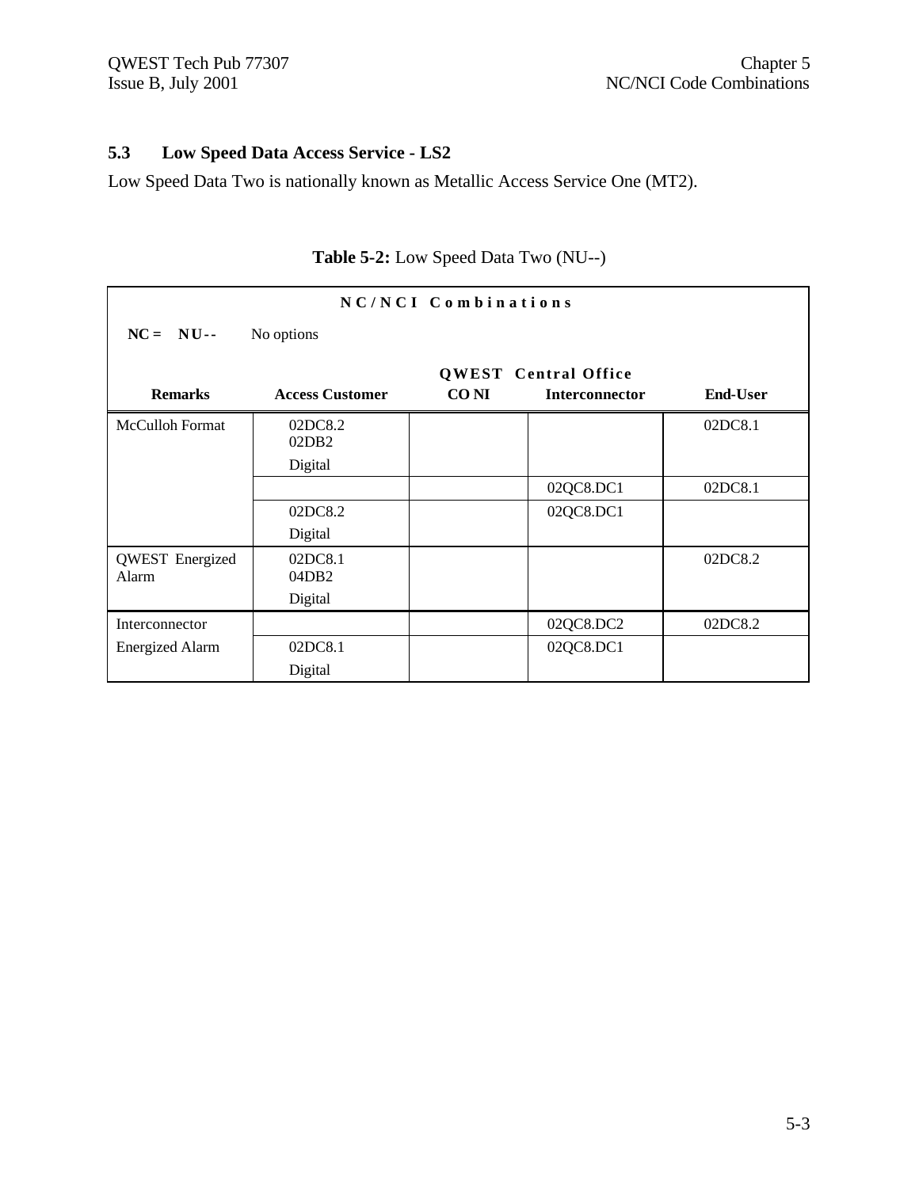## 5.3 Low Speed Data Access Service - LS2

Low Speed Data Two is nationally known as Metallic Access Service One (MT2).

**Table 5-2:** Low Speed Data Two (NU--)

| NC/NCI Combinations | | | | |
|---|---|---|---|---|
| NC = NU-- No options | | | | |
| | | QWEST Central Office | | |
| **Remarks** | **Access Customer** | **CO NI** | **Interconnector** | **End-User** |
| McCulloh Format | 02DC8.2<br>02DB2<br>Digital | | | 02DC8.1 |
| | | | 02QC8.DC1 | 02DC8.1 |
| | 02DC8.2<br>Digital | | 02QC8.DC1 | |
| QWEST Energized Alarm | 02DC8.1<br>04DB2<br>Digital | | | 02DC8.2 |
| Interconnector | | | 02QC8.DC2 | 02DC8.2 |
| Energized Alarm | 02DC8.1<br>Digital | | 02QC8.DC1 | |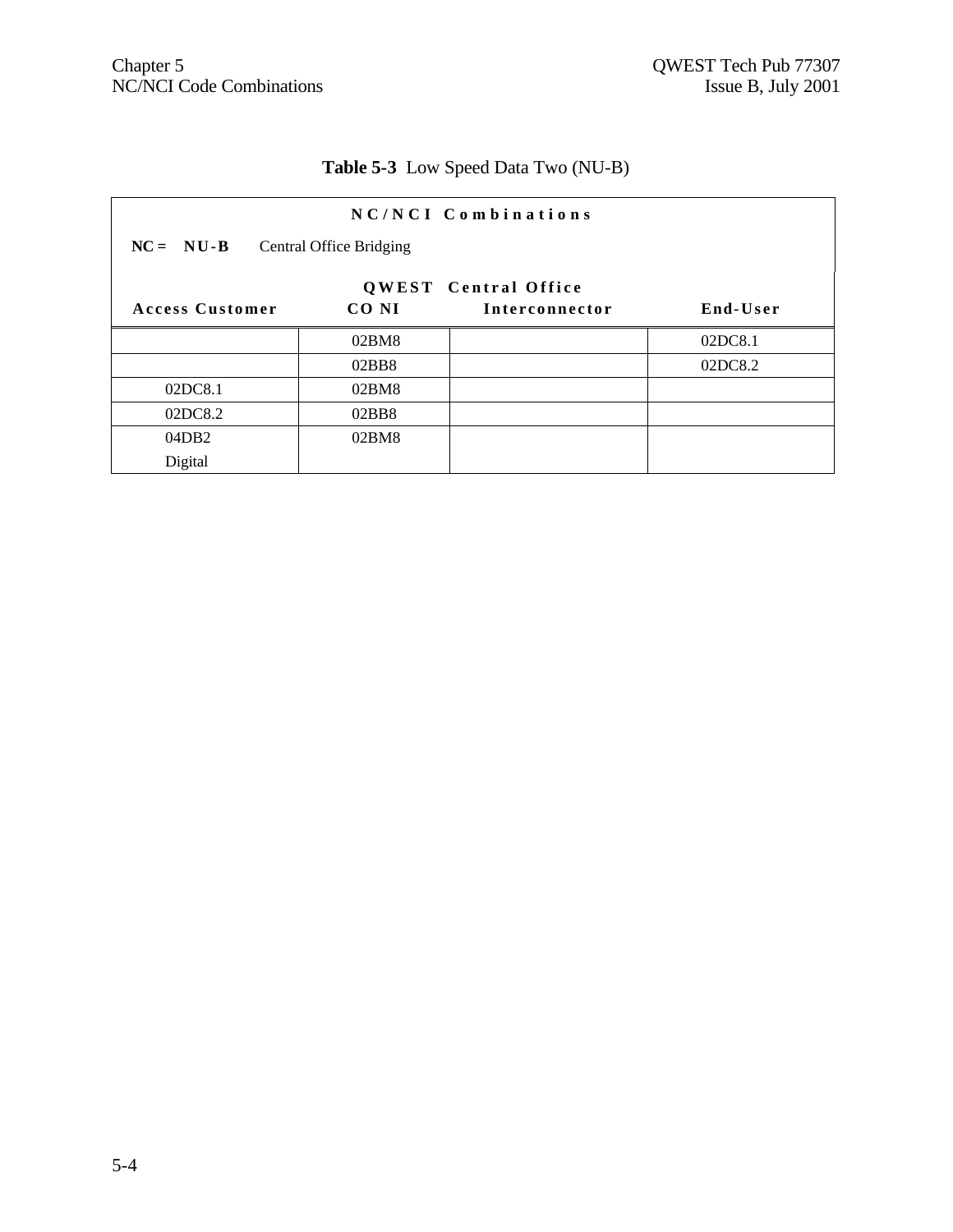**Table 5-3** Low Speed Data Two (NU-B)

| NC/NCI Combinations | | | |
|---|---|---|---|
| **NC = NU-B** Central Office Bridging | | | |
| | QWEST Central Office | | |
| **Access Customer** | **CO NI** | **Interconnector** | **End-User** |
| | 02BM8 | | 02DC8.1 |
| | 02BB8 | | 02DC8.2 |
| 02DC8.1 | 02BM8 | | |
| 02DC8.2 | 02BB8 | | |
| 04DB2 Digital | 02BM8 | | |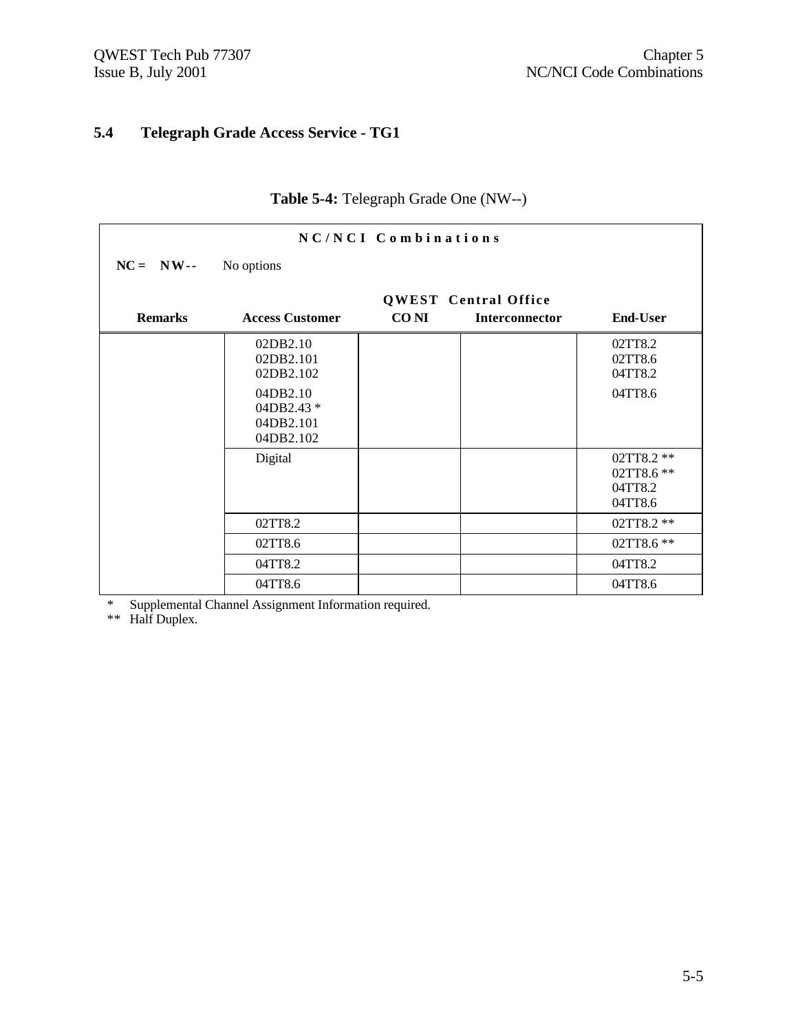## 5.4 Telegraph Grade Access Service - TG1

**Table 5-4:** Telegraph Grade One (NW--)

| NC/NCI Combinations | | | | |
|---|---|---|---|---|
| **NC = NW--** No options | | | | |
| | | QWEST Central Office | | |
| **Remarks** | **Access Customer** | **CO NI** | **Interconnector** | **End-User** |
| | 02DB2.10<br>02DB2.101<br>02DB2.102<br>04DB2.10<br>04DB2.43 *<br>04DB2.101<br>04DB2.102 | | | 02TT8.2<br>02TT8.6<br>04TT8.2<br>04TT8.6 |
| | Digital | | | 02TT8.2 **<br>02TT8.6 **<br>04TT8.2<br>04TT8.6 |
| | 02TT8.2 | | | 02TT8.2 ** |
| | 02TT8.6 | | | 02TT8.6 ** |
| | 04TT8.2 | | | 04TT8.2 |
| | 04TT8.6 | | | 04TT8.6 |

\* Supplemental Channel Assignment Information required.

** Half Duplex.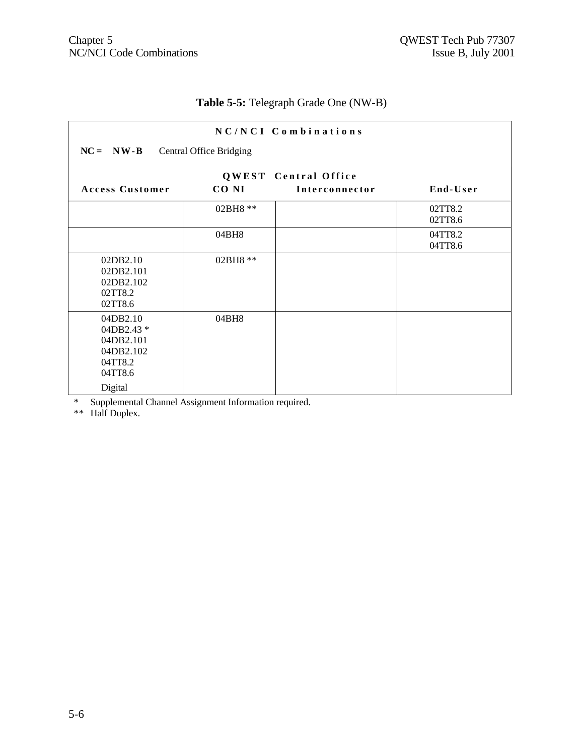**Table 5-5:** Telegraph Grade One (NW-B)

| NC/NCI Combinations | | | |
|---|---|---|---|
| **NC = NW-B** Central Office Bridging | | | |
| | QWEST Central Office | | |
| **Access Customer** | **CO NI** | **Interconnector** | **End-User** |
| | 02BH8 ** | | 02TT8.2<br>02TT8.6 |
| | 04BH8 | | 04TT8.2<br>04TT8.6 |
| 02DB2.10<br>02DB2.101<br>02DB2.102<br>02TT8.2<br>02TT8.6 | 02BH8 ** | | |
| 04DB2.10<br>04DB2.43 *<br>04DB2.101<br>04DB2.102<br>04TT8.2<br>04TT8.6<br>Digital | 04BH8 | | |

\* Supplemental Channel Assignment Information required.

** Half Duplex.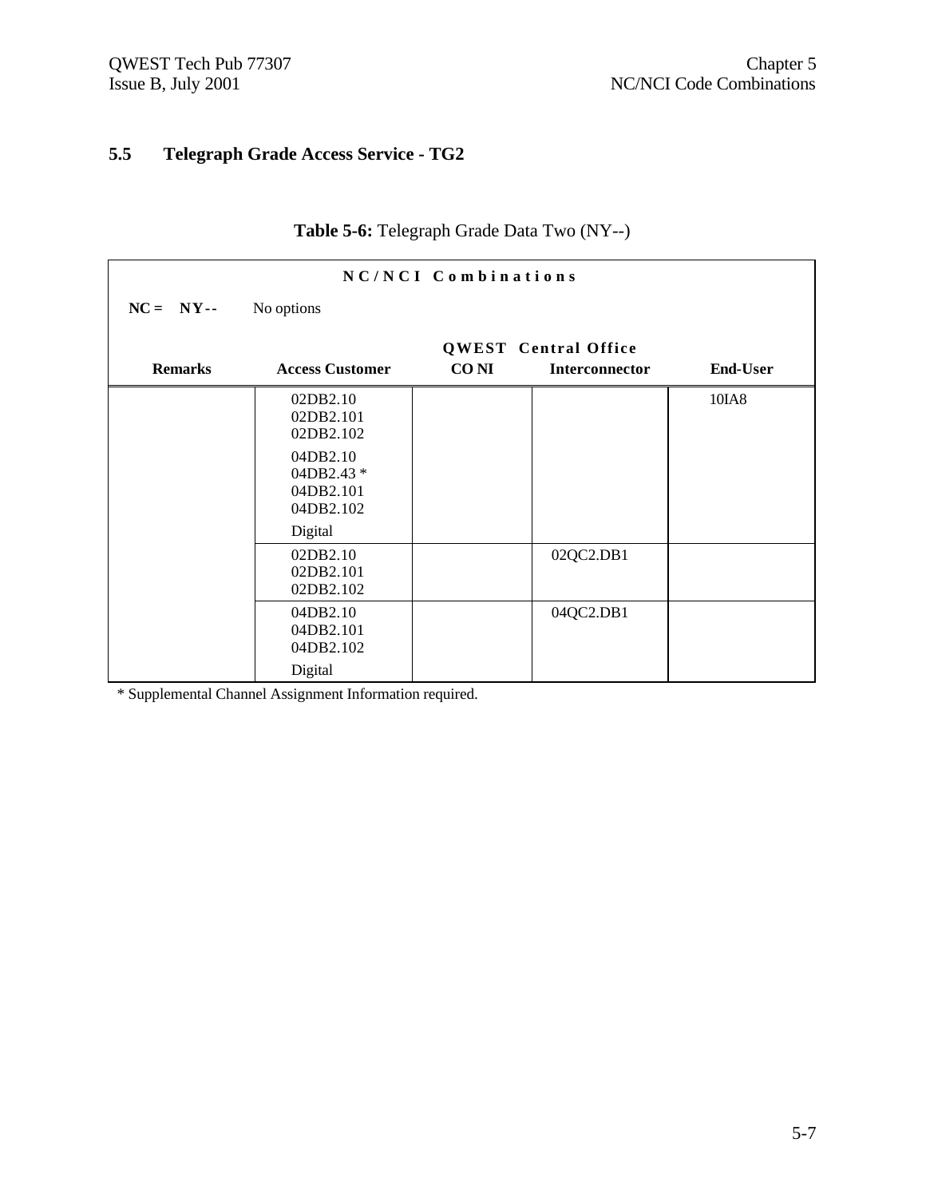## 5.5 Telegraph Grade Access Service - TG2

**Table 5-6:** Telegraph Grade Data Two (NY--)

| NC/NCI Combinations | | | | |
|---|---|---|---|---|
| **NC = NY--** No options | | | | |
| | | QWEST Central Office | | |
| **Remarks** | **Access Customer** | **CO NI** | **Interconnector** | **End-User** |
| | 02DB2.10<br>02DB2.101<br>02DB2.102<br>04DB2.10<br>04DB2.43 *<br>04DB2.101<br>04DB2.102<br>Digital | | | 10IA8 |
| | 02DB2.10<br>02DB2.101<br>02DB2.102 | | 02QC2.DB1 | |
| | 04DB2.10<br>04DB2.101<br>04DB2.102<br>Digital | | 04QC2.DB1 | |

\* Supplemental Channel Assignment Information required.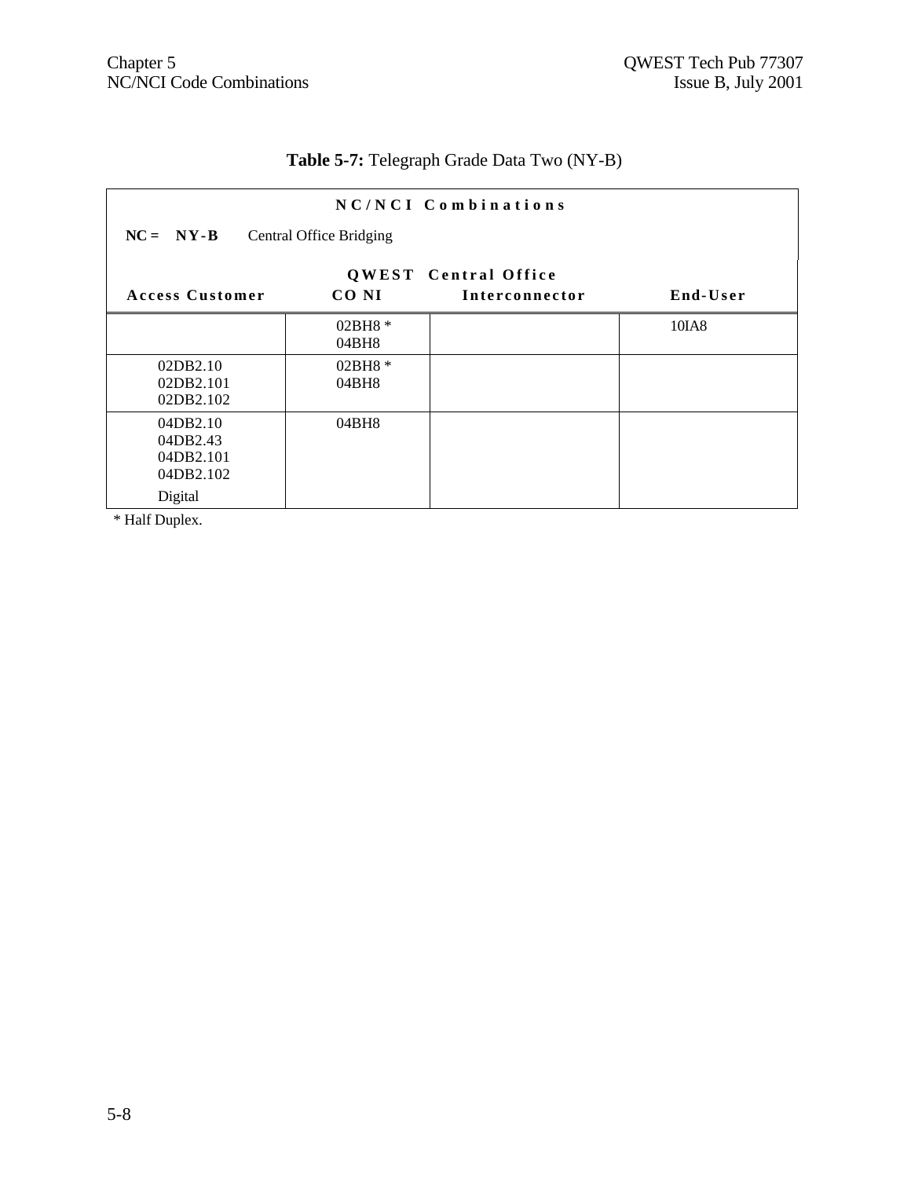**Table 5-7:** Telegraph Grade Data Two (NY-B)

| NC/NCI Combinations | | | |
|---|---|---|---|
| **NC = NY-B** Central Office Bridging | | | |
| | **QWEST Central Office** | | |
| **Access Customer** | **CO NI** | **Interconnector** | **End-User** |
| | 02BH8 *<br>04BH8 | | 10IA8 |
| 02DB2.10<br>02DB2.101<br>02DB2.102 | 02BH8 *<br>04BH8 | | |
| 04DB2.10<br>04DB2.43<br>04DB2.101<br>04DB2.102<br>Digital | 04BH8 | | |

* Half Duplex.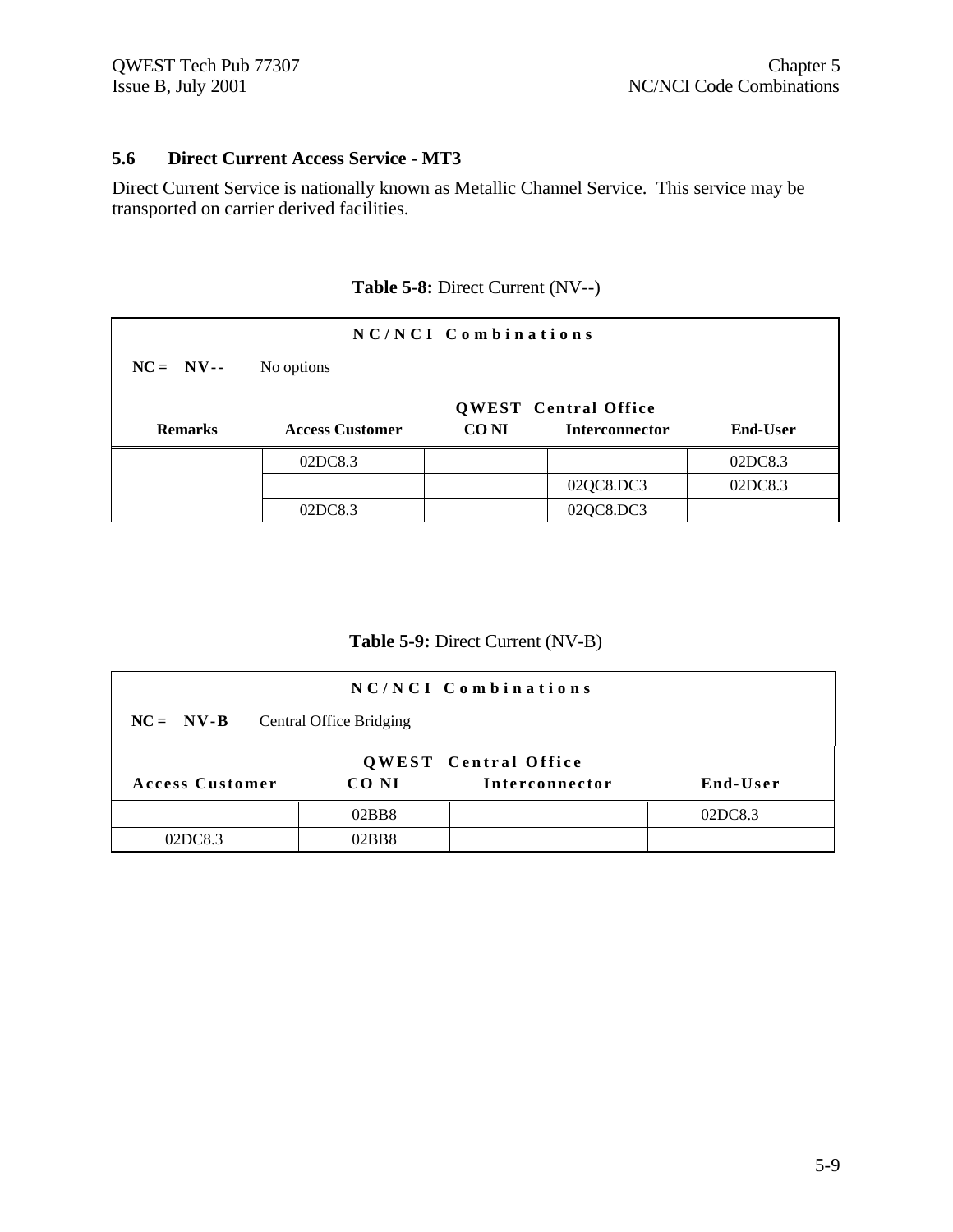## 5.6 Direct Current Access Service - MT3

Direct Current Service is nationally known as Metallic Channel Service. This service may be transported on carrier derived facilities.

**Table 5-8:** Direct Current (NV--)

| NC/NCI Combinations | | | | |
|---|---|---|---|---|
| **NC = NV--** No options | | | | |
| | | QWEST Central Office | | |
| **Remarks** | **Access Customer** | **CO NI** | **Interconnector** | **End-User** |
| | 02DC8.3 | | | 02DC8.3 |
| | | | 02QC8.DC3 | 02DC8.3 |
| | 02DC8.3 | | 02QC8.DC3 | |

**Table 5-9:** Direct Current (NV-B)

| NC/NCI Combinations | | | |
|---|---|---|---|
| **NC = NV-B** Central Office Bridging | | | |
| | QWEST Central Office | | |
| **Access Customer** | **CO NI** | **Interconnector** | **End-User** |
| | 02BB8 | | 02DC8.3 |
| 02DC8.3 | 02BB8 | | |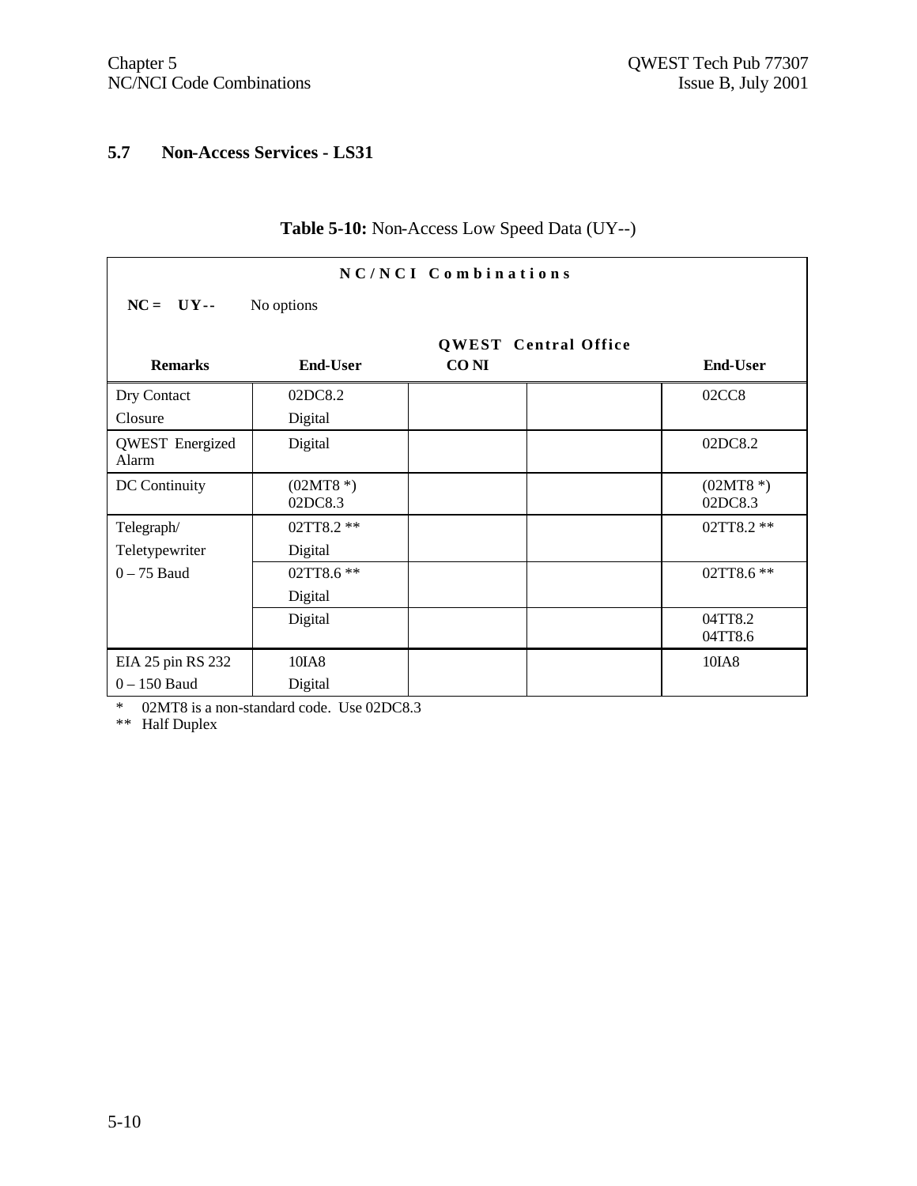## 5.7 Non-Access Services - LS31

**Table 5-10:** Non-Access Low Speed Data (UY--)

| NC/NCI Combinations | | | | |
|---|---|---|---|---|
| **NC = UY--** No options | | | | |
| | | **QWEST Central Office** | | |
| **Remarks** | **End-User** | **CO NI** | | **End-User** |
| Dry Contact Closure | 02DC8.2 Digital | | | 02CC8 |
| QWEST Energized Alarm | Digital | | | 02DC8.2 |
| DC Continuity | (02MT8 *) 02DC8.3 | | | (02MT8 *) 02DC8.3 |
| Telegraph/ Teletypewriter 0 – 75 Baud | 02TT8.2 ** Digital | | | 02TT8.2 ** |
| | 02TT8.6 ** Digital | | | 02TT8.6 ** |
| | Digital | | | 04TT8.2 04TT8.6 |
| EIA 25 pin RS 232 0 – 150 Baud | 10IA8 Digital | | | 10IA8 |

\* 02MT8 is a non-standard code. Use 02DC8.3

** Half Duplex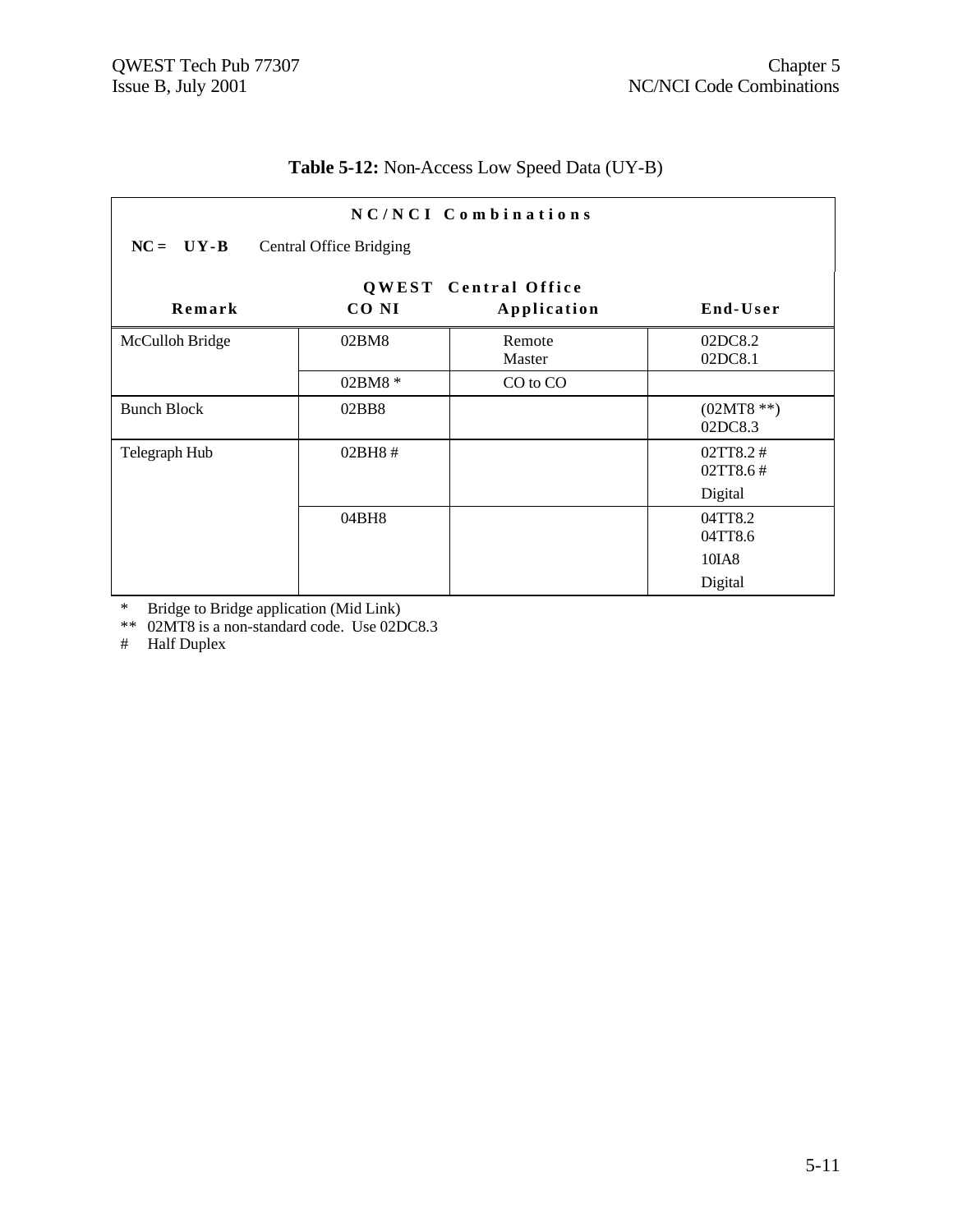**Table 5-12:** Non-Access Low Speed Data (UY-B)

**NC/NCI Combinations**

**NC = UY-B** Central Office Bridging

| Remark | QWEST Central Office CO NI | Application | End-User |
|---|---|---|---|
| McCulloh Bridge | 02BM8 | Remote<br>Master | 02DC8.2<br>02DC8.1 |
| | 02BM8 * | CO to CO | |
| Bunch Block | 02BB8 | | (02MT8 **)<br>02DC8.3 |
| Telegraph Hub | 02BH8 # | | 02TT8.2 #<br>02TT8.6 #<br>Digital |
| | 04BH8 | | 04TT8.2<br>04TT8.6<br>10IA8<br>Digital |

\* Bridge to Bridge application (Mid Link)

** 02MT8 is a non-standard code. Use 02DC8.3

\# Half Duplex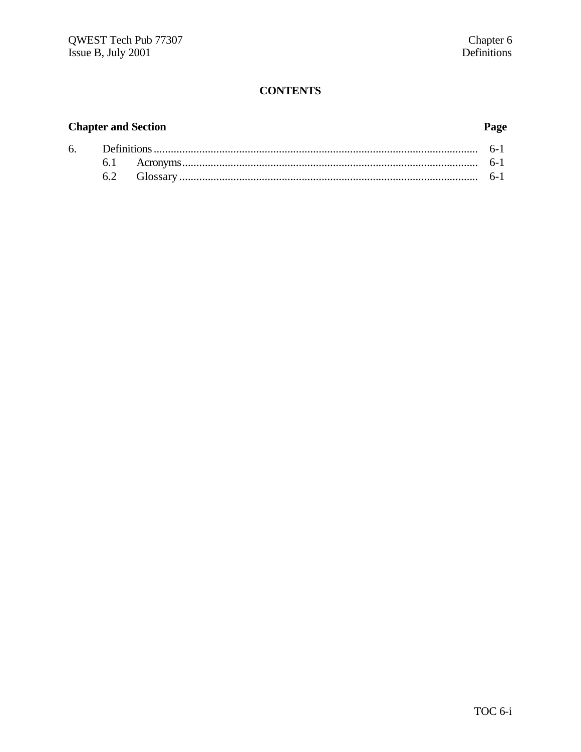# CONTENTS

| Chapter and Section | | Page |
|---|---|---|
| 6. | Definitions | 6-1 |
| | 6.1 Acronyms | 6-1 |
| | 6.2 Glossary | 6-1 |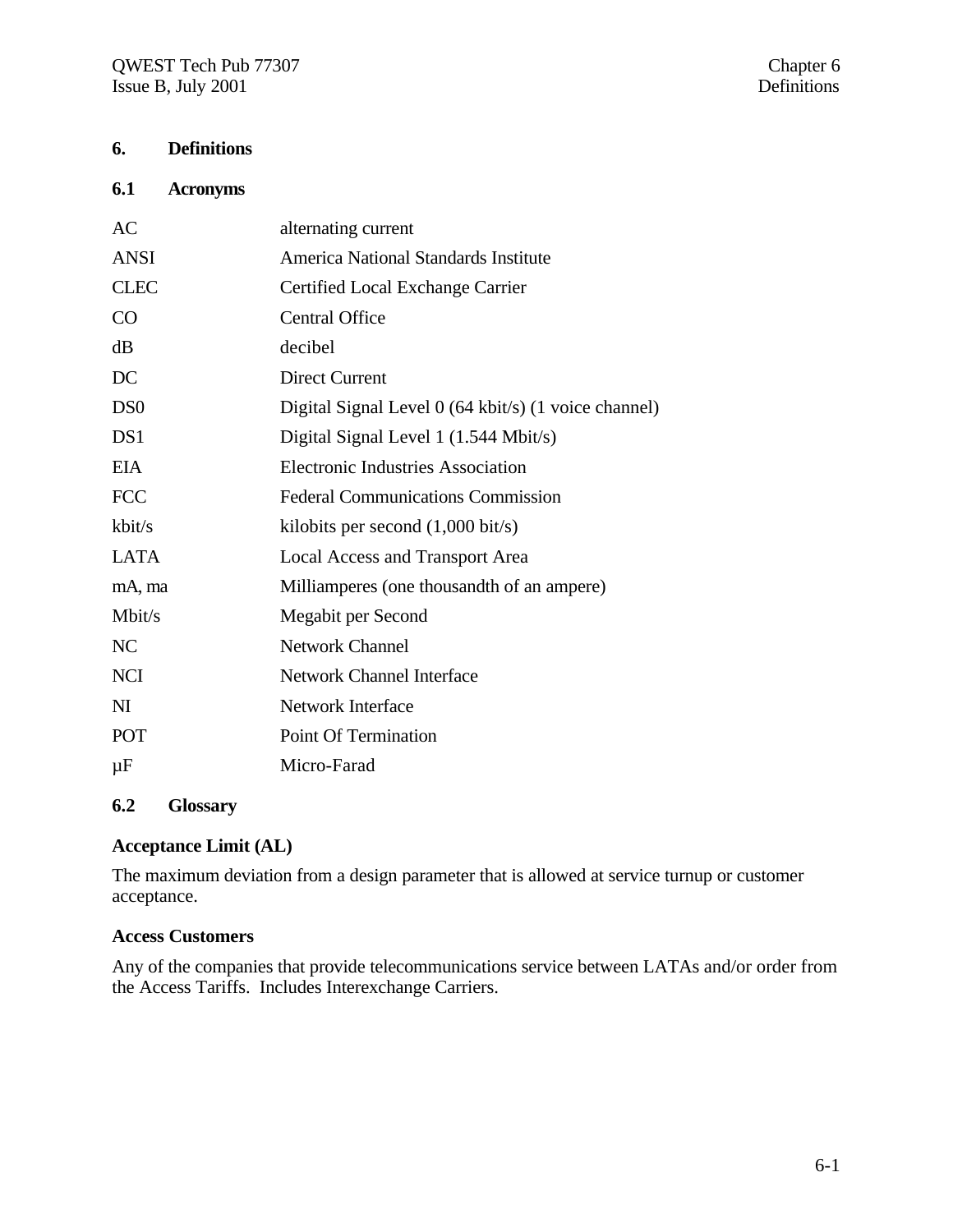## 6. Definitions

### 6.1 Acronyms

| | |
|---|---|
| AC | alternating current |
| ANSI | America National Standards Institute |
| CLEC | Certified Local Exchange Carrier |
| CO | Central Office |
| dB | decibel |
| DC | Direct Current |
| DS0 | Digital Signal Level 0 (64 kbit/s) (1 voice channel) |
| DS1 | Digital Signal Level 1 (1.544 Mbit/s) |
| EIA | Electronic Industries Association |
| FCC | Federal Communications Commission |
| kbit/s | kilobits per second (1,000 bit/s) |
| LATA | Local Access and Transport Area |
| mA, ma | Milliamperes (one thousandth of an ampere) |
| Mbit/s | Megabit per Second |
| NC | Network Channel |
| NCI | Network Channel Interface |
| NI | Network Interface |
| POT | Point Of Termination |
| μF | Micro-Farad |

### 6.2 Glossary

**Acceptance Limit (AL)**

The maximum deviation from a design parameter that is allowed at service turnup or customer acceptance.

**Access Customers**

Any of the companies that provide telecommunications service between LATAs and/or order from the Access Tariffs. Includes Interexchange Carriers.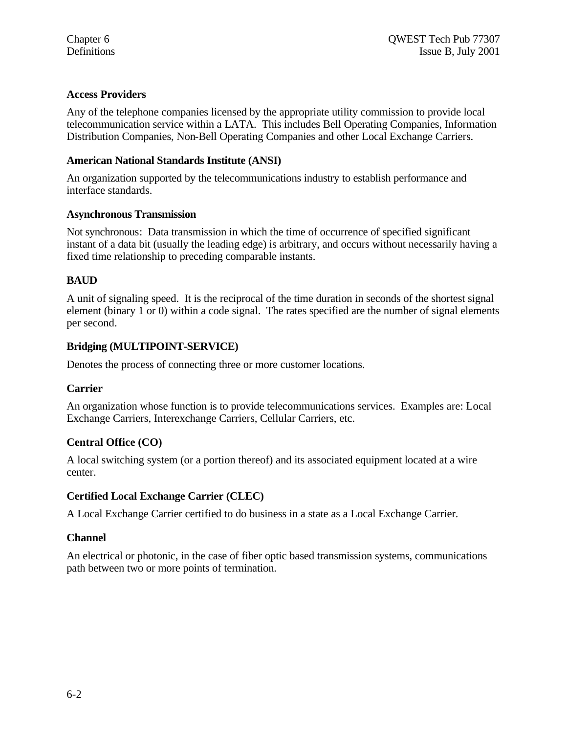### Access Providers

Any of the telephone companies licensed by the appropriate utility commission to provide local telecommunication service within a LATA. This includes Bell Operating Companies, Information Distribution Companies, Non-Bell Operating Companies and other Local Exchange Carriers.

### American National Standards Institute (ANSI)

An organization supported by the telecommunications industry to establish performance and interface standards.

### Asynchronous Transmission

Not synchronous: Data transmission in which the time of occurrence of specified significant instant of a data bit (usually the leading edge) is arbitrary, and occurs without necessarily having a fixed time relationship to preceding comparable instants.

### BAUD

A unit of signaling speed. It is the reciprocal of the time duration in seconds of the shortest signal element (binary 1 or 0) within a code signal. The rates specified are the number of signal elements per second.

### Bridging (MULTIPOINT-SERVICE)

Denotes the process of connecting three or more customer locations.

### Carrier

An organization whose function is to provide telecommunications services. Examples are: Local Exchange Carriers, Interexchange Carriers, Cellular Carriers, etc.

### Central Office (CO)

A local switching system (or a portion thereof) and its associated equipment located at a wire center.

### Certified Local Exchange Carrier (CLEC)

A Local Exchange Carrier certified to do business in a state as a Local Exchange Carrier.

### Channel

An electrical or photonic, in the case of fiber optic based transmission systems, communications path between two or more points of termination.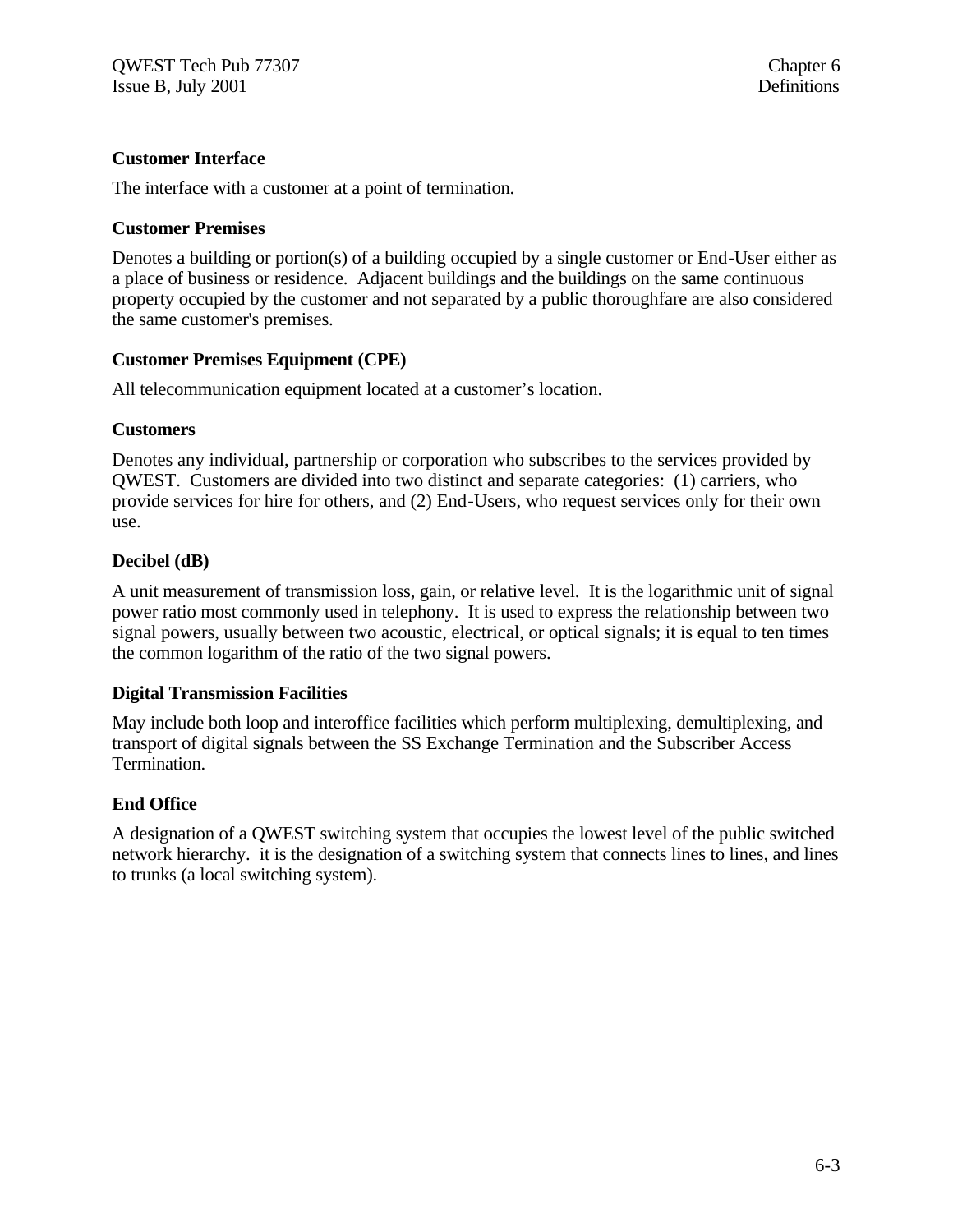**Customer Interface**

The interface with a customer at a point of termination.

**Customer Premises**

Denotes a building or portion(s) of a building occupied by a single customer or End-User either as a place of business or residence. Adjacent buildings and the buildings on the same continuous property occupied by the customer and not separated by a public thoroughfare are also considered the same customer's premises.

**Customer Premises Equipment (CPE)**

All telecommunication equipment located at a customer's location.

**Customers**

Denotes any individual, partnership or corporation who subscribes to the services provided by QWEST. Customers are divided into two distinct and separate categories: (1) carriers, who provide services for hire for others, and (2) End-Users, who request services only for their own use.

**Decibel (dB)**

A unit measurement of transmission loss, gain, or relative level. It is the logarithmic unit of signal power ratio most commonly used in telephony. It is used to express the relationship between two signal powers, usually between two acoustic, electrical, or optical signals; it is equal to ten times the common logarithm of the ratio of the two signal powers.

**Digital Transmission Facilities**

May include both loop and interoffice facilities which perform multiplexing, demultiplexing, and transport of digital signals between the SS Exchange Termination and the Subscriber Access Termination.

**End Office**

A designation of a QWEST switching system that occupies the lowest level of the public switched network hierarchy. it is the designation of a switching system that connects lines to lines, and lines to trunks (a local switching system).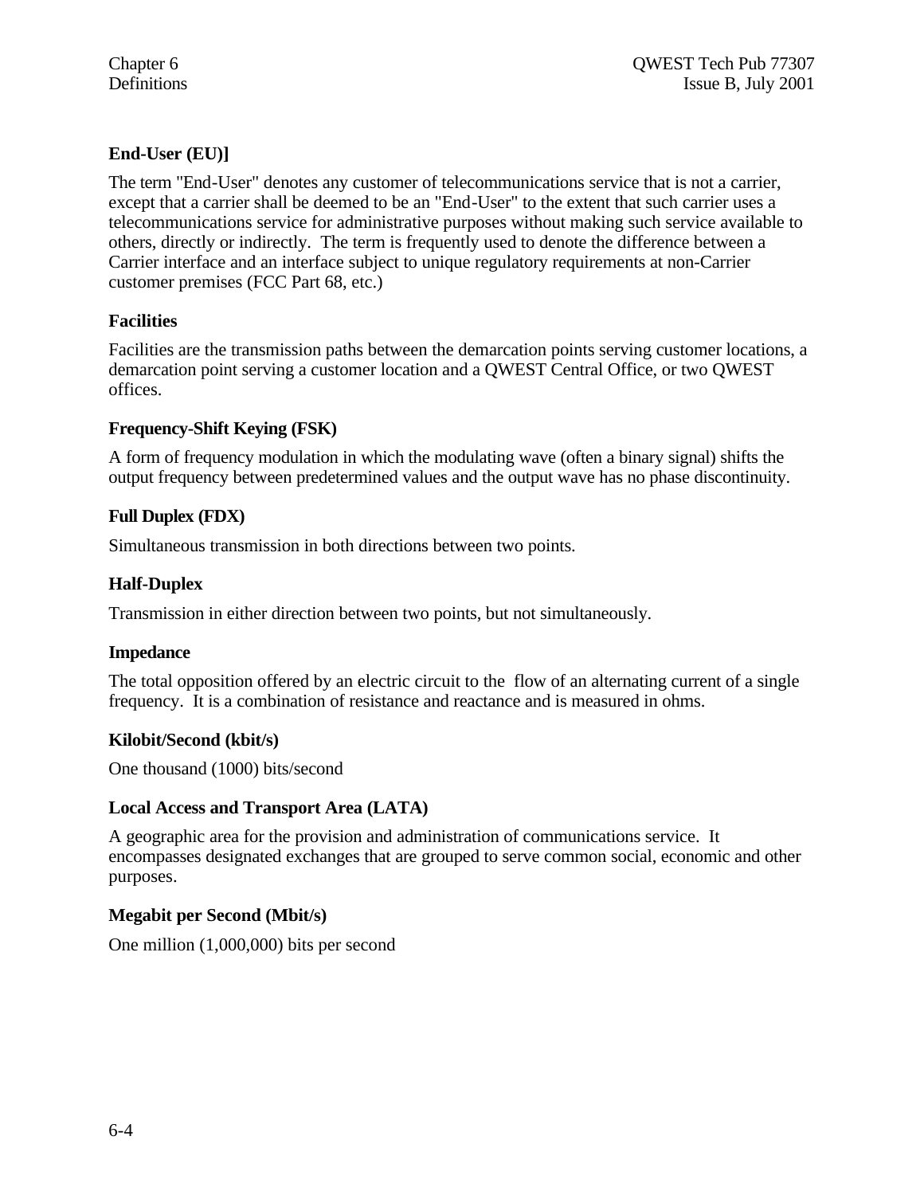**End-User (EU)]**

The term "End-User" denotes any customer of telecommunications service that is not a carrier, except that a carrier shall be deemed to be an "End-User" to the extent that such carrier uses a telecommunications service for administrative purposes without making such service available to others, directly or indirectly. The term is frequently used to denote the difference between a Carrier interface and an interface subject to unique regulatory requirements at non-Carrier customer premises (FCC Part 68, etc.)

**Facilities**

Facilities are the transmission paths between the demarcation points serving customer locations, a demarcation point serving a customer location and a QWEST Central Office, or two QWEST offices.

**Frequency-Shift Keying (FSK)**

A form of frequency modulation in which the modulating wave (often a binary signal) shifts the output frequency between predetermined values and the output wave has no phase discontinuity.

**Full Duplex (FDX)**

Simultaneous transmission in both directions between two points.

**Half-Duplex**

Transmission in either direction between two points, but not simultaneously.

**Impedance**

The total opposition offered by an electric circuit to the flow of an alternating current of a single frequency. It is a combination of resistance and reactance and is measured in ohms.

**Kilobit/Second (kbit/s)**

One thousand (1000) bits/second

**Local Access and Transport Area (LATA)**

A geographic area for the provision and administration of communications service. It encompasses designated exchanges that are grouped to serve common social, economic and other purposes.

**Megabit per Second (Mbit/s)**

One million (1,000,000) bits per second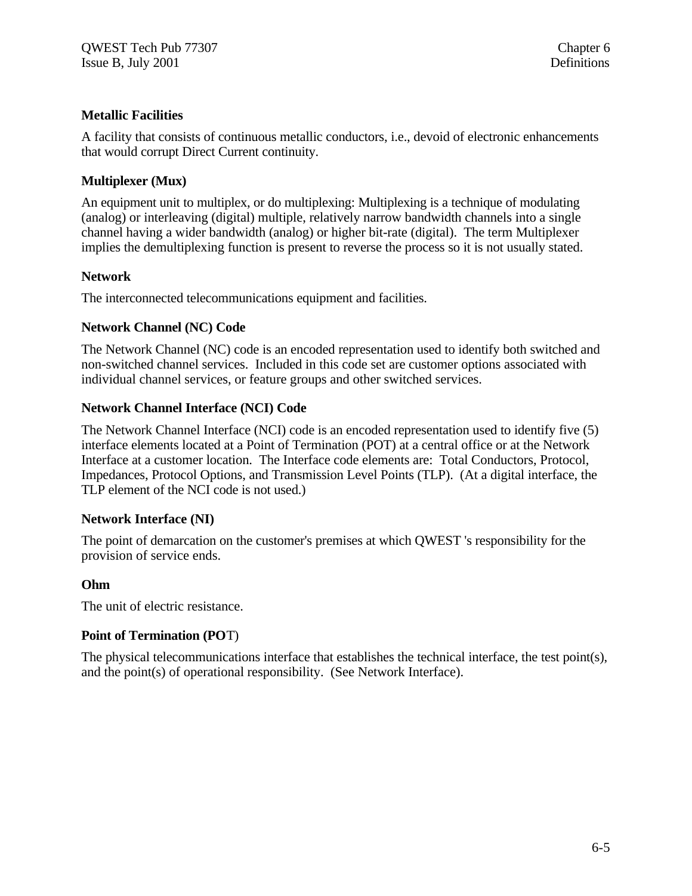**Metallic Facilities**

A facility that consists of continuous metallic conductors, i.e., devoid of electronic enhancements that would corrupt Direct Current continuity.

**Multiplexer (Mux)**

An equipment unit to multiplex, or do multiplexing: Multiplexing is a technique of modulating (analog) or interleaving (digital) multiple, relatively narrow bandwidth channels into a single channel having a wider bandwidth (analog) or higher bit-rate (digital). The term Multiplexer implies the demultiplexing function is present to reverse the process so it is not usually stated.

**Network**

The interconnected telecommunications equipment and facilities.

**Network Channel (NC) Code**

The Network Channel (NC) code is an encoded representation used to identify both switched and non-switched channel services. Included in this code set are customer options associated with individual channel services, or feature groups and other switched services.

**Network Channel Interface (NCI) Code**

The Network Channel Interface (NCI) code is an encoded representation used to identify five (5) interface elements located at a Point of Termination (POT) at a central office or at the Network Interface at a customer location. The Interface code elements are: Total Conductors, Protocol, Impedances, Protocol Options, and Transmission Level Points (TLP). (At a digital interface, the TLP element of the NCI code is not used.)

**Network Interface (NI)**

The point of demarcation on the customer's premises at which QWEST 's responsibility for the provision of service ends.

**Ohm**

The unit of electric resistance.

**Point of Termination (POT)**

The physical telecommunications interface that establishes the technical interface, the test point(s), and the point(s) of operational responsibility. (See Network Interface).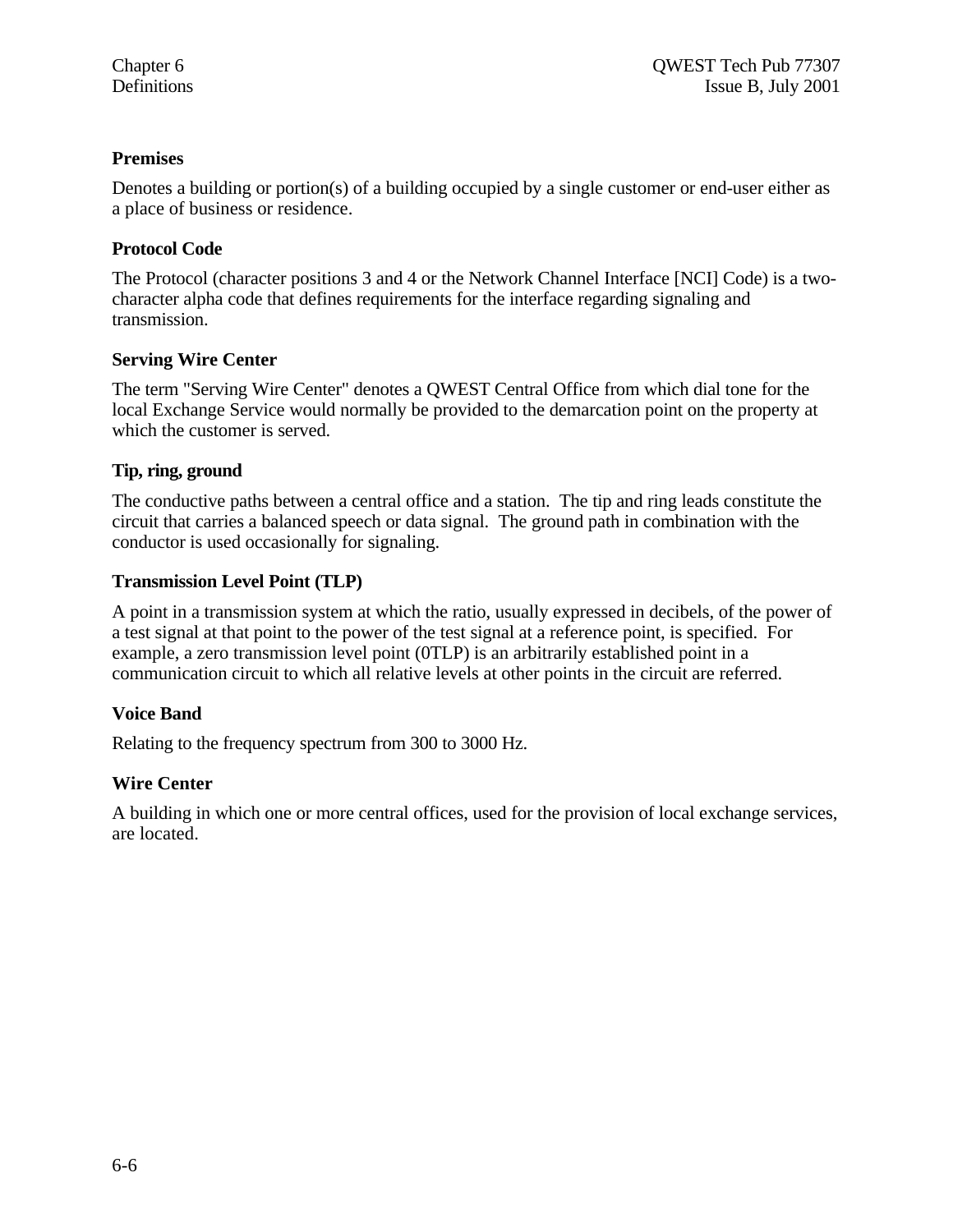**Premises**

Denotes a building or portion(s) of a building occupied by a single customer or end-user either as a place of business or residence.

**Protocol Code**

The Protocol (character positions 3 and 4 or the Network Channel Interface [NCI] Code) is a two-character alpha code that defines requirements for the interface regarding signaling and transmission.

**Serving Wire Center**

The term "Serving Wire Center" denotes a QWEST Central Office from which dial tone for the local Exchange Service would normally be provided to the demarcation point on the property at which the customer is served.

**Tip, ring, ground**

The conductive paths between a central office and a station. The tip and ring leads constitute the circuit that carries a balanced speech or data signal. The ground path in combination with the conductor is used occasionally for signaling.

**Transmission Level Point (TLP)**

A point in a transmission system at which the ratio, usually expressed in decibels, of the power of a test signal at that point to the power of the test signal at a reference point, is specified. For example, a zero transmission level point (0TLP) is an arbitrarily established point in a communication circuit to which all relative levels at other points in the circuit are referred.

**Voice Band**

Relating to the frequency spectrum from 300 to 3000 Hz.

**Wire Center**

A building in which one or more central offices, used for the provision of local exchange services, are located.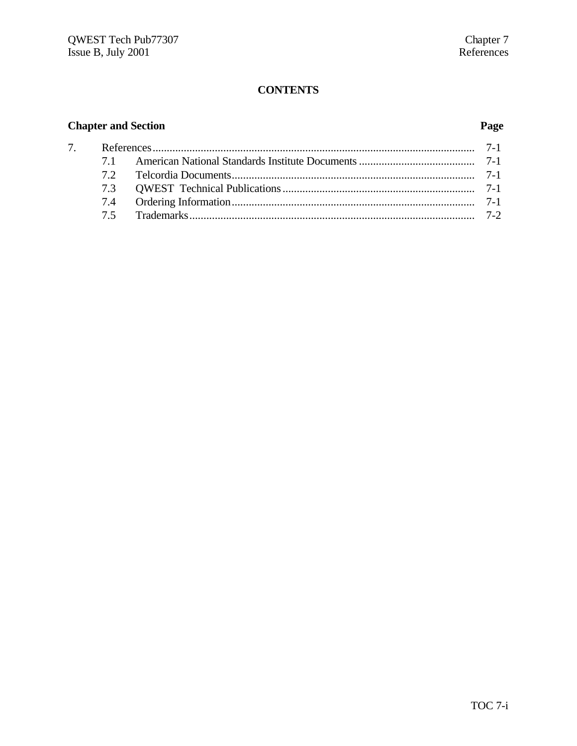## CONTENTS

| Chapter and Section | | Page |
|---|---|---|
| 7. | References | 7-1 |
| 7.1 | American National Standards Institute Documents | 7-1 |
| 7.2 | Telcordia Documents | 7-1 |
| 7.3 | QWEST Technical Publications | 7-1 |
| 7.4 | Ordering Information | 7-1 |
| 7.5 | Trademarks | 7-2 |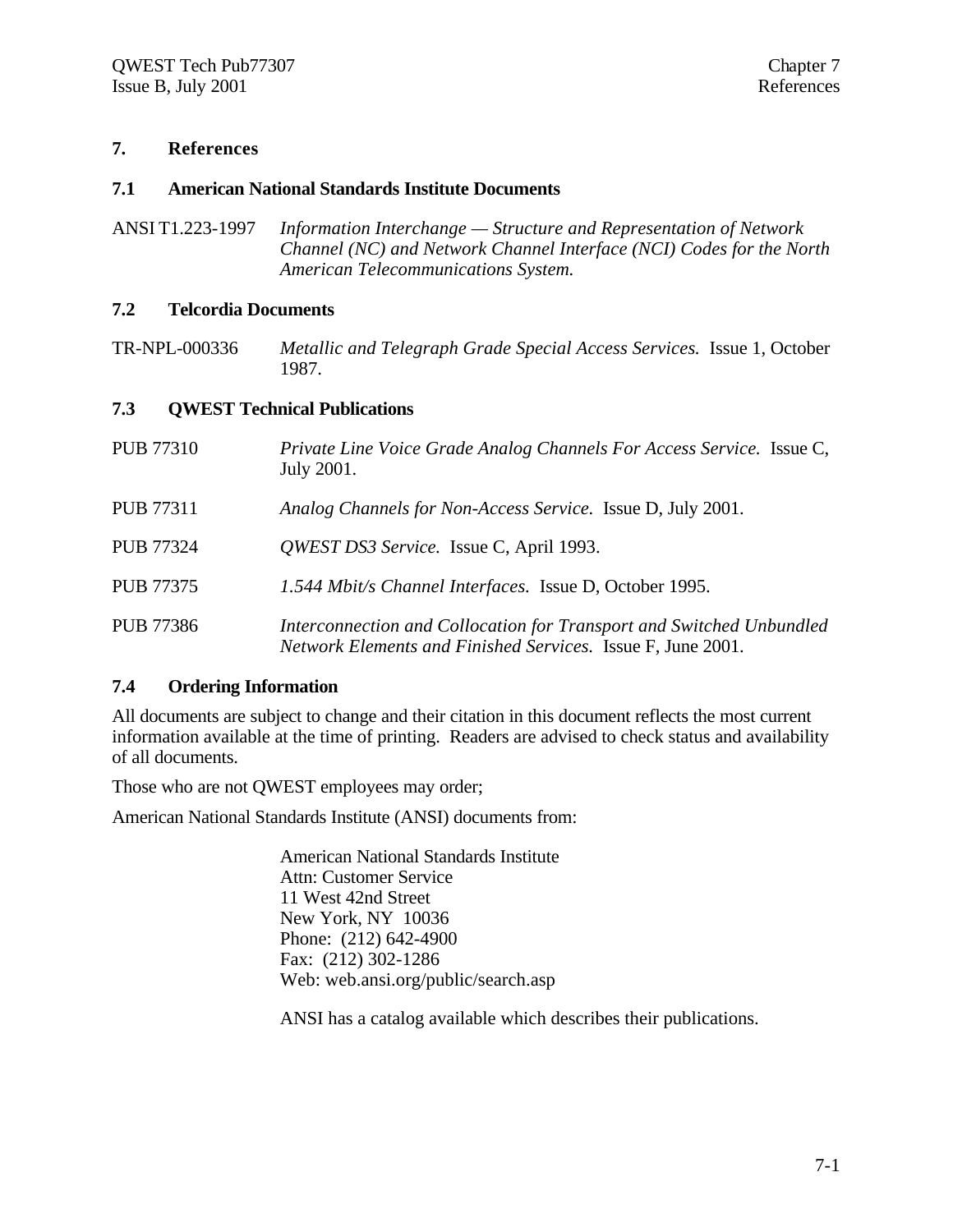# 7. References

## 7.1 American National Standards Institute Documents

ANSI T1.223-1997 *Information Interchange — Structure and Representation of Network Channel (NC) and Network Channel Interface (NCI) Codes for the North American Telecommunications System.*

## 7.2 Telcordia Documents

TR-NPL-000336 *Metallic and Telegraph Grade Special Access Services.* Issue 1, October 1987.

## 7.3 QWEST Technical Publications

PUB 77310 *Private Line Voice Grade Analog Channels For Access Service.* Issue C, July 2001.

PUB 77311 *Analog Channels for Non-Access Service.* Issue D, July 2001.

PUB 77324 *QWEST DS3 Service.* Issue C, April 1993.

PUB 77375 *1.544 Mbit/s Channel Interfaces.* Issue D, October 1995.

PUB 77386 *Interconnection and Collocation for Transport and Switched Unbundled Network Elements and Finished Services.* Issue F, June 2001.

## 7.4 Ordering Information

All documents are subject to change and their citation in this document reflects the most current information available at the time of printing. Readers are advised to check status and availability of all documents.

Those who are not QWEST employees may order;

American National Standards Institute (ANSI) documents from:

American National Standards Institute  
Attn: Customer Service  
11 West 42nd Street  
New York, NY 10036  
Phone: (212) 642-4900  
Fax: (212) 302-1286  
Web: web.ansi.org/public/search.asp

ANSI has a catalog available which describes their publications.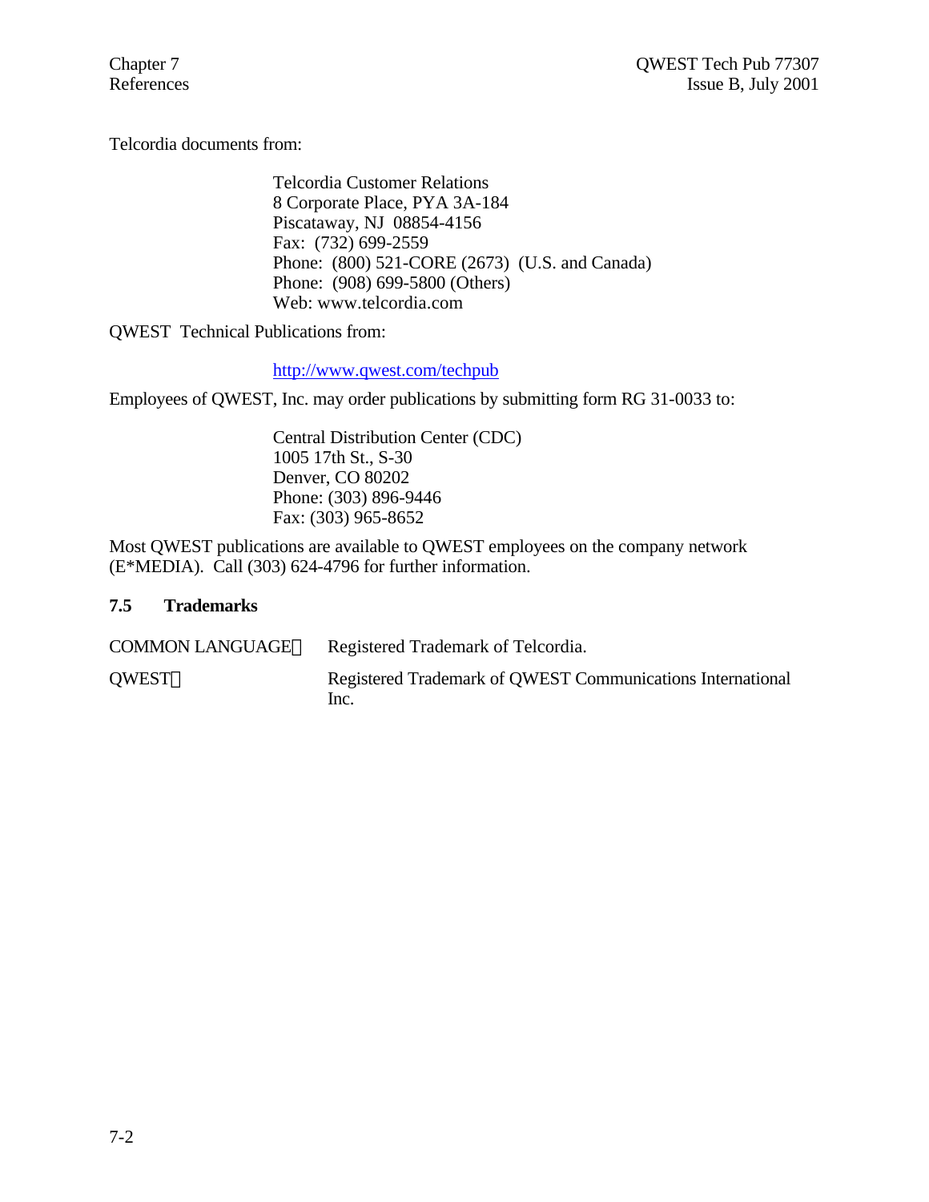Telcordia documents from:

Telcordia Customer Relations
8 Corporate Place, PYA 3A-184
Piscataway, NJ 08854-4156
Fax: (732) 699-2559
Phone: (800) 521-CORE (2673) (U.S. and Canada)
Phone: (908) 699-5800 (Others)
Web: www.telcordia.com

QWEST Technical Publications from:

http://www.qwest.com/techpub

Employees of QWEST, Inc. may order publications by submitting form RG 31-0033 to:

Central Distribution Center (CDC)
1005 17th St., S-30
Denver, CO 80202
Phone: (303) 896-9446
Fax: (303) 965-8652

Most QWEST publications are available to QWEST employees on the company network (E*MEDIA). Call (303) 624-4796 for further information.

### 7.5 Trademarks

| | |
|---|---|
| COMMON LANGUAGE® | Registered Trademark of Telcordia. |
| QWEST® | Registered Trademark of QWEST Communications International Inc. |